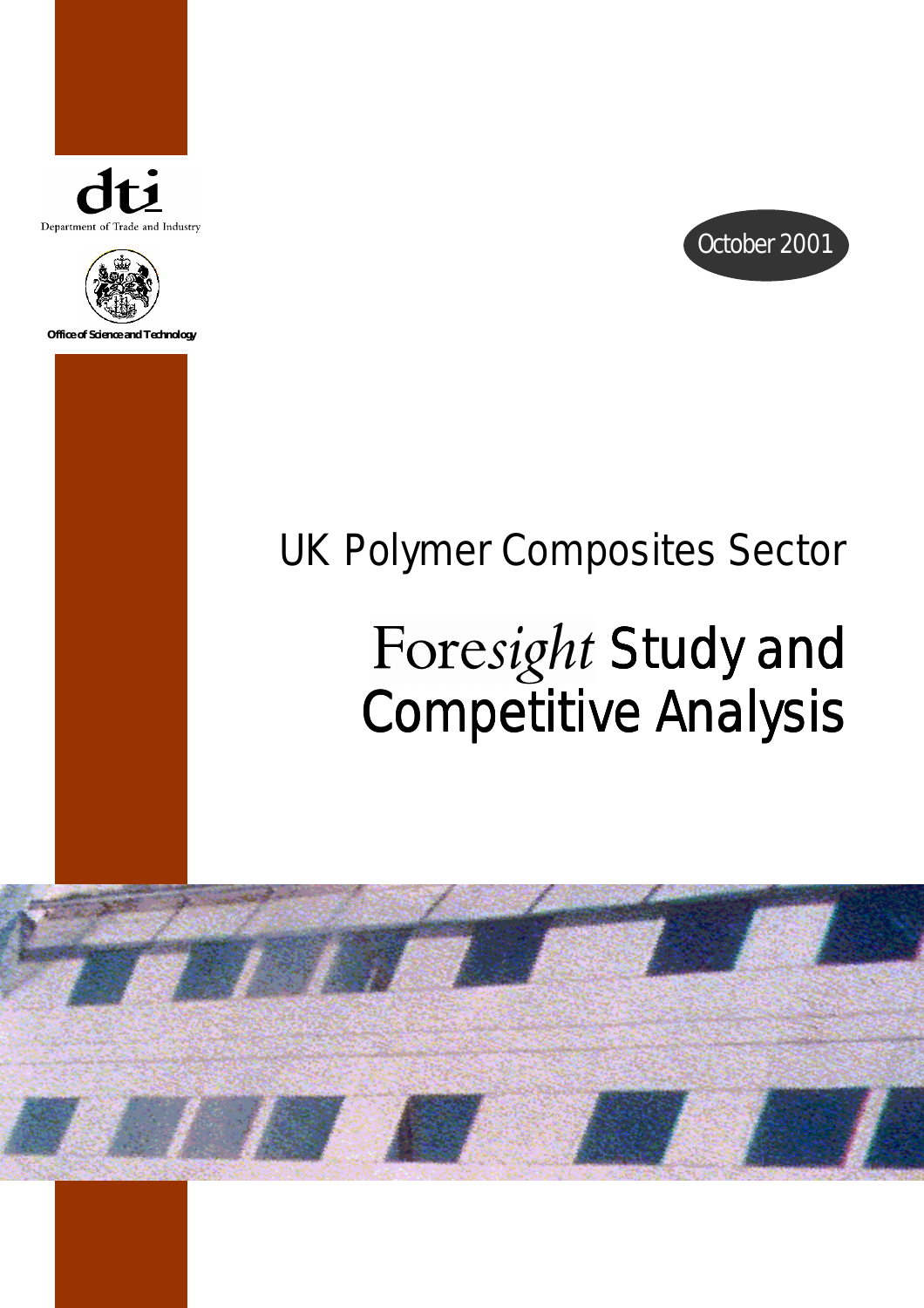dti

Department of Trade and Industry

Office of Science and Technology

October 2001

# UK Polymer Composites Sector

# *Foresight* Study and Competitive Analysis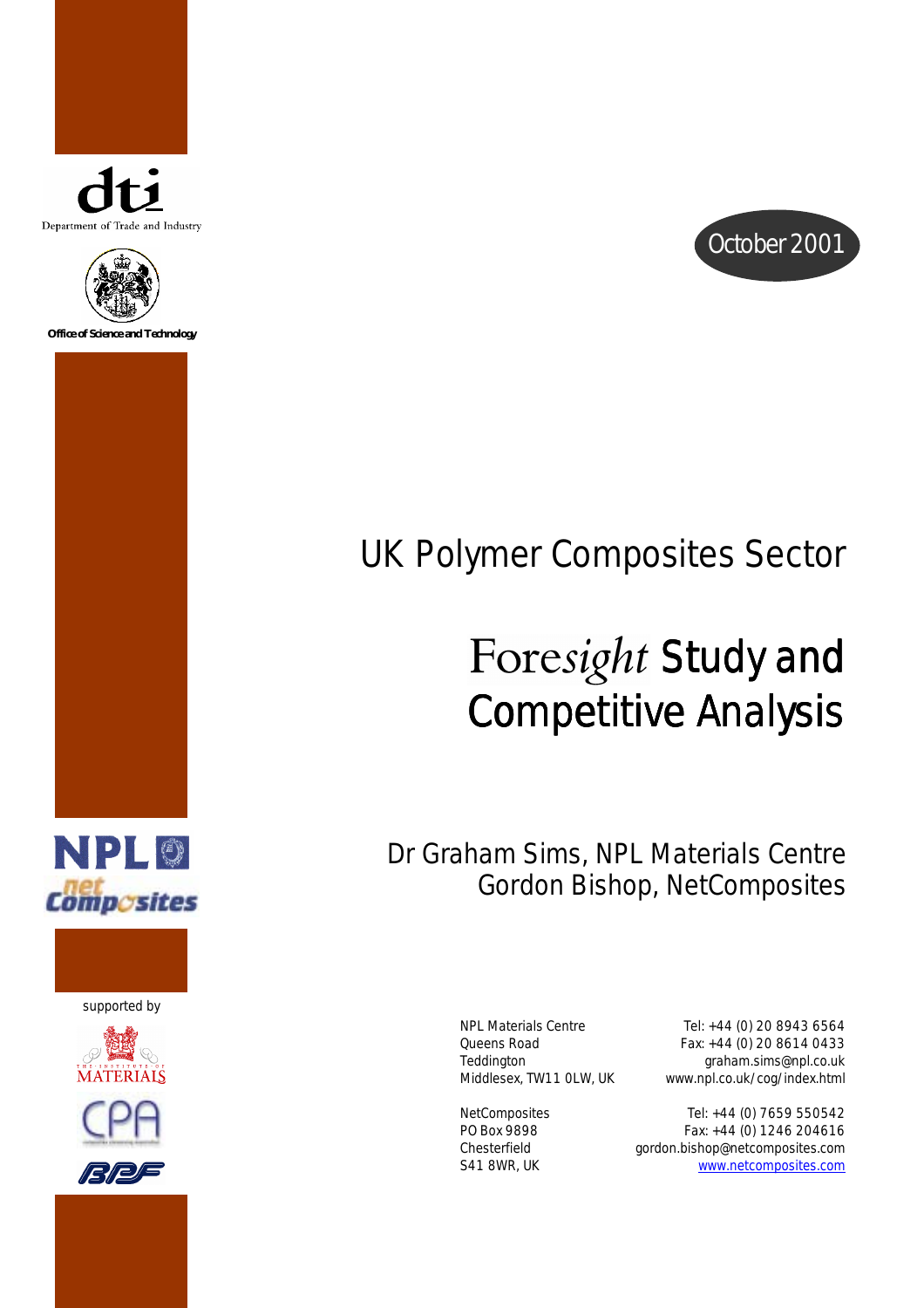dti

Department of Trade and Industry

Office of Science and Technology

October 2001

# UK Polymer Composites Sector

# *Foresight* Study and Competitive Analysis

Dr Graham Sims, NPL Materials Centre

Gordon Bishop, NetComposites

NPL

net Composites

supported by

THE INSTITUTE OF MATERIALS

CPA

BPF

NPL Materials Centre
Queens Road
Teddington
Middlesex, TW11 0LW, UK

Tel: +44 (0) 20 8943 6564
Fax: +44 (0) 20 8614 0433
graham.sims@npl.co.uk
www.npl.co.uk/cog/index.html

NetComposites
PO Box 9898
Chesterfield
S41 8WR, UK

Tel: +44 (0) 7659 550542
Fax: +44 (0) 1246 204616
gordon.bishop@netcomposites.com
www.netcomposites.com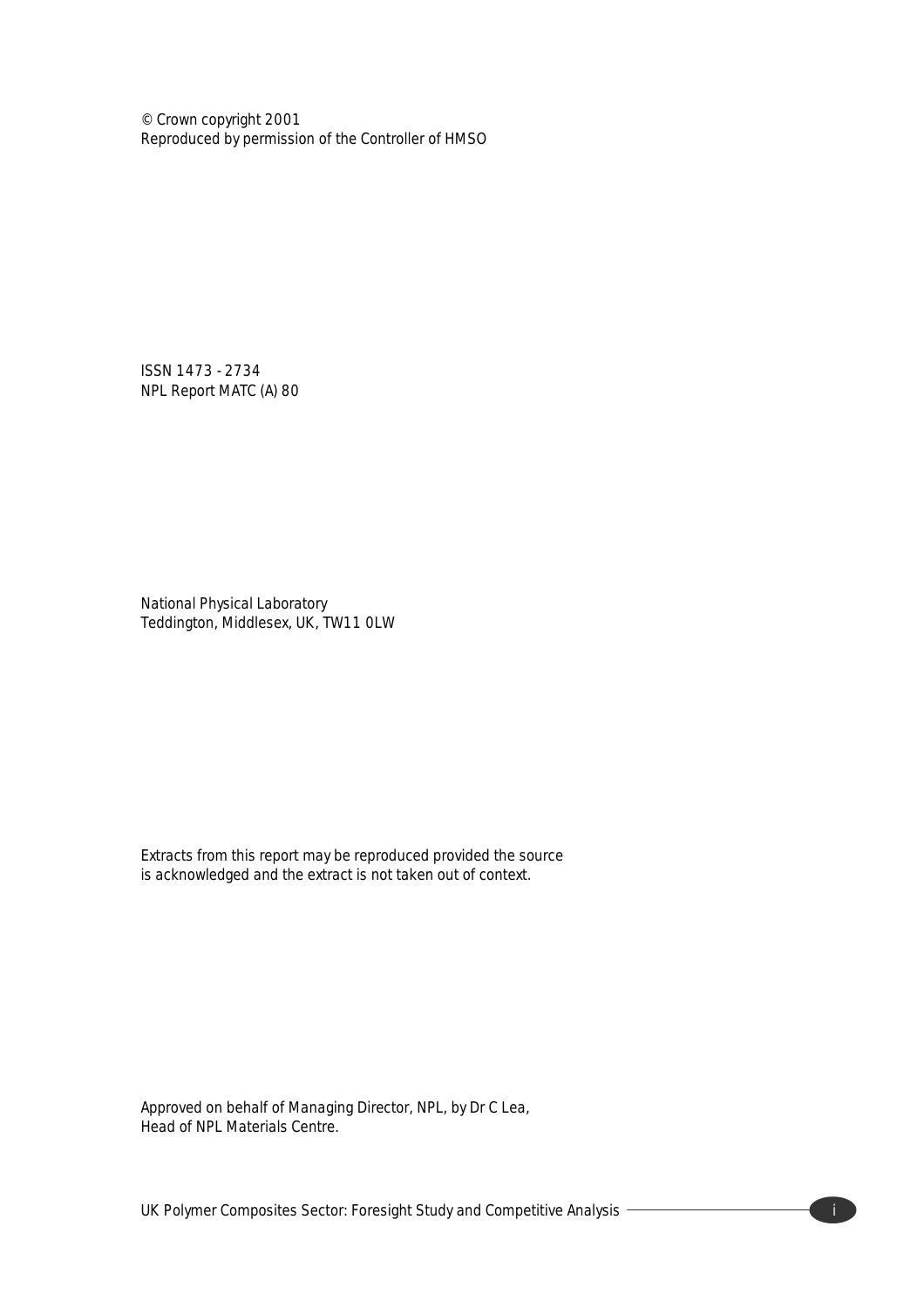© Crown copyright 2001
Reproduced by permission of the Controller of HMSO

ISSN 1473 - 2734
NPL Report MATC (A) 80

National Physical Laboratory
Teddington, Middlesex, UK, TW11 0LW

Extracts from this report may be reproduced provided the source
is acknowledged and the extract is not taken out of context.

Approved on behalf of Managing Director, NPL, by Dr C Lea,
Head of NPL Materials Centre.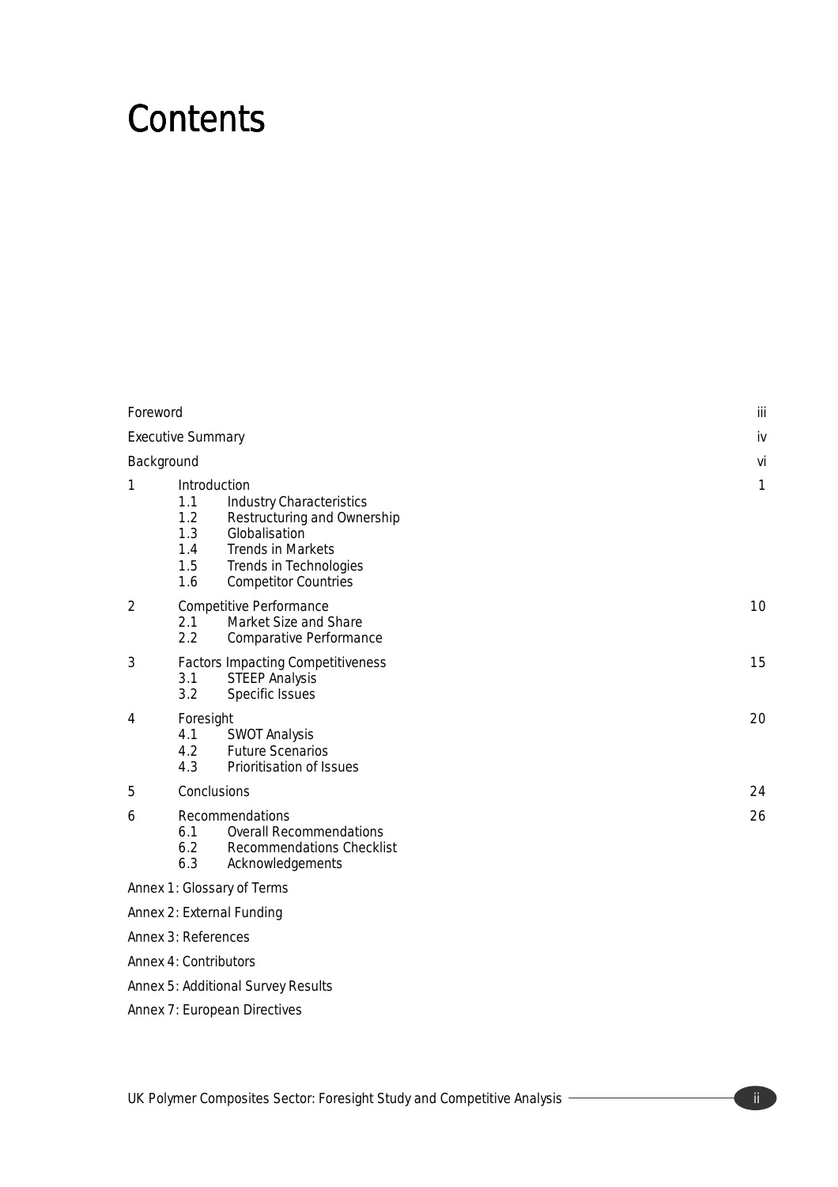# Contents

| | | |
|---|---|---|
| Foreword | | iii |
| Executive Summary | | iv |
| Background | | vi |
| 1 | Introduction<br>1.1 Industry Characteristics<br>1.2 Restructuring and Ownership<br>1.3 Globalisation<br>1.4 Trends in Markets<br>1.5 Trends in Technologies<br>1.6 Competitor Countries | 1 |
| 2 | Competitive Performance<br>2.1 Market Size and Share<br>2.2 Comparative Performance | 10 |
| 3 | Factors Impacting Competitiveness<br>3.1 STEEP Analysis<br>3.2 Specific Issues | 15 |
| 4 | Foresight<br>4.1 SWOT Analysis<br>4.2 Future Scenarios<br>4.3 Prioritisation of Issues | 20 |
| 5 | Conclusions | 24 |
| 6 | Recommendations<br>6.1 Overall Recommendations<br>6.2 Recommendations Checklist<br>6.3 Acknowledgements | 26 |
| Annex 1: Glossary of Terms | | |
| Annex 2: External Funding | | |
| Annex 3: References | | |
| Annex 4: Contributors | | |
| Annex 5: Additional Survey Results | | |
| Annex 7: European Directives | | |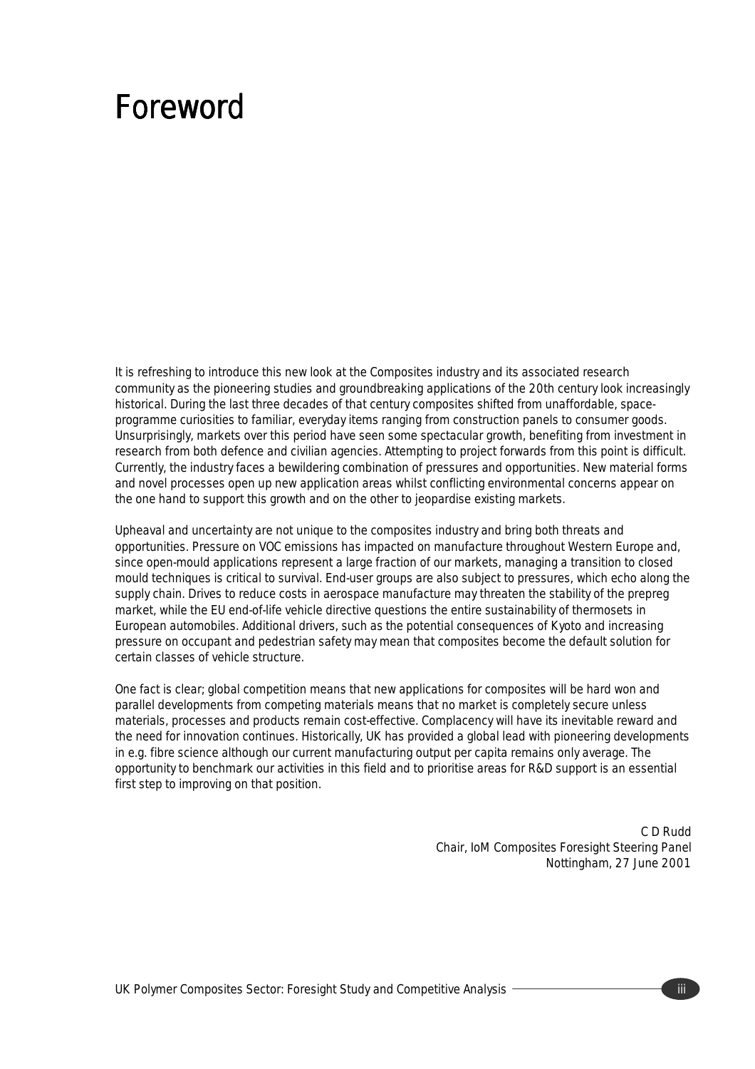# Foreword

It is refreshing to introduce this new look at the Composites industry and its associated research community as the pioneering studies and groundbreaking applications of the 20th century look increasingly historical. During the last three decades of that century composites shifted from unaffordable, space-programme curiosities to familiar, everyday items ranging from construction panels to consumer goods. Unsurprisingly, markets over this period have seen some spectacular growth, benefiting from investment in research from both defence and civilian agencies. Attempting to project forwards from this point is difficult. Currently, the industry faces a bewildering combination of pressures and opportunities. New material forms and novel processes open up new application areas whilst conflicting environmental concerns appear on the one hand to support this growth and on the other to jeopardise existing markets.

Upheaval and uncertainty are not unique to the composites industry and bring both threats and opportunities. Pressure on VOC emissions has impacted on manufacture throughout Western Europe and, since open-mould applications represent a large fraction of our markets, managing a transition to closed mould techniques is critical to survival. End-user groups are also subject to pressures, which echo along the supply chain. Drives to reduce costs in aerospace manufacture may threaten the stability of the prepreg market, while the EU end-of-life vehicle directive questions the entire sustainability of thermosets in European automobiles. Additional drivers, such as the potential consequences of Kyoto and increasing pressure on occupant and pedestrian safety may mean that composites become the default solution for certain classes of vehicle structure.

One fact is clear; global competition means that new applications for composites will be hard won and parallel developments from competing materials means that no market is completely secure unless materials, processes and products remain cost-effective. Complacency will have its inevitable reward and the need for innovation continues. Historically, UK has provided a global lead with pioneering developments in e.g. fibre science although our current manufacturing output per capita remains only average. The opportunity to benchmark our activities in this field and to prioritise areas for R&D support is an essential first step to improving on that position.

C D Rudd  
Chair, IoM Composites Foresight Steering Panel  
Nottingham, 27 June 2001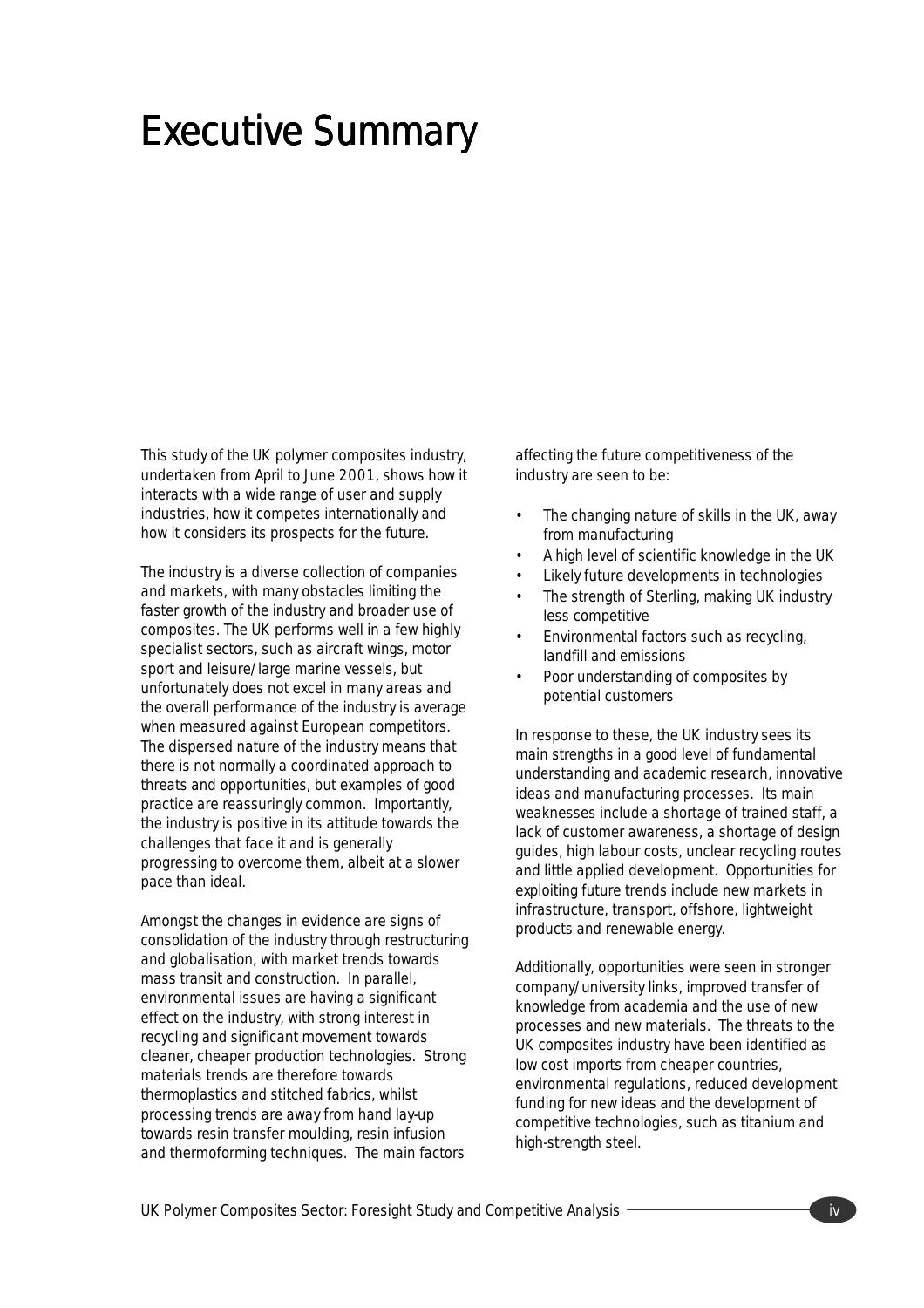# Executive Summary

This study of the UK polymer composites industry, undertaken from April to June 2001, shows how it interacts with a wide range of user and supply industries, how it competes internationally and how it considers its prospects for the future.

The industry is a diverse collection of companies and markets, with many obstacles limiting the faster growth of the industry and broader use of composites. The UK performs well in a few highly specialist sectors, such as aircraft wings, motor sport and leisure/large marine vessels, but unfortunately does not excel in many areas and the overall performance of the industry is average when measured against European competitors. The dispersed nature of the industry means that there is not normally a coordinated approach to threats and opportunities, but examples of good practice are reassuringly common. Importantly, the industry is positive in its attitude towards the challenges that face it and is generally progressing to overcome them, albeit at a slower pace than ideal.

Amongst the changes in evidence are signs of consolidation of the industry through restructuring and globalisation, with market trends towards mass transit and construction. In parallel, environmental issues are having a significant effect on the industry, with strong interest in recycling and significant movement towards cleaner, cheaper production technologies. Strong materials trends are therefore towards thermoplastics and stitched fabrics, whilst processing trends are away from hand lay-up towards resin transfer moulding, resin infusion and thermoforming techniques. The main factors affecting the future competitiveness of the industry are seen to be:

- The changing nature of skills in the UK, away from manufacturing
- A high level of scientific knowledge in the UK
- Likely future developments in technologies
- The strength of Sterling, making UK industry less competitive
- Environmental factors such as recycling, landfill and emissions
- Poor understanding of composites by potential customers

In response to these, the UK industry sees its main strengths in a good level of fundamental understanding and academic research, innovative ideas and manufacturing processes. Its main weaknesses include a shortage of trained staff, a lack of customer awareness, a shortage of design guides, high labour costs, unclear recycling routes and little applied development. Opportunities for exploiting future trends include new markets in infrastructure, transport, offshore, lightweight products and renewable energy.

Additionally, opportunities were seen in stronger company/university links, improved transfer of knowledge from academia and the use of new processes and new materials. The threats to the UK composites industry have been identified as low cost imports from cheaper countries, environmental regulations, reduced development funding for new ideas and the development of competitive technologies, such as titanium and high-strength steel.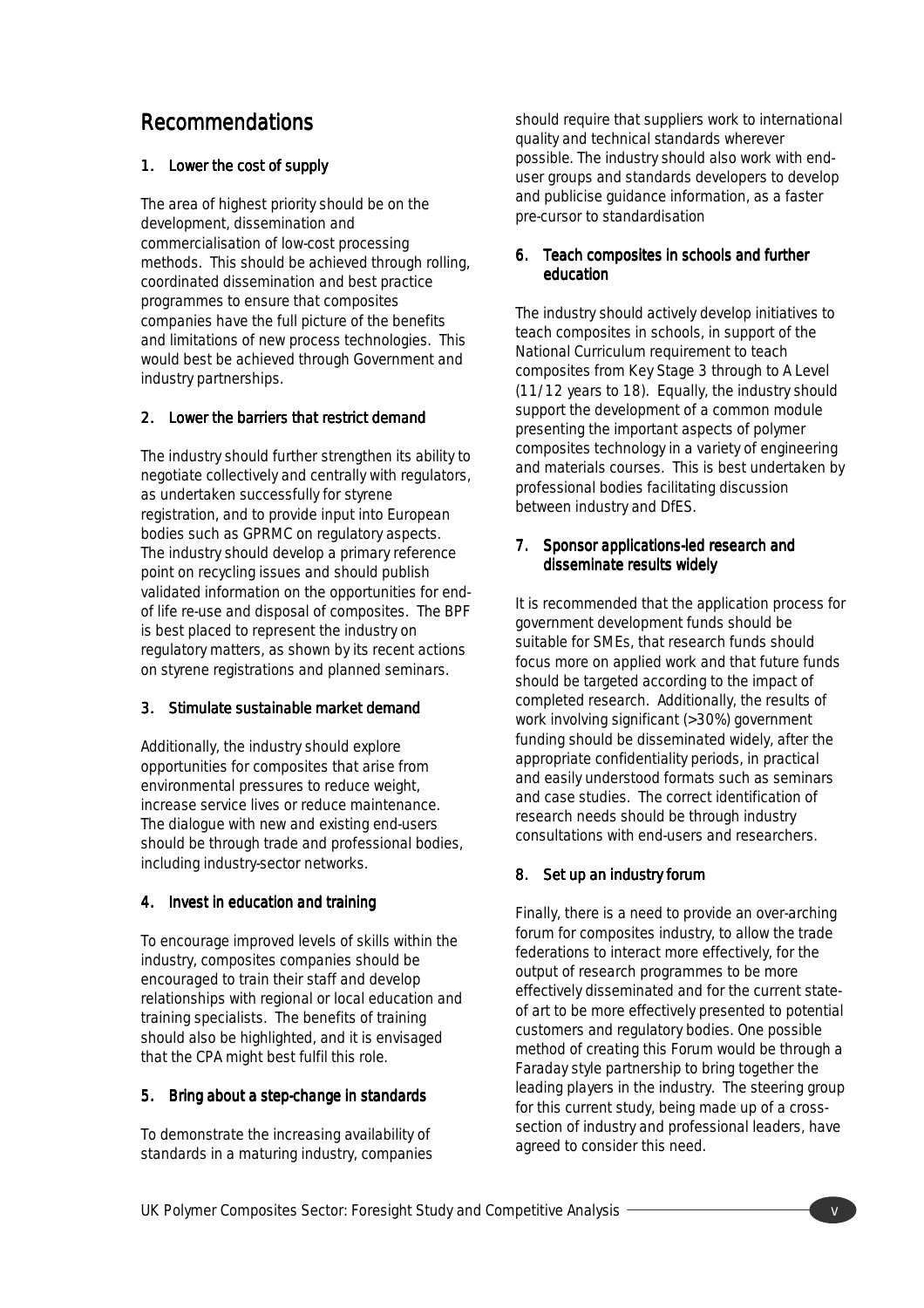# Recommendations

## 1. Lower the cost of supply

The area of highest priority should be on the development, dissemination and commercialisation of low-cost processing methods. This should be achieved through rolling, coordinated dissemination and best practice programmes to ensure that composites companies have the full picture of the benefits and limitations of new process technologies. This would best be achieved through Government and industry partnerships.

## 2. Lower the barriers that restrict demand

The industry should further strengthen its ability to negotiate collectively and centrally with regulators, as undertaken successfully for styrene registration, and to provide input into European bodies such as GPRMC on regulatory aspects. The industry should develop a primary reference point on recycling issues and should publish validated information on the opportunities for end-of life re-use and disposal of composites. The BPF is best placed to represent the industry on regulatory matters, as shown by its recent actions on styrene registrations and planned seminars.

## 3. Stimulate sustainable market demand

Additionally, the industry should explore opportunities for composites that arise from environmental pressures to reduce weight, increase service lives or reduce maintenance. The dialogue with new and existing end-users should be through trade and professional bodies, including industry-sector networks.

## 4. Invest in education and training

To encourage improved levels of skills within the industry, composites companies should be encouraged to train their staff and develop relationships with regional or local education and training specialists. The benefits of training should also be highlighted, and it is envisaged that the CPA might best fulfil this role.

## 5. Bring about a step-change in standards

To demonstrate the increasing availability of standards in a maturing industry, companies should require that suppliers work to international quality and technical standards wherever possible. The industry should also work with end-user groups and standards developers to develop and publicise guidance information, as a faster pre-cursor to standardisation

## 6. Teach composites in schools and further education

The industry should actively develop initiatives to teach composites in schools, in support of the National Curriculum requirement to teach composites from Key Stage 3 through to A Level (11/12 years to 18). Equally, the industry should support the development of a common module presenting the important aspects of polymer composites technology in a variety of engineering and materials courses. This is best undertaken by professional bodies facilitating discussion between industry and DfES.

## 7. Sponsor applications-led research and disseminate results widely

It is recommended that the application process for government development funds should be suitable for SMEs, that research funds should focus more on applied work and that future funds should be targeted according to the impact of completed research. Additionally, the results of work involving significant (>30%) government funding should be disseminated widely, after the appropriate confidentiality periods, in practical and easily understood formats such as seminars and case studies. The correct identification of research needs should be through industry consultations with end-users and researchers.

## 8. Set up an industry forum

Finally, there is a need to provide an over-arching forum for composites industry, to allow the trade federations to interact more effectively, for the output of research programmes to be more effectively disseminated and for the current state-of art to be more effectively presented to potential customers and regulatory bodies. One possible method of creating this Forum would be through a Faraday style partnership to bring together the leading players in the industry. The steering group for this current study, being made up of a cross-section of industry and professional leaders, have agreed to consider this need.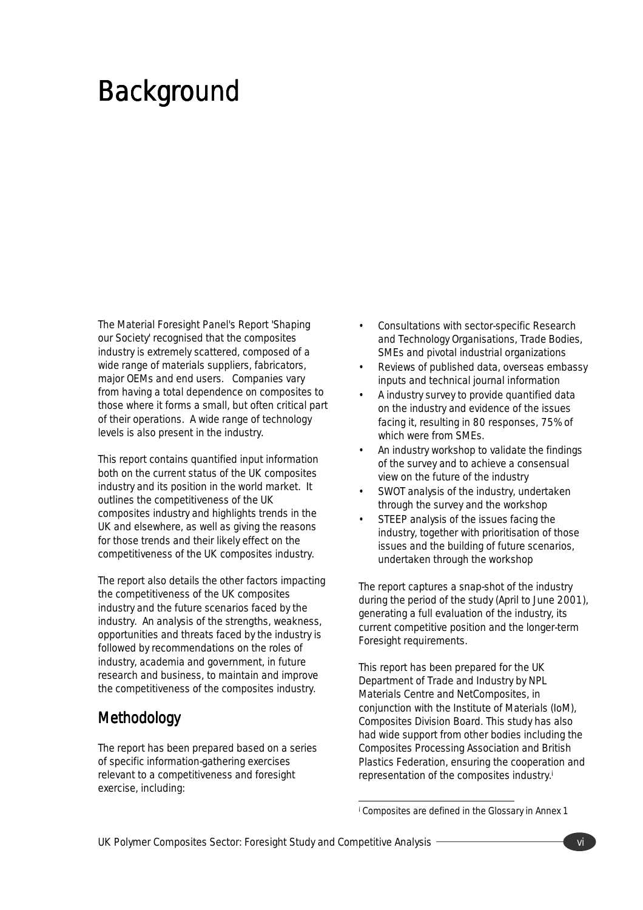# Background

The Material Foresight Panel's Report 'Shaping our Society' recognised that the composites industry is extremely scattered, composed of a wide range of materials suppliers, fabricators, major OEMs and end users. Companies vary from having a total dependence on composites to those where it forms a small, but often critical part of their operations. A wide range of technology levels is also present in the industry.

This report contains quantified input information both on the current status of the UK composites industry and its position in the world market. It outlines the competitiveness of the UK composites industry and highlights trends in the UK and elsewhere, as well as giving the reasons for those trends and their likely effect on the competitiveness of the UK composites industry.

The report also details the other factors impacting the competitiveness of the UK composites industry and the future scenarios faced by the industry. An analysis of the strengths, weakness, opportunities and threats faced by the industry is followed by recommendations on the roles of industry, academia and government, in future research and business, to maintain and improve the competitiveness of the composites industry.

## Methodology

The report has been prepared based on a series of specific information-gathering exercises relevant to a competitiveness and foresight exercise, including:

- Consultations with sector-specific Research and Technology Organisations, Trade Bodies, SMEs and pivotal industrial organizations
- Reviews of published data, overseas embassy inputs and technical journal information
- A industry survey to provide quantified data on the industry and evidence of the issues facing it, resulting in 80 responses, 75% of which were from SMEs.
- An industry workshop to validate the findings of the survey and to achieve a consensual view on the future of the industry
- SWOT analysis of the industry, undertaken through the survey and the workshop
- STEEP analysis of the issues facing the industry, together with prioritisation of those issues and the building of future scenarios, undertaken through the workshop

The report captures a snap-shot of the industry during the period of the study (April to June 2001), generating a full evaluation of the industry, its current competitive position and the longer-term Foresight requirements.

This report has been prepared for the UK Department of Trade and Industry by NPL Materials Centre and NetComposites, in conjunction with the Institute of Materials (IoM), Composites Division Board. This study has also had wide support from other bodies including the Composites Processing Association and British Plastics Federation, ensuring the cooperation and representation of the composites industry.[i]

[i] Composites are defined in the Glossary in Annex 1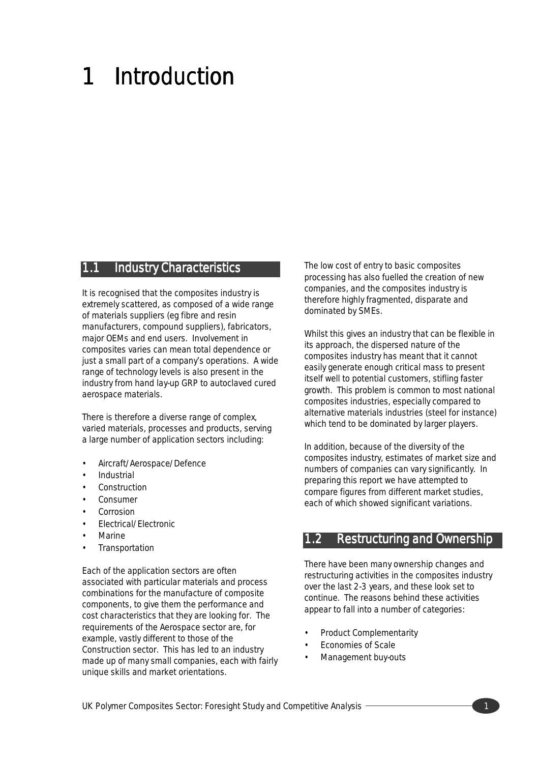# 1 Introduction

## 1.1 Industry Characteristics

It is recognised that the composites industry is extremely scattered, as composed of a wide range of materials suppliers (eg fibre and resin manufacturers, compound suppliers), fabricators, major OEMs and end users. Involvement in composites varies can mean total dependence or just a small part of a company's operations. A wide range of technology levels is also present in the industry from hand lay-up GRP to autoclaved cured aerospace materials.

There is therefore a diverse range of complex, varied materials, processes and products, serving a large number of application sectors including:

- Aircraft/Aerospace/Defence
- Industrial
- Construction
- Consumer
- Corrosion
- Electrical/Electronic
- Marine
- Transportation

Each of the application sectors are often associated with particular materials and process combinations for the manufacture of composite components, to give them the performance and cost characteristics that they are looking for. The requirements of the Aerospace sector are, for example, vastly different to those of the Construction sector. This has led to an industry made up of many small companies, each with fairly unique skills and market orientations.

The low cost of entry to basic composites processing has also fuelled the creation of new companies, and the composites industry is therefore highly fragmented, disparate and dominated by SMEs.

Whilst this gives an industry that can be flexible in its approach, the dispersed nature of the composites industry has meant that it cannot easily generate enough critical mass to present itself well to potential customers, stifling faster growth. This problem is common to most national composites industries, especially compared to alternative materials industries (steel for instance) which tend to be dominated by larger players.

In addition, because of the diversity of the composites industry, estimates of market size and numbers of companies can vary significantly. In preparing this report we have attempted to compare figures from different market studies, each of which showed significant variations.

## 1.2 Restructuring and Ownership

There have been many ownership changes and restructuring activities in the composites industry over the last 2-3 years, and these look set to continue. The reasons behind these activities appear to fall into a number of categories:

- Product Complementarity
- Economies of Scale
- Management buy-outs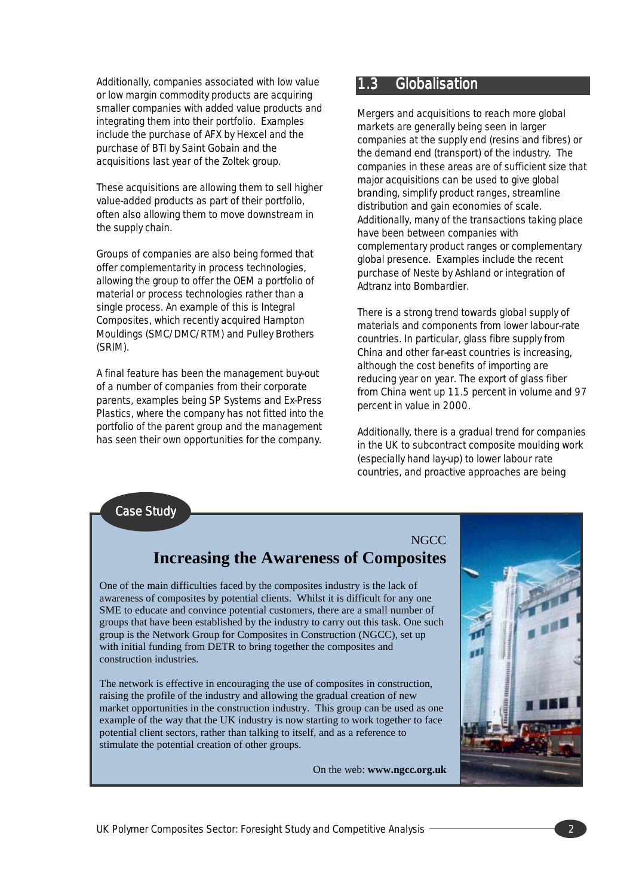Additionally, companies associated with low value or low margin commodity products are acquiring smaller companies with added value products and integrating them into their portfolio. Examples include the purchase of AFX by Hexcel and the purchase of BTI by Saint Gobain and the acquisitions last year of the Zoltek group.

These acquisitions are allowing them to sell higher value-added products as part of their portfolio, often also allowing them to move downstream in the supply chain.

Groups of companies are also being formed that offer complementarity in process technologies, allowing the group to offer the OEM a portfolio of material or process technologies rather than a single process. An example of this is Integral Composites, which recently acquired Hampton Mouldings (SMC/DMC/RTM) and Pulley Brothers (SRIM).

A final feature has been the management buy-out of a number of companies from their corporate parents, examples being SP Systems and Ex-Press Plastics, where the company has not fitted into the portfolio of the parent group and the management has seen their own opportunities for the company.

## 1.3 Globalisation

Mergers and acquisitions to reach more global markets are generally being seen in larger companies at the supply end (resins and fibres) or the demand end (transport) of the industry. The companies in these areas are of sufficient size that major acquisitions can be used to give global branding, simplify product ranges, streamline distribution and gain economies of scale. Additionally, many of the transactions taking place have been between companies with complementary product ranges or complementary global presence. Examples include the recent purchase of Neste by Ashland or integration of Adtranz into Bombardier.

There is a strong trend towards global supply of materials and components from lower labour-rate countries. In particular, glass fibre supply from China and other far-east countries is increasing, although the cost benefits of importing are reducing year on year. The export of glass fiber from China went up 11.5 percent in volume and 97 percent in value in 2000.

Additionally, there is a gradual trend for companies in the UK to subcontract composite moulding work (especially hand lay-up) to lower labour rate countries, and proactive approaches are being

### Case Study

NGCC

**Increasing the Awareness of Composites**

One of the main difficulties faced by the composites industry is the lack of awareness of composites by potential clients. Whilst it is difficult for any one SME to educate and convince potential customers, there are a small number of groups that have been established by the industry to carry out this task. One such group is the Network Group for Composites in Construction (NGCC), set up with initial funding from DETR to bring together the composites and construction industries.

The network is effective in encouraging the use of composites in construction, raising the profile of the industry and allowing the gradual creation of new market opportunities in the construction industry. This group can be used as one example of the way that the UK industry is now starting to work together to face potential client sectors, rather than talking to itself, and as a reference to stimulate the potential creation of other groups.

On the web: **www.ngcc.org.uk**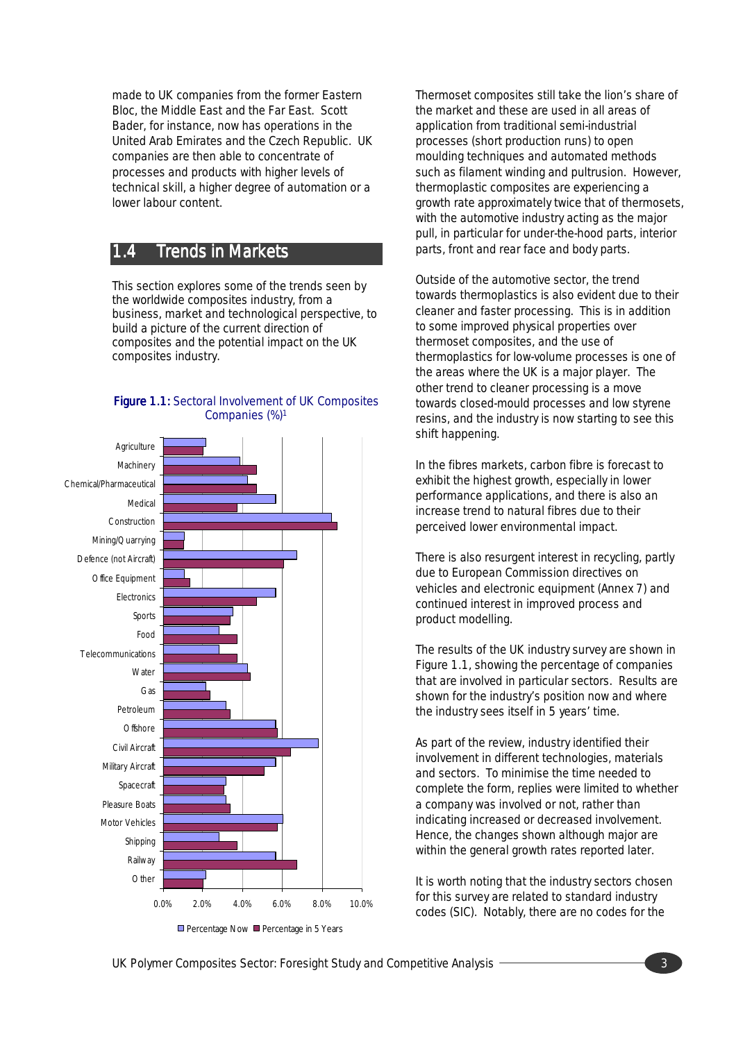made to UK companies from the former Eastern Bloc, the Middle East and the Far East. Scott Bader, for instance, now has operations in the United Arab Emirates and the Czech Republic. UK companies are then able to concentrate of processes and products with higher levels of technical skill, a higher degree of automation or a lower labour content.

## 1.4 Trends in Markets

This section explores some of the trends seen by the worldwide composites industry, from a business, market and technological perspective, to build a picture of the current direction of composites and the potential impact on the UK composites industry.

**Figure 1.1:** Sectoral Involvement of UK Composites Companies (%)[1]

Agriculture
Machinery
Chemical/Pharmaceutical
Medical
Construction
Mining/Quarrying
Defence (not Aircraft)
Office Equipment
Electronics
Sports
Food
Telecommunications
Water
Gas
Petroleum
Offshore
Civil Aircraft
Military Aircraft
Spacecraft
Pleasure Boats
Motor Vehicles
Shipping
Railway
Other

0.0% 2.0% 4.0% 6.0% 8.0% 10.0%

Percentage Now   Percentage in 5 Years

Thermoset composites still take the lion's share of the market and these are used in all areas of application from traditional semi-industrial processes (short production runs) to open moulding techniques and automated methods such as filament winding and pultrusion. However, thermoplastic composites are experiencing a growth rate approximately twice that of thermosets, with the automotive industry acting as the major pull, in particular for under-the-hood parts, interior parts, front and rear face and body parts.

Outside of the automotive sector, the trend towards thermoplastics is also evident due to their cleaner and faster processing. This is in addition to some improved physical properties over thermoset composites, and the use of thermoplastics for low-volume processes is one of the areas where the UK is a major player. The other trend to cleaner processing is a move towards closed-mould processes and low styrene resins, and the industry is now starting to see this shift happening.

In the fibres markets, carbon fibre is forecast to exhibit the highest growth, especially in lower performance applications, and there is also an increase trend to natural fibres due to their perceived lower environmental impact.

There is also resurgent interest in recycling, partly due to European Commission directives on vehicles and electronic equipment (Annex 7) and continued interest in improved process and product modelling.

The results of the UK industry survey are shown in Figure 1.1, showing the percentage of companies that are involved in particular sectors. Results are shown for the industry's position now and where the industry sees itself in 5 years' time.

As part of the review, industry identified their involvement in different technologies, materials and sectors. To minimise the time needed to complete the form, replies were limited to whether a company was involved or not, rather than indicating increased or decreased involvement. Hence, the changes shown although major are within the general growth rates reported later.

It is worth noting that the industry sectors chosen for this survey are related to standard industry codes (SIC). Notably, there are no codes for the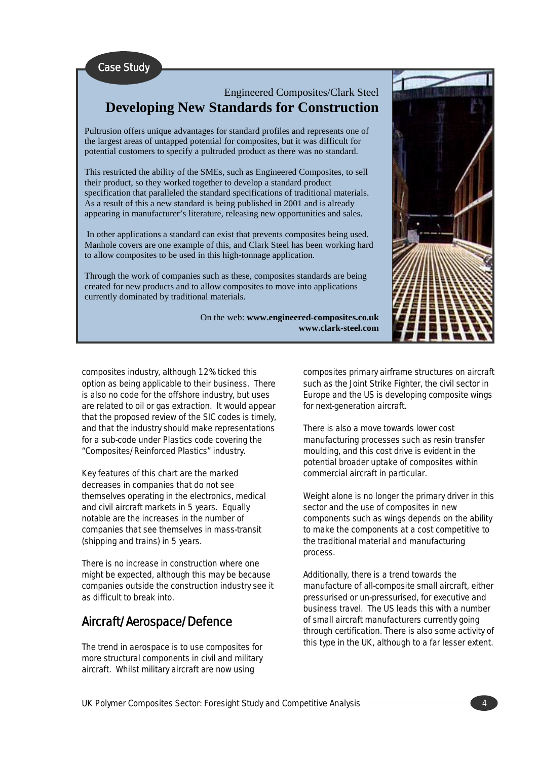Case Study

Engineered Composites/Clark Steel

## Developing New Standards for Construction

Pultrusion offers unique advantages for standard profiles and represents one of the largest areas of untapped potential for composites, but it was difficult for potential customers to specify a pultruded product as there was no standard.

This restricted the ability of the SMEs, such as Engineered Composites, to sell their product, so they worked together to develop a standard product specification that paralleled the standard specifications of traditional materials. As a result of this a new standard is being published in 2001 and is already appearing in manufacturer's literature, releasing new opportunities and sales.

In other applications a standard can exist that prevents composites being used. Manhole covers are one example of this, and Clark Steel has been working hard to allow composites to be used in this high-tonnage application.

Through the work of companies such as these, composites standards are being created for new products and to allow composites to move into applications currently dominated by traditional materials.

On the web: **www.engineered-composites.co.uk**
**www.clark-steel.com**

composites industry, although 12% ticked this option as being applicable to their business. There is also no code for the offshore industry, but uses are related to oil or gas extraction. It would appear that the proposed review of the SIC codes is timely, and that the industry should make representations for a sub-code under Plastics code covering the "Composites/Reinforced Plastics" industry.

Key features of this chart are the marked decreases in companies that do not see themselves operating in the electronics, medical and civil aircraft markets in 5 years. Equally notable are the increases in the number of companies that see themselves in mass-transit (shipping and trains) in 5 years.

There is no increase in construction where one might be expected, although this may be because companies outside the construction industry see it as difficult to break into.

## Aircraft/Aerospace/Defence

The trend in aerospace is to use composites for more structural components in civil and military aircraft. Whilst military aircraft are now using composites primary airframe structures on aircraft such as the Joint Strike Fighter, the civil sector in Europe and the US is developing composite wings for next-generation aircraft.

There is also a move towards lower cost manufacturing processes such as resin transfer moulding, and this cost drive is evident in the potential broader uptake of composites within commercial aircraft in particular.

Weight alone is no longer the primary driver in this sector and the use of composites in new components such as wings depends on the ability to make the components at a cost competitive to the traditional material and manufacturing process.

Additionally, there is a trend towards the manufacture of all-composite small aircraft, either pressurised or un-pressurised, for executive and business travel. The US leads this with a number of small aircraft manufacturers currently going through certification. There is also some activity of this type in the UK, although to a far lesser extent.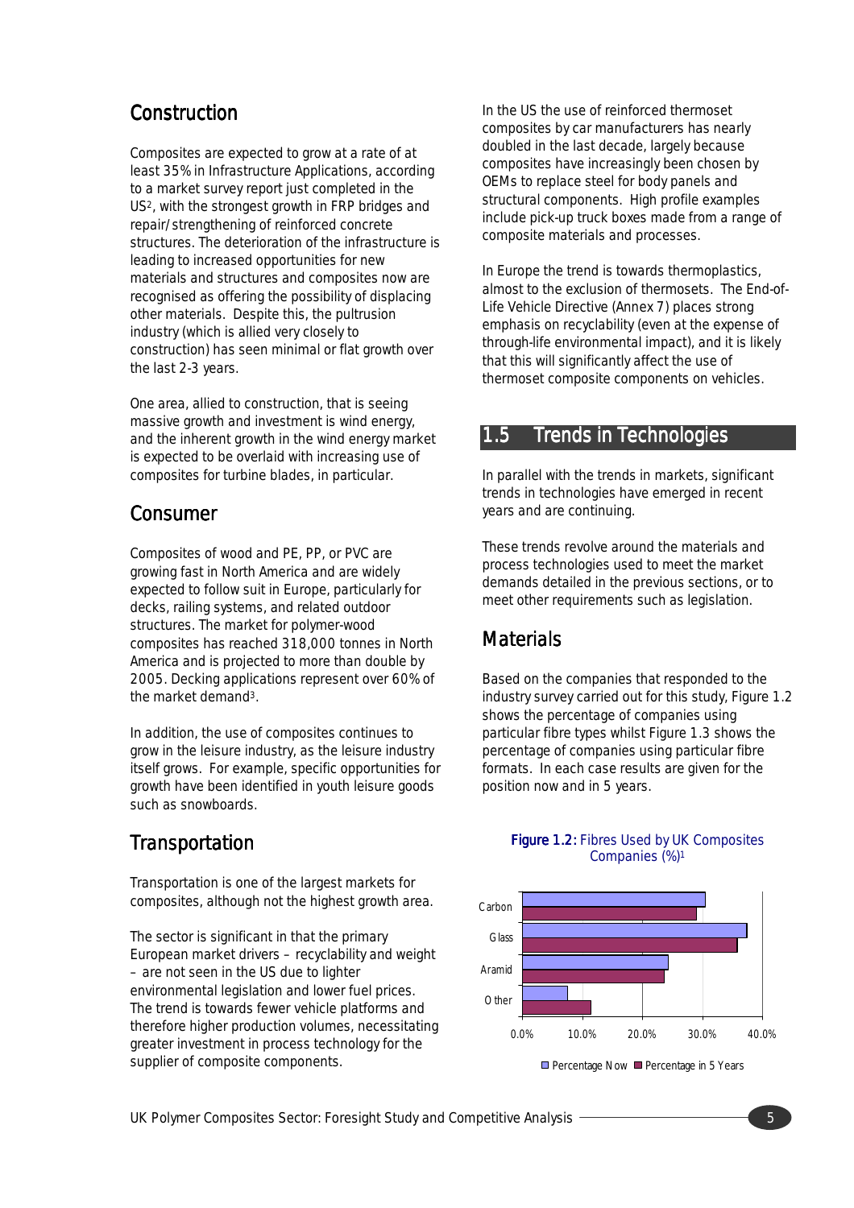## Construction

Composites are expected to grow at a rate of at least 35% in Infrastructure Applications, according to a market survey report just completed in the US[2], with the strongest growth in FRP bridges and repair/strengthening of reinforced concrete structures. The deterioration of the infrastructure is leading to increased opportunities for new materials and structures and composites now are recognised as offering the possibility of displacing other materials. Despite this, the pultrusion industry (which is allied very closely to construction) has seen minimal or flat growth over the last 2-3 years.

One area, allied to construction, that is seeing massive growth and investment is wind energy, and the inherent growth in the wind energy market is expected to be overlaid with increasing use of composites for turbine blades, in particular.

## Consumer

Composites of wood and PE, PP, or PVC are growing fast in North America and are widely expected to follow suit in Europe, particularly for decks, railing systems, and related outdoor structures. The market for polymer-wood composites has reached 318,000 tonnes in North America and is projected to more than double by 2005. Decking applications represent over 60% of the market demand[3].

In addition, the use of composites continues to grow in the leisure industry, as the leisure industry itself grows. For example, specific opportunities for growth have been identified in youth leisure goods such as snowboards.

## Transportation

Transportation is one of the largest markets for composites, although not the highest growth area.

The sector is significant in that the primary European market drivers – recyclability and weight – are not seen in the US due to lighter environmental legislation and lower fuel prices. The trend is towards fewer vehicle platforms and therefore higher production volumes, necessitating greater investment in process technology for the supplier of composite components.

In the US the use of reinforced thermoset composites by car manufacturers has nearly doubled in the last decade, largely because composites have increasingly been chosen by OEMs to replace steel for body panels and structural components. High profile examples include pick-up truck boxes made from a range of composite materials and processes.

In Europe the trend is towards thermoplastics, almost to the exclusion of thermosets. The End-of-Life Vehicle Directive (Annex 7) places strong emphasis on recyclability (even at the expense of through-life environmental impact), and it is likely that this will significantly affect the use of thermoset composite components on vehicles.

# 1.5 Trends in Technologies

In parallel with the trends in markets, significant trends in technologies have emerged in recent years and are continuing.

These trends revolve around the materials and process technologies used to meet the market demands detailed in the previous sections, or to meet other requirements such as legislation.

## Materials

Based on the companies that responded to the industry survey carried out for this study, Figure 1.2 shows the percentage of companies using particular fibre types whilst Figure 1.3 shows the percentage of companies using particular fibre formats. In each case results are given for the position now and in 5 years.

**Figure 1.2:** Fibres Used by UK Composites Companies (%)[1]

Carbon
Glass
Aramid
Other

0.0% 10.0% 20.0% 30.0% 40.0%

Percentage Now
Percentage in 5 Years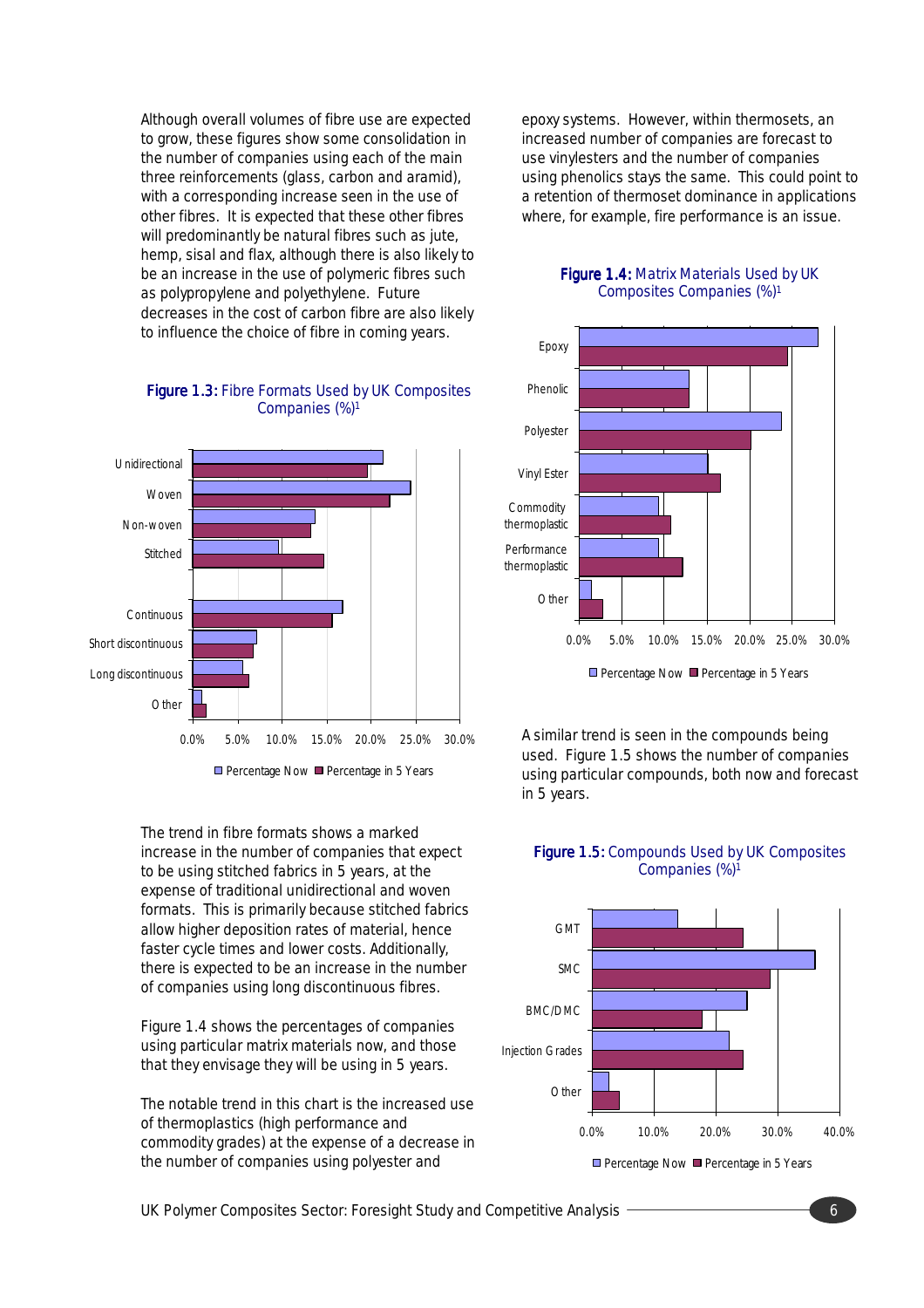Although overall volumes of fibre use are expected to grow, these figures show some consolidation in the number of companies using each of the main three reinforcements (glass, carbon and aramid), with a corresponding increase seen in the use of other fibres. It is expected that these other fibres will predominantly be natural fibres such as jute, hemp, sisal and flax, although there is also likely to be an increase in the use of polymeric fibres such as polypropylene and polyethylene. Future decreases in the cost of carbon fibre are also likely to influence the choice of fibre in coming years.

**Figure 1.3:** Fibre Formats Used by UK Composites Companies (%)[1]

Unidirectional
Woven
Non-woven
Stitched
Continuous
Short discontinuous
Long discontinuous
Other

0.0% 5.0% 10.0% 15.0% 20.0% 25.0% 30.0%

Percentage Now
Percentage in 5 Years

The trend in fibre formats shows a marked increase in the number of companies that expect to be using stitched fabrics in 5 years, at the expense of traditional unidirectional and woven formats. This is primarily because stitched fabrics allow higher deposition rates of material, hence faster cycle times and lower costs. Additionally, there is expected to be an increase in the number of companies using long discontinuous fibres.

Figure 1.4 shows the percentages of companies using particular matrix materials now, and those that they envisage they will be using in 5 years.

The notable trend in this chart is the increased use of thermoplastics (high performance and commodity grades) at the expense of a decrease in the number of companies using polyester and epoxy systems. However, within thermosets, an increased number of companies are forecast to use vinylesters and the number of companies using phenolics stays the same. This could point to a retention of thermoset dominance in applications where, for example, fire performance is an issue.

**Figure 1.4:** Matrix Materials Used by UK Composites Companies (%)[1]

Epoxy
Phenolic
Polyester
Vinyl Ester
Commodity thermoplastic
Performance thermoplastic
Other

0.0% 5.0% 10.0% 15.0% 20.0% 25.0% 30.0%

Percentage Now
Percentage in 5 Years

A similar trend is seen in the compounds being used. Figure 1.5 shows the number of companies using particular compounds, both now and forecast in 5 years.

**Figure 1.5:** Compounds Used by UK Composites Companies (%)[1]

GMT
SMC
BMC/DMC
Injection Grades
Other

0.0% 10.0% 20.0% 30.0% 40.0%

Percentage Now
Percentage in 5 Years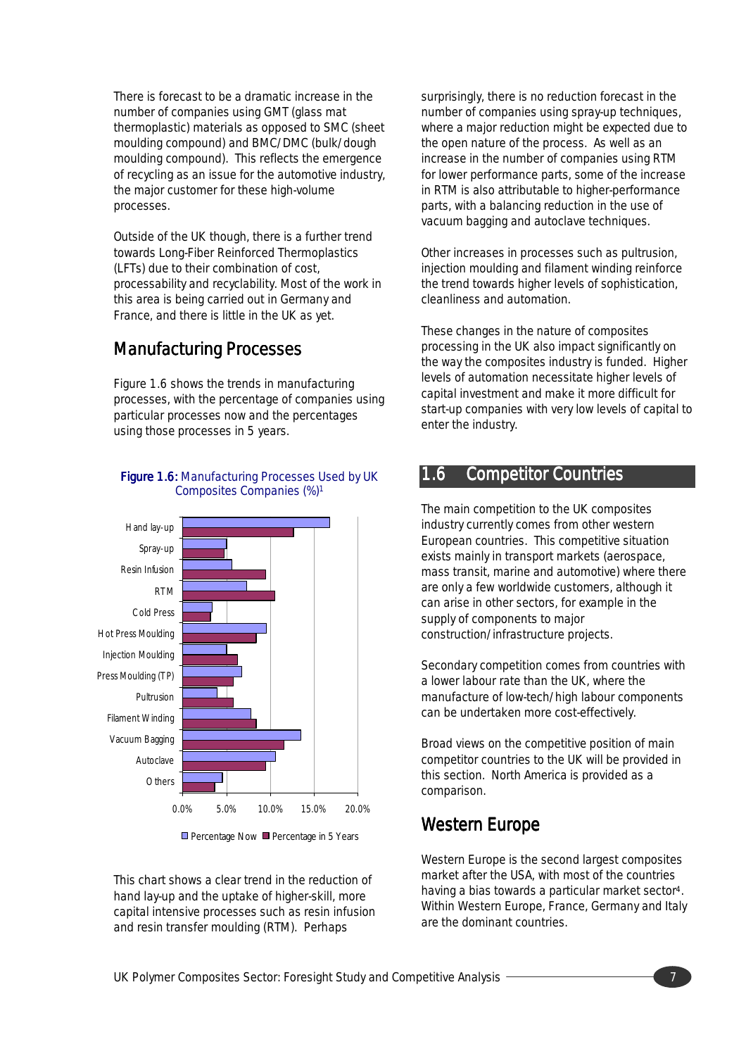There is forecast to be a dramatic increase in the number of companies using GMT (glass mat thermoplastic) materials as opposed to SMC (sheet moulding compound) and BMC/DMC (bulk/dough moulding compound). This reflects the emergence of recycling as an issue for the automotive industry, the major customer for these high-volume processes.

Outside of the UK though, there is a further trend towards Long-Fiber Reinforced Thermoplastics (LFTs) due to their combination of cost, processability and recyclability. Most of the work in this area is being carried out in Germany and France, and there is little in the UK as yet.

## Manufacturing Processes

Figure 1.6 shows the trends in manufacturing processes, with the percentage of companies using particular processes now and the percentages using those processes in 5 years.

**Figure 1.6:** Manufacturing Processes Used by UK Composites Companies (%)[1]

Hand lay-up
Spray-up
Resin Infusion
RTM
Cold Press
Hot Press Moulding
Injection Moulding
Press Moulding (TP)
Pultrusion
Filament Winding
Vacuum Bagging
Autoclave
Others

0.0% 5.0% 10.0% 15.0% 20.0%

Percentage Now
Percentage in 5 Years

This chart shows a clear trend in the reduction of hand lay-up and the uptake of higher-skill, more capital intensive processes such as resin infusion and resin transfer moulding (RTM). Perhaps surprisingly, there is no reduction forecast in the number of companies using spray-up techniques, where a major reduction might be expected due to the open nature of the process. As well as an increase in the number of companies using RTM for lower performance parts, some of the increase in RTM is also attributable to higher-performance parts, with a balancing reduction in the use of vacuum bagging and autoclave techniques.

Other increases in processes such as pultrusion, injection moulding and filament winding reinforce the trend towards higher levels of sophistication, cleanliness and automation.

These changes in the nature of composites processing in the UK also impact significantly on the way the composites industry is funded. Higher levels of automation necessitate higher levels of capital investment and make it more difficult for start-up companies with very low levels of capital to enter the industry.

## 1.6 Competitor Countries

The main competition to the UK composites industry currently comes from other western European countries. This competitive situation exists mainly in transport markets (aerospace, mass transit, marine and automotive) where there are only a few worldwide customers, although it can arise in other sectors, for example in the supply of components to major construction/infrastructure projects.

Secondary competition comes from countries with a lower labour rate than the UK, where the manufacture of low-tech/high labour components can be undertaken more cost-effectively.

Broad views on the competitive position of main competitor countries to the UK will be provided in this section. North America is provided as a comparison.

### Western Europe

Western Europe is the second largest composites market after the USA, with most of the countries having a bias towards a particular market sector[4]. Within Western Europe, France, Germany and Italy are the dominant countries.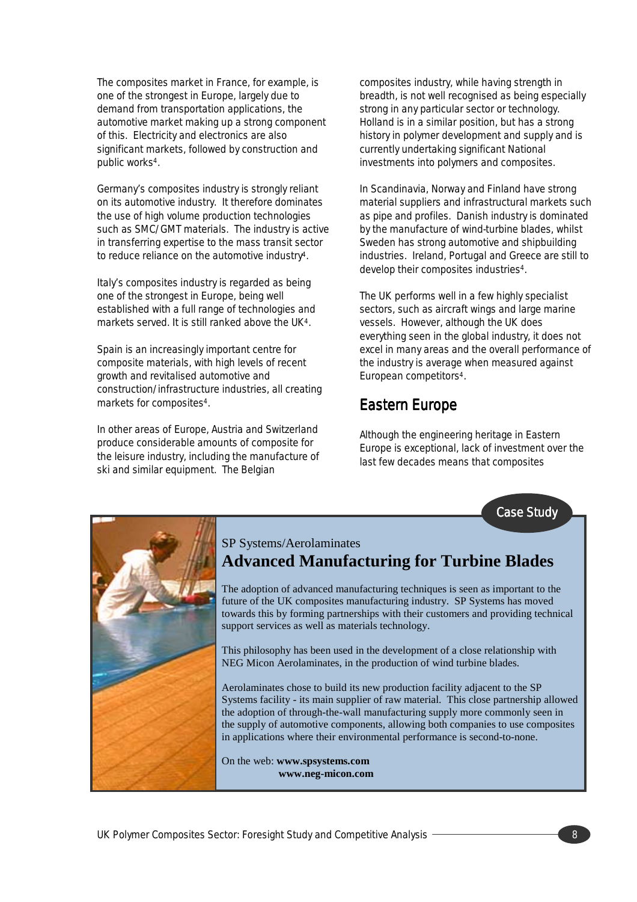The composites market in France, for example, is one of the strongest in Europe, largely due to demand from transportation applications, the automotive market making up a strong component of this. Electricity and electronics are also significant markets, followed by construction and public works[4].

Germany's composites industry is strongly reliant on its automotive industry. It therefore dominates the use of high volume production technologies such as SMC/GMT materials. The industry is active in transferring expertise to the mass transit sector to reduce reliance on the automotive industry[4].

Italy's composites industry is regarded as being one of the strongest in Europe, being well established with a full range of technologies and markets served. It is still ranked above the UK[4].

Spain is an increasingly important centre for composite materials, with high levels of recent growth and revitalised automotive and construction/infrastructure industries, all creating markets for composites[4].

In other areas of Europe, Austria and Switzerland produce considerable amounts of composite for the leisure industry, including the manufacture of ski and similar equipment. The Belgian composites industry, while having strength in breadth, is not well recognised as being especially strong in any particular sector or technology. Holland is in a similar position, but has a strong history in polymer development and supply and is currently undertaking significant National investments into polymers and composites.

In Scandinavia, Norway and Finland have strong material suppliers and infrastructural markets such as pipe and profiles. Danish industry is dominated by the manufacture of wind-turbine blades, whilst Sweden has strong automotive and shipbuilding industries. Ireland, Portugal and Greece are still to develop their composites industries[4].

The UK performs well in a few highly specialist sectors, such as aircraft wings and large marine vessels. However, although the UK does everything seen in the global industry, it does not excel in many areas and the overall performance of the industry is average when measured against European competitors[4].

## Eastern Europe

Although the engineering heritage in Eastern Europe is exceptional, lack of investment over the last few decades means that composites

**Case Study**

SP Systems/Aerolaminates

### Advanced Manufacturing for Turbine Blades

The adoption of advanced manufacturing techniques is seen as important to the future of the UK composites manufacturing industry. SP Systems has moved towards this by forming partnerships with their customers and providing technical support services as well as materials technology.

This philosophy has been used in the development of a close relationship with NEG Micon Aerolaminates, in the production of wind turbine blades.

Aerolaminates chose to build its new production facility adjacent to the SP Systems facility - its main supplier of raw material. This close partnership allowed the adoption of through-the-wall manufacturing supply more commonly seen in the supply of automotive components, allowing both companies to use composites in applications where their environmental performance is second-to-none.

On the web: **www.spsystems.com**
**www.neg-micon.com**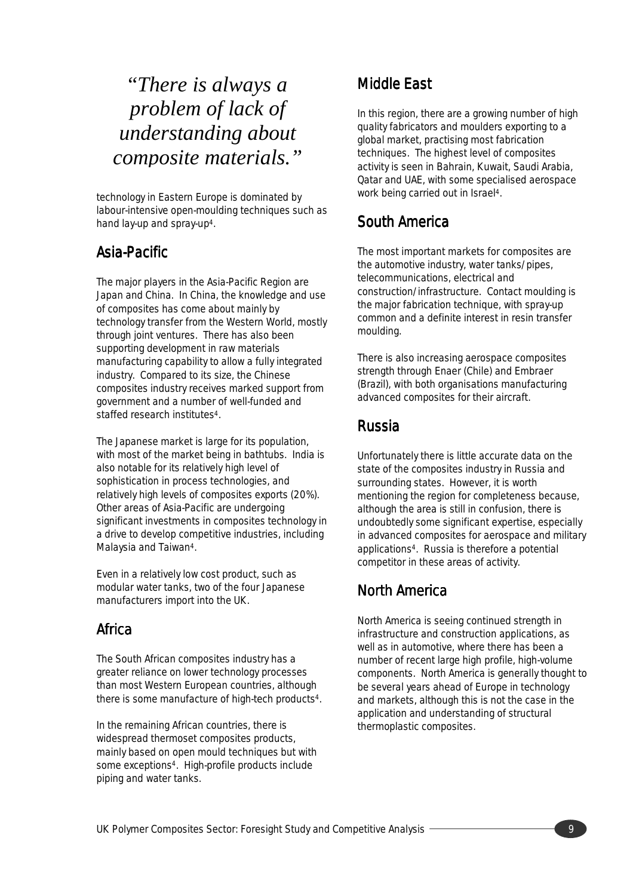*"There is always a problem of lack of understanding about composite materials."*

technology in Eastern Europe is dominated by labour-intensive open-moulding techniques such as hand lay-up and spray-up[4].

## Asia-Pacific

The major players in the Asia-Pacific Region are Japan and China. In China, the knowledge and use of composites has come about mainly by technology transfer from the Western World, mostly through joint ventures. There has also been supporting development in raw materials manufacturing capability to allow a fully integrated industry. Compared to its size, the Chinese composites industry receives marked support from government and a number of well-funded and staffed research institutes[4].

The Japanese market is large for its population, with most of the market being in bathtubs. India is also notable for its relatively high level of sophistication in process technologies, and relatively high levels of composites exports (20%). Other areas of Asia-Pacific are undergoing significant investments in composites technology in a drive to develop competitive industries, including Malaysia and Taiwan[4].

Even in a relatively low cost product, such as modular water tanks, two of the four Japanese manufacturers import into the UK.

## Africa

The South African composites industry has a greater reliance on lower technology processes than most Western European countries, although there is some manufacture of high-tech products[4].

In the remaining African countries, there is widespread thermoset composites products, mainly based on open mould techniques but with some exceptions[4]. High-profile products include piping and water tanks.

## Middle East

In this region, there are a growing number of high quality fabricators and moulders exporting to a global market, practising most fabrication techniques. The highest level of composites activity is seen in Bahrain, Kuwait, Saudi Arabia, Qatar and UAE, with some specialised aerospace work being carried out in Israel[4].

## South America

The most important markets for composites are the automotive industry, water tanks/pipes, telecommunications, electrical and construction/infrastructure. Contact moulding is the major fabrication technique, with spray-up common and a definite interest in resin transfer moulding.

There is also increasing aerospace composites strength through Enaer (Chile) and Embraer (Brazil), with both organisations manufacturing advanced composites for their aircraft.

## Russia

Unfortunately there is little accurate data on the state of the composites industry in Russia and surrounding states. However, it is worth mentioning the region for completeness because, although the area is still in confusion, there is undoubtedly some significant expertise, especially in advanced composites for aerospace and military applications[4]. Russia is therefore a potential competitor in these areas of activity.

## North America

North America is seeing continued strength in infrastructure and construction applications, as well as in automotive, where there has been a number of recent large high profile, high-volume components. North America is generally thought to be several years ahead of Europe in technology and markets, although this is not the case in the application and understanding of structural thermoplastic composites.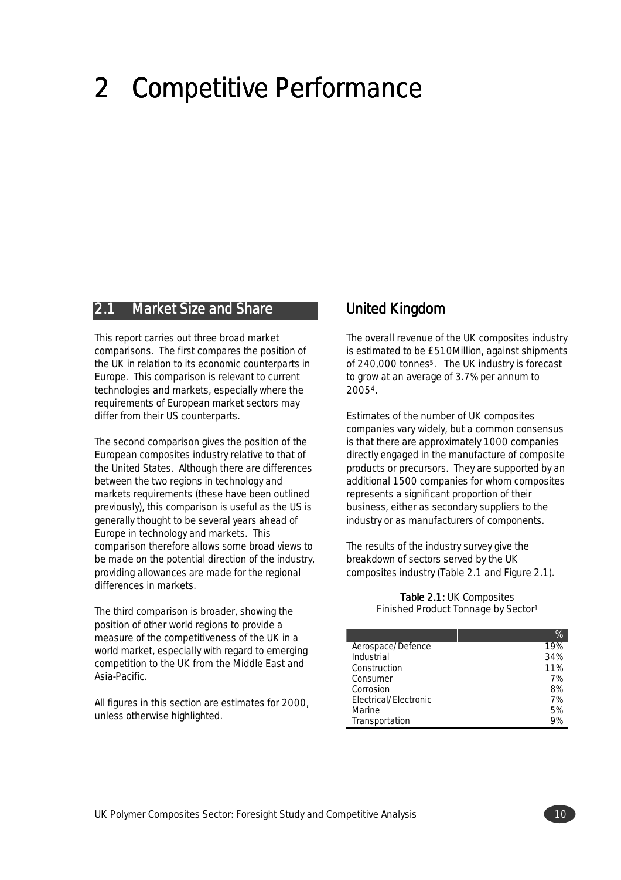# 2 Competitive Performance

## 2.1 Market Size and Share

This report carries out three broad market comparisons. The first compares the position of the UK in relation to its economic counterparts in Europe. This comparison is relevant to current technologies and markets, especially where the requirements of European market sectors may differ from their US counterparts.

The second comparison gives the position of the European composites industry relative to that of the United States. Although there are differences between the two regions in technology and markets requirements (these have been outlined previously), this comparison is useful as the US is generally thought to be several years ahead of Europe in technology and markets. This comparison therefore allows some broad views to be made on the potential direction of the industry, providing allowances are made for the regional differences in markets.

The third comparison is broader, showing the position of other world regions to provide a measure of the competitiveness of the UK in a world market, especially with regard to emerging competition to the UK from the Middle East and Asia-Pacific.

All figures in this section are estimates for 2000, unless otherwise highlighted.

## United Kingdom

The overall revenue of the UK composites industry is estimated to be £510Million, against shipments of 240,000 tonnes[5]. The UK industry is forecast to grow at an average of 3.7% per annum to 2005[4].

Estimates of the number of UK composites companies vary widely, but a common consensus is that there are approximately 1000 companies directly engaged in the manufacture of composite products or precursors. They are supported by an additional 1500 companies for whom composites represents a significant proportion of their business, either as secondary suppliers to the industry or as manufacturers of components.

The results of the industry survey give the breakdown of sectors served by the UK composites industry (Table 2.1 and Figure 2.1).

**Table 2.1:** UK Composites Finished Product Tonnage by Sector[1]

| | % |
|---|---|
| Aerospace/Defence | 19% |
| Industrial | 34% |
| Construction | 11% |
| Consumer | 7% |
| Corrosion | 8% |
| Electrical/Electronic | 7% |
| Marine | 5% |
| Transportation | 9% |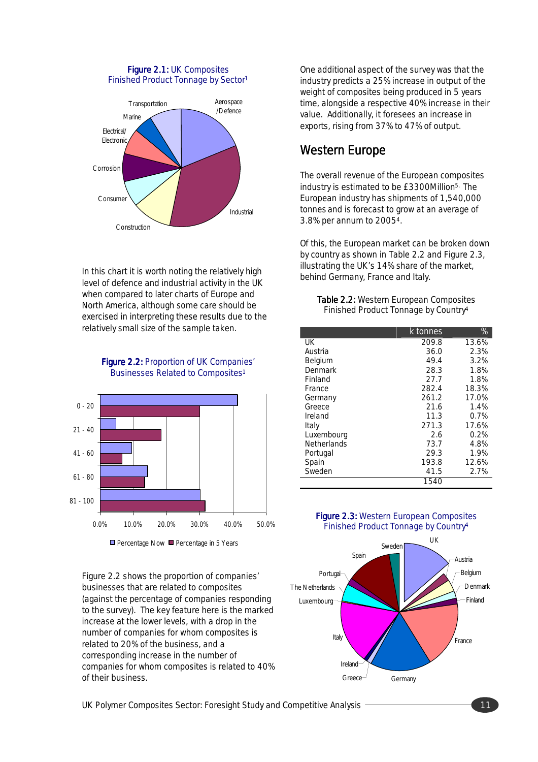**Figure 2.1:** UK Composites Finished Product Tonnage by Sector[1]

Transportation
Aerospace /Defence
Marine
Electrical/ Electronic
Corrosion
Consumer
Construction
Industrial

In this chart it is worth noting the relatively high level of defence and industrial activity in the UK when compared to later charts of Europe and North America, although some care should be exercised in interpreting these results due to the relatively small size of the sample taken.

**Figure 2.2:** Proportion of UK Companies' Businesses Related to Composites[1]

0 - 20
21 - 40
41 - 60
61 - 80
81 - 100

0.0% 10.0% 20.0% 30.0% 40.0% 50.0%

Percentage Now
Percentage in 5 Years

Figure 2.2 shows the proportion of companies' businesses that are related to composites (against the percentage of companies responding to the survey). The key feature here is the marked increase at the lower levels, with a drop in the number of companies for whom composites is related to 20% of the business, and a corresponding increase in the number of companies for whom composites is related to 40% of their business.

One additional aspect of the survey was that the industry predicts a 25% increase in output of the weight of composites being produced in 5 years time, alongside a respective 40% increase in their value. Additionally, it foresees an increase in exports, rising from 37% to 47% of output.

## Western Europe

The overall revenue of the European composites industry is estimated to be £3300Million[5]. The European industry has shipments of 1,540,000 tonnes and is forecast to grow at an average of 3.8% per annum to 2005[4].

Of this, the European market can be broken down by country as shown in Table 2.2 and Figure 2.3, illustrating the UK's 14% share of the market, behind Germany, France and Italy.

**Table 2.2:** Western European Composites Finished Product Tonnage by Country[4]

| | k tonnes | % |
|---|---|---|
| UK | 209.8 | 13.6% |
| Austria | 36.0 | 2.3% |
| Belgium | 49.4 | 3.2% |
| Denmark | 28.3 | 1.8% |
| Finland | 27.7 | 1.8% |
| France | 282.4 | 18.3% |
| Germany | 261.2 | 17.0% |
| Greece | 21.6 | 1.4% |
| Ireland | 11.3 | 0.7% |
| Italy | 271.3 | 17.6% |
| Luxembourg | 2.6 | 0.2% |
| Netherlands | 73.7 | 4.8% |
| Portugal | 29.3 | 1.9% |
| Spain | 193.8 | 12.6% |
| Sweden | 41.5 | 2.7% |
| | 1540 | |

**Figure 2.3:** Western European Composites Finished Product Tonnage by Country[4]

UK
Austria
Belgium
Denmark
Finland
France
Germany
Greece
Ireland
Italy
Luxembourg
The Netherlands
Portugal
Spain
Sweden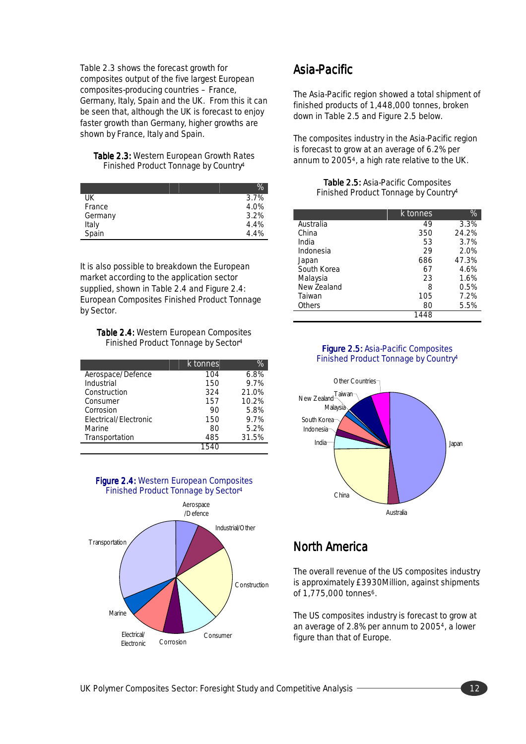Table 2.3 shows the forecast growth for composites output of the five largest European composites-producing countries – France, Germany, Italy, Spain and the UK. From this it can be seen that, although the UK is forecast to enjoy faster growth than Germany, higher growths are shown by France, Italy and Spain.

**Table 2.3:** Western European Growth Rates Finished Product Tonnage by Country[4]

| | % |
|---|---|
| UK | 3.7% |
| France | 4.0% |
| Germany | 3.2% |
| Italy | 4.4% |
| Spain | 4.4% |

It is also possible to breakdown the European market according to the application sector supplied, shown in Table 2.4 and Figure 2.4: European Composites Finished Product Tonnage by Sector.

**Table 2.4:** Western European Composites Finished Product Tonnage by Sector[4]

| | k tonnes | % |
|---|---|---|
| Aerospace/Defence | 104 | 6.8% |
| Industrial | 150 | 9.7% |
| Construction | 324 | 21.0% |
| Consumer | 157 | 10.2% |
| Corrosion | 90 | 5.8% |
| Electrical/Electronic | 150 | 9.7% |
| Marine | 80 | 5.2% |
| Transportation | 485 | 31.5% |
| | 1540 | |

**Figure 2.4:** Western European Composites Finished Product Tonnage by Sector[4]

Aerospace /Defence
Industrial/Other
Construction
Consumer
Corrosion
Electrical/ Electronic
Marine
Transportation

## Asia-Pacific

The Asia-Pacific region showed a total shipment of finished products of 1,448,000 tonnes, broken down in Table 2.5 and Figure 2.5 below.

The composites industry in the Asia-Pacific region is forecast to grow at an average of 6.2% per annum to 2005[4], a high rate relative to the UK.

**Table 2.5:** Asia-Pacific Composites Finished Product Tonnage by Country[4]

| | k tonnes | % |
|---|---|---|
| Australia | 49 | 3.3% |
| China | 350 | 24.2% |
| India | 53 | 3.7% |
| Indonesia | 29 | 2.0% |
| Japan | 686 | 47.3% |
| South Korea | 67 | 4.6% |
| Malaysia | 23 | 1.6% |
| New Zealand | 8 | 0.5% |
| Taiwan | 105 | 7.2% |
| Others | 80 | 5.5% |
| | 1448 | |

**Figure 2.5:** Asia-Pacific Composites Finished Product Tonnage by Country[4]

Other Countries
Taiwan
New Zealand
Malaysia
South Korea
Indonesia
India
China
Australia
Japan

## North America

The overall revenue of the US composites industry is approximately £3930Million, against shipments of 1,775,000 tonnes[6].

The US composites industry is forecast to grow at an average of 2.8% per annum to 2005[4], a lower figure than that of Europe.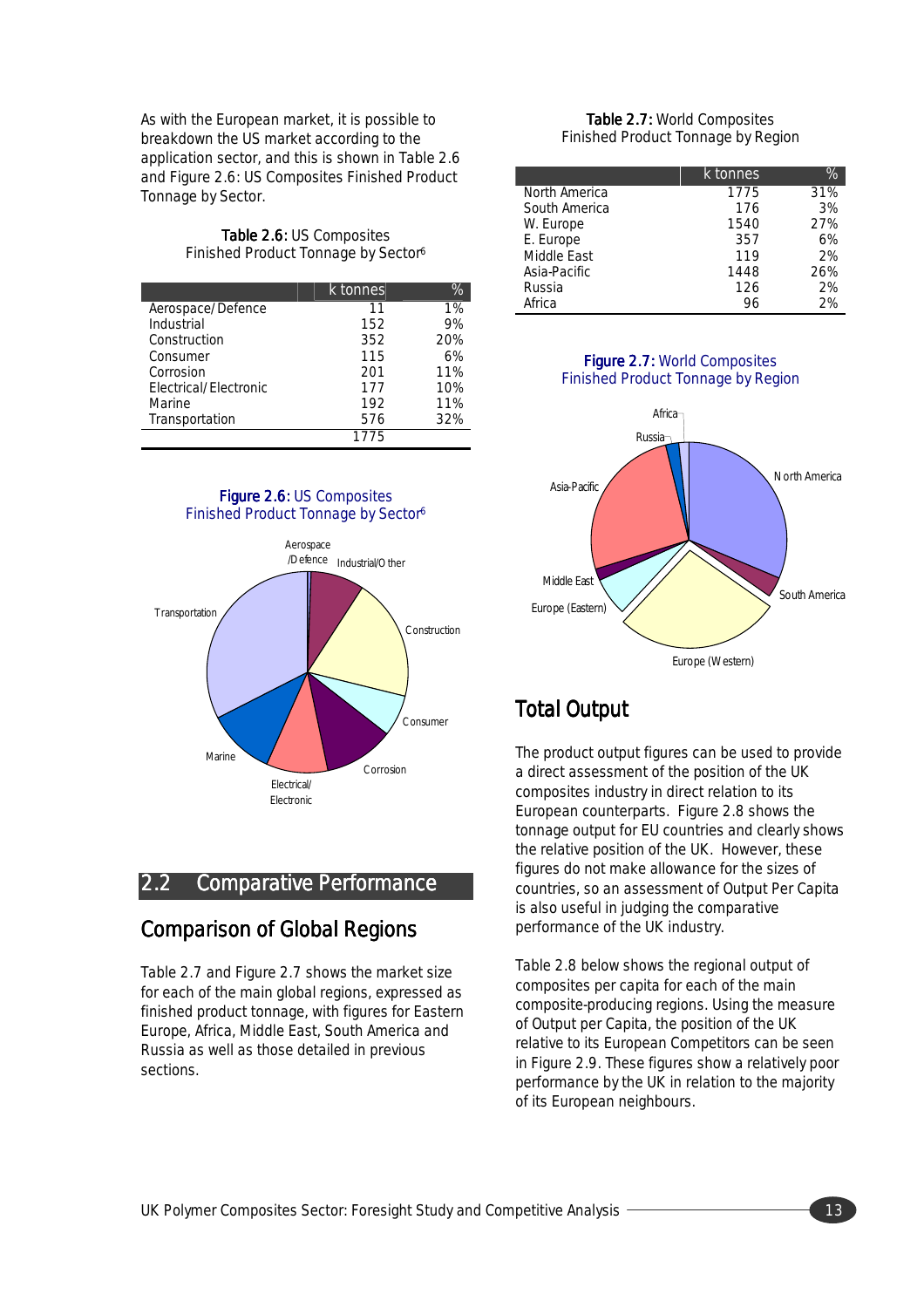As with the European market, it is possible to breakdown the US market according to the application sector, and this is shown in Table 2.6 and Figure 2.6: US Composites Finished Product Tonnage by Sector.

**Table 2.6:** US Composites Finished Product Tonnage by Sector[6]

| | k tonnes | % |
|---|---|---|
| Aerospace/Defence | 11 | 1% |
| Industrial | 152 | 9% |
| Construction | 352 | 20% |
| Consumer | 115 | 6% |
| Corrosion | 201 | 11% |
| Electrical/Electronic | 177 | 10% |
| Marine | 192 | 11% |
| Transportation | 576 | 32% |
| | 1775 | |

**Figure 2.6:** US Composites Finished Product Tonnage by Sector[6]

Aerospace /Defence
Industrial/Other
Construction
Consumer
Corrosion
Electrical/ Electronic
Marine
Transportation

## 2.2 Comparative Performance

### Comparison of Global Regions

Table 2.7 and Figure 2.7 shows the market size for each of the main global regions, expressed as finished product tonnage, with figures for Eastern Europe, Africa, Middle East, South America and Russia as well as those detailed in previous sections.

**Table 2.7:** World Composites Finished Product Tonnage by Region

| | k tonnes | % |
|---|---|---|
| North America | 1775 | 31% |
| South America | 176 | 3% |
| W. Europe | 1540 | 27% |
| E. Europe | 357 | 6% |
| Middle East | 119 | 2% |
| Asia-Pacific | 1448 | 26% |
| Russia | 126 | 2% |
| Africa | 96 | 2% |

**Figure 2.7:** World Composites Finished Product Tonnage by Region

Africa
Russia
North America
Asia-Pacific
South America
Middle East
Europe (Eastern)
Europe (Western)

### Total Output

The product output figures can be used to provide a direct assessment of the position of the UK composites industry in direct relation to its European counterparts. Figure 2.8 shows the tonnage output for EU countries and clearly shows the relative position of the UK. However, these figures do not make allowance for the sizes of countries, so an assessment of Output Per Capita is also useful in judging the comparative performance of the UK industry.

Table 2.8 below shows the regional output of composites per capita for each of the main composite-producing regions. Using the measure of Output per Capita, the position of the UK relative to its European Competitors can be seen in Figure 2.9. These figures show a relatively poor performance by the UK in relation to the majority of its European neighbours.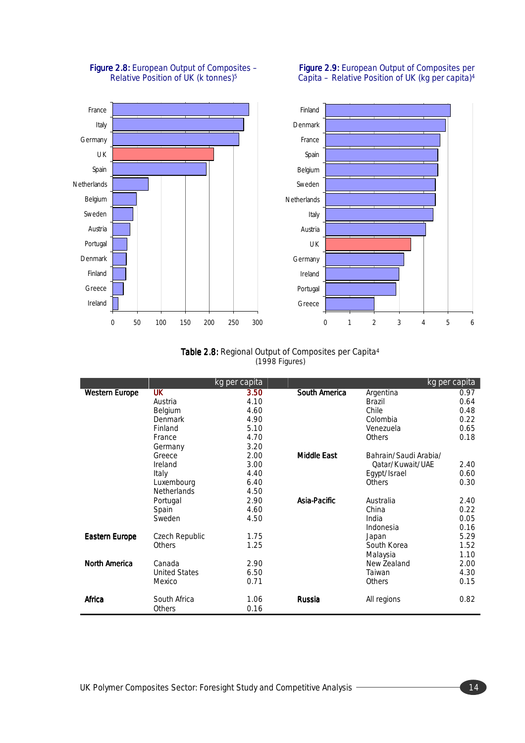**Figure 2.8:** European Output of Composites – Relative Position of UK (k tonnes)[5]

France
Italy
Germany
UK
Spain
Netherlands
Belgium
Sweden
Austria
Portugal
Denmark
Finland
Greece
Ireland

0 50 100 150 200 250 300

**Figure 2.9:** European Output of Composites per Capita – Relative Position of UK (kg per capita)[4]

Finland
Denmark
France
Spain
Belgium
Sweden
Netherlands
Italy
Austria
UK
Germany
Ireland
Portugal
Greece

0 1 2 3 4 5 6

**Table 2.8:** Regional Output of Composites per Capita[4]
(1998 Figures)

| | | kg per capita | | | kg per capita |
|---|---|---|---|---|---|
| **Western Europe** | UK | 3.50 | **South America** | Argentina | 0.97 |
| | Austria | 4.10 | | Brazil | 0.64 |
| | Belgium | 4.60 | | Chile | 0.48 |
| | Denmark | 4.90 | | Colombia | 0.22 |
| | Finland | 5.10 | | Venezuela | 0.65 |
| | France | 4.70 | | Others | 0.18 |
| | Germany | 3.20 | | | |
| | Greece | 2.00 | **Middle East** | Bahrain/Saudi Arabia/ Qatar/Kuwait/UAE | 2.40 |
| | Ireland | 3.00 | | Egypt/Israel | 0.60 |
| | Italy | 4.40 | | Others | 0.30 |
| | Luxembourg | 6.40 | | | |
| | Netherlands | 4.50 | | | |
| | Portugal | 2.90 | **Asia-Pacific** | Australia | 2.40 |
| | Spain | 4.60 | | China | 0.22 |
| | Sweden | 4.50 | | India | 0.05 |
| | | | | Indonesia | 0.16 |
| **Eastern Europe** | Czech Republic | 1.75 | | Japan | 5.29 |
| | Others | 1.25 | | South Korea | 1.52 |
| | | | | Malaysia | 1.10 |
| **North America** | Canada | 2.90 | | New Zealand | 2.00 |
| | United States | 6.50 | | Taiwan | 4.30 |
| | Mexico | 0.71 | | Others | 0.15 |
| **Africa** | South Africa | 1.06 | **Russia** | All regions | 0.82 |
| | Others | 0.16 | | | |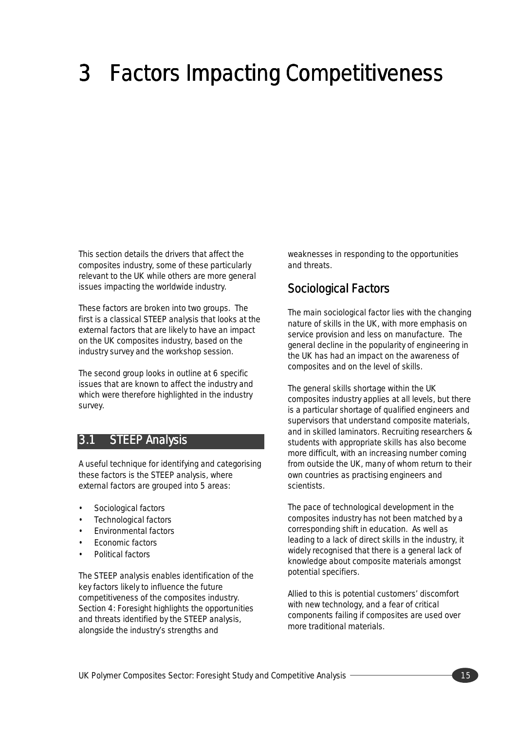# 3 Factors Impacting Competitiveness

This section details the drivers that affect the composites industry, some of these particularly relevant to the UK while others are more general issues impacting the worldwide industry.

These factors are broken into two groups. The first is a classical STEEP analysis that looks at the external factors that are likely to have an impact on the UK composites industry, based on the industry survey and the workshop session.

The second group looks in outline at 6 specific issues that are known to affect the industry and which were therefore highlighted in the industry survey.

## 3.1 STEEP Analysis

A useful technique for identifying and categorising these factors is the STEEP analysis, where external factors are grouped into 5 areas:

- Sociological factors
- Technological factors
- Environmental factors
- Economic factors
- Political factors

The STEEP analysis enables identification of the key factors likely to influence the future competitiveness of the composites industry. Section 4: Foresight highlights the opportunities and threats identified by the STEEP analysis, alongside the industry's strengths and weaknesses in responding to the opportunities and threats.

### Sociological Factors

The main sociological factor lies with the changing nature of skills in the UK, with more emphasis on service provision and less on manufacture. The general decline in the popularity of engineering in the UK has had an impact on the awareness of composites and on the level of skills.

The general skills shortage within the UK composites industry applies at all levels, but there is a particular shortage of qualified engineers and supervisors that understand composite materials, and in skilled laminators. Recruiting researchers & students with appropriate skills has also become more difficult, with an increasing number coming from outside the UK, many of whom return to their own countries as practising engineers and scientists.

The pace of technological development in the composites industry has not been matched by a corresponding shift in education. As well as leading to a lack of direct skills in the industry, it widely recognised that there is a general lack of knowledge about composite materials amongst potential specifiers.

Allied to this is potential customers' discomfort with new technology, and a fear of critical components failing if composites are used over more traditional materials.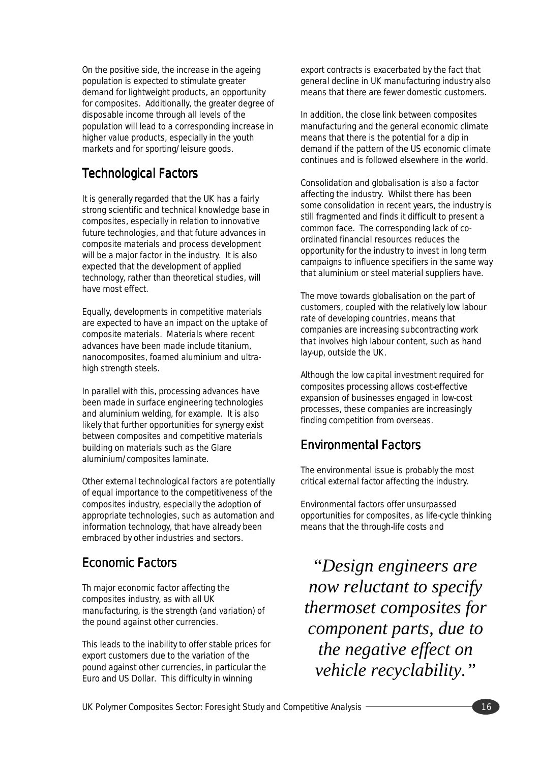On the positive side, the increase in the ageing population is expected to stimulate greater demand for lightweight products, an opportunity for composites. Additionally, the greater degree of disposable income through all levels of the population will lead to a corresponding increase in higher value products, especially in the youth markets and for sporting/leisure goods.

## Technological Factors

It is generally regarded that the UK has a fairly strong scientific and technical knowledge base in composites, especially in relation to innovative future technologies, and that future advances in composite materials and process development will be a major factor in the industry. It is also expected that the development of applied technology, rather than theoretical studies, will have most effect.

Equally, developments in competitive materials are expected to have an impact on the uptake of composite materials. Materials where recent advances have been made include titanium, nanocomposites, foamed aluminium and ultra-high strength steels.

In parallel with this, processing advances have been made in surface engineering technologies and aluminium welding, for example. It is also likely that further opportunities for synergy exist between composites and competitive materials building on materials such as the Glare aluminium/composites laminate.

Other external technological factors are potentially of equal importance to the competitiveness of the composites industry, especially the adoption of appropriate technologies, such as automation and information technology, that have already been embraced by other industries and sectors.

## Economic Factors

Th major economic factor affecting the composites industry, as with all UK manufacturing, is the strength (and variation) of the pound against other currencies.

This leads to the inability to offer stable prices for export customers due to the variation of the pound against other currencies, in particular the Euro and US Dollar. This difficulty in winning export contracts is exacerbated by the fact that general decline in UK manufacturing industry also means that there are fewer domestic customers.

In addition, the close link between composites manufacturing and the general economic climate means that there is the potential for a dip in demand if the pattern of the US economic climate continues and is followed elsewhere in the world.

Consolidation and globalisation is also a factor affecting the industry. Whilst there has been some consolidation in recent years, the industry is still fragmented and finds it difficult to present a common face. The corresponding lack of co-ordinated financial resources reduces the opportunity for the industry to invest in long term campaigns to influence specifiers in the same way that aluminium or steel material suppliers have.

The move towards globalisation on the part of customers, coupled with the relatively low labour rate of developing countries, means that companies are increasing subcontracting work that involves high labour content, such as hand lay-up, outside the UK.

Although the low capital investment required for composites processing allows cost-effective expansion of businesses engaged in low-cost processes, these companies are increasingly finding competition from overseas.

## Environmental Factors

The environmental issue is probably the most critical external factor affecting the industry.

Environmental factors offer unsurpassed opportunities for composites, as life-cycle thinking means that the through-life costs and

> *"Design engineers are now reluctant to specify thermoset composites for component parts, due to the negative effect on vehicle recyclability."*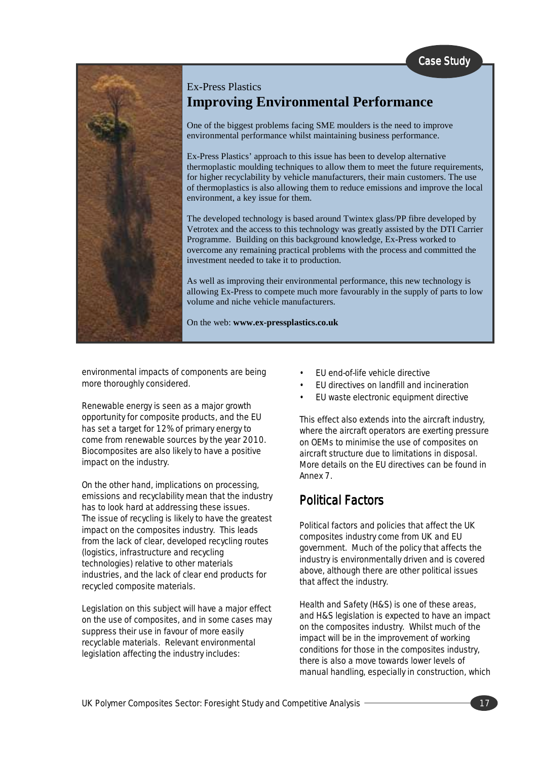Case Study

Ex-Press Plastics

## Improving Environmental Performance

One of the biggest problems facing SME moulders is the need to improve environmental performance whilst maintaining business performance.

Ex-Press Plastics' approach to this issue has been to develop alternative thermoplastic moulding techniques to allow them to meet the future requirements, for higher recyclability by vehicle manufacturers, their main customers. The use of thermoplastics is also allowing them to reduce emissions and improve the local environment, a key issue for them.

The developed technology is based around Twintex glass/PP fibre developed by Vetrotex and the access to this technology was greatly assisted by the DTI Carrier Programme. Building on this background knowledge, Ex-Press worked to overcome any remaining practical problems with the process and committed the investment needed to take it to production.

As well as improving their environmental performance, this new technology is allowing Ex-Press to compete much more favourably in the supply of parts to low volume and niche vehicle manufacturers.

On the web: **www.ex-pressplastics.co.uk**

environmental impacts of components are being more thoroughly considered.

Renewable energy is seen as a major growth opportunity for composite products, and the EU has set a target for 12% of primary energy to come from renewable sources by the year 2010. Biocomposites are also likely to have a positive impact on the industry.

On the other hand, implications on processing, emissions and recyclability mean that the industry has to look hard at addressing these issues. The issue of recycling is likely to have the greatest impact on the composites industry. This leads from the lack of clear, developed recycling routes (logistics, infrastructure and recycling technologies) relative to other materials industries, and the lack of clear end products for recycled composite materials.

Legislation on this subject will have a major effect on the use of composites, and in some cases may suppress their use in favour of more easily recyclable materials. Relevant environmental legislation affecting the industry includes:

- EU end-of-life vehicle directive
- EU directives on landfill and incineration
- EU waste electronic equipment directive

This effect also extends into the aircraft industry, where the aircraft operators are exerting pressure on OEMs to minimise the use of composites on aircraft structure due to limitations in disposal. More details on the EU directives can be found in Annex 7.

## Political Factors

Political factors and policies that affect the UK composites industry come from UK and EU government. Much of the policy that affects the industry is environmentally driven and is covered above, although there are other political issues that affect the industry.

Health and Safety (H&S) is one of these areas, and H&S legislation is expected to have an impact on the composites industry. Whilst much of the impact will be in the improvement of working conditions for those in the composites industry, there is also a move towards lower levels of manual handling, especially in construction, which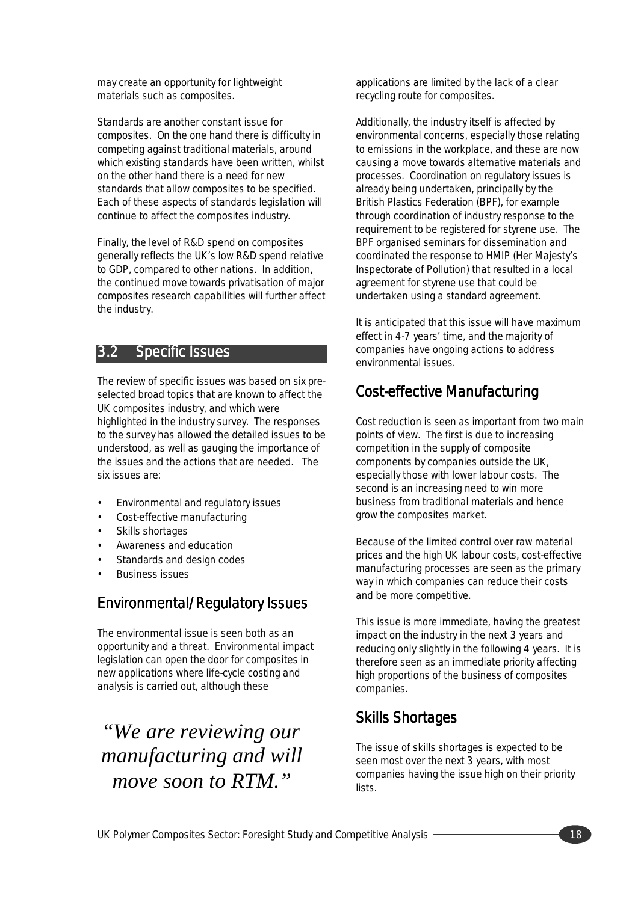may create an opportunity for lightweight materials such as composites.

Standards are another constant issue for composites. On the one hand there is difficulty in competing against traditional materials, around which existing standards have been written, whilst on the other hand there is a need for new standards that allow composites to be specified. Each of these aspects of standards legislation will continue to affect the composites industry.

Finally, the level of R&D spend on composites generally reflects the UK's low R&D spend relative to GDP, compared to other nations. In addition, the continued move towards privatisation of major composites research capabilities will further affect the industry.

## 3.2 Specific Issues

The review of specific issues was based on six pre-selected broad topics that are known to affect the UK composites industry, and which were highlighted in the industry survey. The responses to the survey has allowed the detailed issues to be understood, as well as gauging the importance of the issues and the actions that are needed. The six issues are:

- Environmental and regulatory issues
- Cost-effective manufacturing
- Skills shortages
- Awareness and education
- Standards and design codes
- Business issues

### Environmental/Regulatory Issues

The environmental issue is seen both as an opportunity and a threat. Environmental impact legislation can open the door for composites in new applications where life-cycle costing and analysis is carried out, although these applications are limited by the lack of a clear recycling route for composites.

*"We are reviewing our manufacturing and will move soon to RTM."*

Additionally, the industry itself is affected by environmental concerns, especially those relating to emissions in the workplace, and these are now causing a move towards alternative materials and processes. Coordination on regulatory issues is already being undertaken, principally by the British Plastics Federation (BPF), for example through coordination of industry response to the requirement to be registered for styrene use. The BPF organised seminars for dissemination and coordinated the response to HMIP (Her Majesty's Inspectorate of Pollution) that resulted in a local agreement for styrene use that could be undertaken using a standard agreement.

It is anticipated that this issue will have maximum effect in 4-7 years' time, and the majority of companies have ongoing actions to address environmental issues.

### Cost-effective Manufacturing

Cost reduction is seen as important from two main points of view. The first is due to increasing competition in the supply of composite components by companies outside the UK, especially those with lower labour costs. The second is an increasing need to win more business from traditional materials and hence grow the composites market.

Because of the limited control over raw material prices and the high UK labour costs, cost-effective manufacturing processes are seen as the primary way in which companies can reduce their costs and be more competitive.

This issue is more immediate, having the greatest impact on the industry in the next 3 years and reducing only slightly in the following 4 years. It is therefore seen as an immediate priority affecting high proportions of the business of composites companies.

### Skills Shortages

The issue of skills shortages is expected to be seen most over the next 3 years, with most companies having the issue high on their priority lists.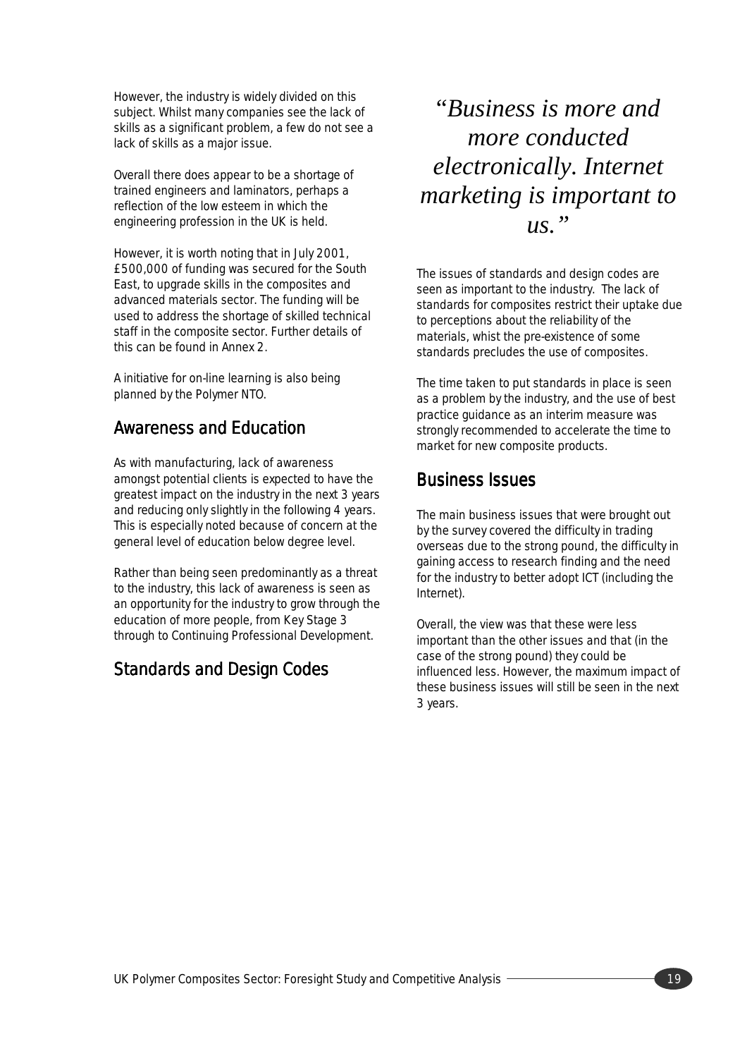However, the industry is widely divided on this subject. Whilst many companies see the lack of skills as a significant problem, a few do not see a lack of skills as a major issue.

Overall there does appear to be a shortage of trained engineers and laminators, perhaps a reflection of the low esteem in which the engineering profession in the UK is held.

However, it is worth noting that in July 2001, £500,000 of funding was secured for the South East, to upgrade skills in the composites and advanced materials sector. The funding will be used to address the shortage of skilled technical staff in the composite sector. Further details of this can be found in Annex 2.

A initiative for on-line learning is also being planned by the Polymer NTO.

## Awareness and Education

As with manufacturing, lack of awareness amongst potential clients is expected to have the greatest impact on the industry in the next 3 years and reducing only slightly in the following 4 years. This is especially noted because of concern at the general level of education below degree level.

Rather than being seen predominantly as a threat to the industry, this lack of awareness is seen as an opportunity for the industry to grow through the education of more people, from Key Stage 3 through to Continuing Professional Development.

## Standards and Design Codes

*"Business is more and more conducted electronically. Internet marketing is important to us."*

The issues of standards and design codes are seen as important to the industry. The lack of standards for composites restrict their uptake due to perceptions about the reliability of the materials, whist the pre-existence of some standards precludes the use of composites.

The time taken to put standards in place is seen as a problem by the industry, and the use of best practice guidance as an interim measure was strongly recommended to accelerate the time to market for new composite products.

## Business Issues

The main business issues that were brought out by the survey covered the difficulty in trading overseas due to the strong pound, the difficulty in gaining access to research finding and the need for the industry to better adopt ICT (including the Internet).

Overall, the view was that these were less important than the other issues and that (in the case of the strong pound) they could be influenced less. However, the maximum impact of these business issues will still be seen in the next 3 years.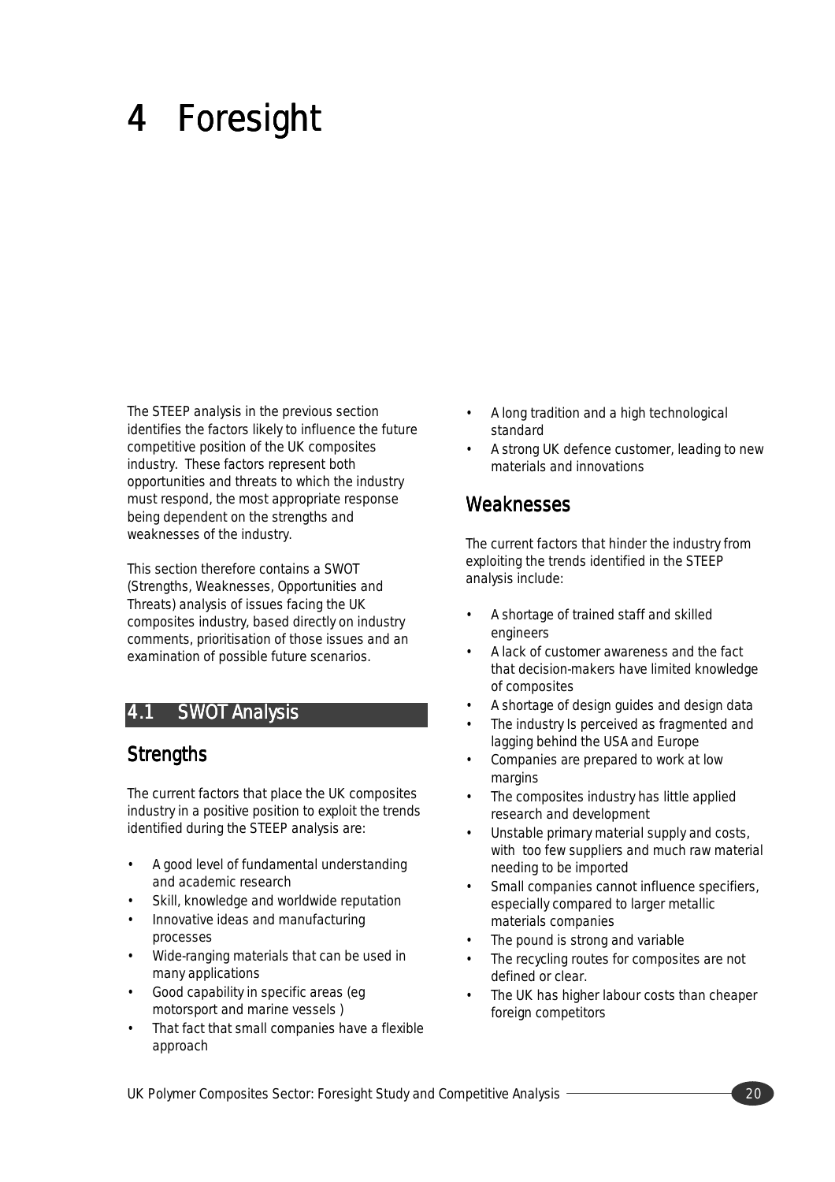# 4 Foresight

The STEEP analysis in the previous section identifies the factors likely to influence the future competitive position of the UK composites industry. These factors represent both opportunities and threats to which the industry must respond, the most appropriate response being dependent on the strengths and weaknesses of the industry.

This section therefore contains a SWOT (Strengths, Weaknesses, Opportunities and Threats) analysis of issues facing the UK composites industry, based directly on industry comments, prioritisation of those issues and an examination of possible future scenarios.

## 4.1 SWOT Analysis

### Strengths

The current factors that place the UK composites industry in a positive position to exploit the trends identified during the STEEP analysis are:

- A good level of fundamental understanding and academic research
- Skill, knowledge and worldwide reputation
- Innovative ideas and manufacturing processes
- Wide-ranging materials that can be used in many applications
- Good capability in specific areas (eg motorsport and marine vessels )
- That fact that small companies have a flexible approach
- A long tradition and a high technological standard
- A strong UK defence customer, leading to new materials and innovations

### Weaknesses

The current factors that hinder the industry from exploiting the trends identified in the STEEP analysis include:

- A shortage of trained staff and skilled engineers
- A lack of customer awareness and the fact that decision-makers have limited knowledge of composites
- A shortage of design guides and design data
- The industry Is perceived as fragmented and lagging behind the USA and Europe
- Companies are prepared to work at low margins
- The composites industry has little applied research and development
- Unstable primary material supply and costs, with too few suppliers and much raw material needing to be imported
- Small companies cannot influence specifiers, especially compared to larger metallic materials companies
- The pound is strong and variable
- The recycling routes for composites are not defined or clear.
- The UK has higher labour costs than cheaper foreign competitors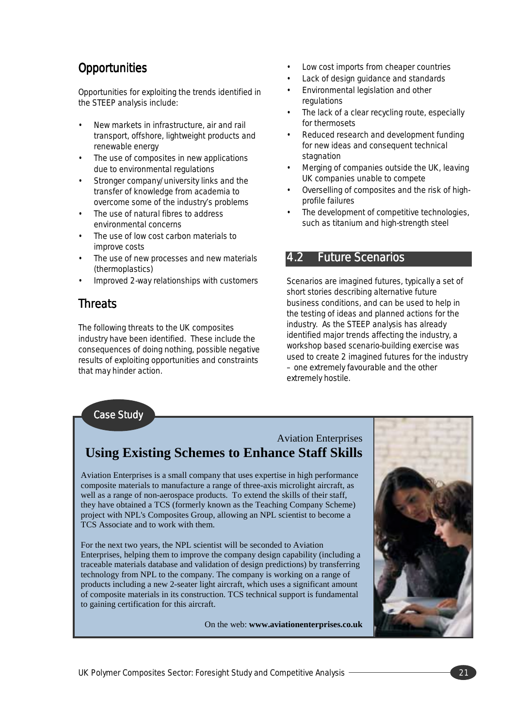## Opportunities

Opportunities for exploiting the trends identified in the STEEP analysis include:

- New markets in infrastructure, air and rail transport, offshore, lightweight products and renewable energy
- The use of composites in new applications due to environmental regulations
- Stronger company/university links and the transfer of knowledge from academia to overcome some of the industry's problems
- The use of natural fibres to address environmental concerns
- The use of low cost carbon materials to improve costs
- The use of new processes and new materials (thermoplastics)
- Improved 2-way relationships with customers

## Threats

The following threats to the UK composites industry have been identified. These include the consequences of doing nothing, possible negative results of exploiting opportunities and constraints that may hinder action.

- Low cost imports from cheaper countries
- Lack of design guidance and standards
- Environmental legislation and other regulations
- The lack of a clear recycling route, especially for thermosets
- Reduced research and development funding for new ideas and consequent technical stagnation
- Merging of companies outside the UK, leaving UK companies unable to compete
- Overselling of composites and the risk of high-profile failures
- The development of competitive technologies, such as titanium and high-strength steel

## 4.2 Future Scenarios

Scenarios are imagined futures, typically a set of short stories describing alternative future business conditions, and can be used to help in the testing of ideas and planned actions for the industry. As the STEEP analysis has already identified major trends affecting the industry, a workshop based scenario-building exercise was used to create 2 imagined futures for the industry – one extremely favourable and the other extremely hostile.

### Case Study

Aviation Enterprises

**Using Existing Schemes to Enhance Staff Skills**

Aviation Enterprises is a small company that uses expertise in high performance composite materials to manufacture a range of three-axis microlight aircraft, as well as a range of non-aerospace products. To extend the skills of their staff, they have obtained a TCS (formerly known as the Teaching Company Scheme) project with NPL's Composites Group, allowing an NPL scientist to become a TCS Associate and to work with them.

For the next two years, the NPL scientist will be seconded to Aviation Enterprises, helping them to improve the company design capability (including a traceable materials database and validation of design predictions) by transferring technology from NPL to the company. The company is working on a range of products including a new 2-seater light aircraft, which uses a significant amount of composite materials in its construction. TCS technical support is fundamental to gaining certification for this aircraft.

On the web: **www.aviationenterprises.co.uk**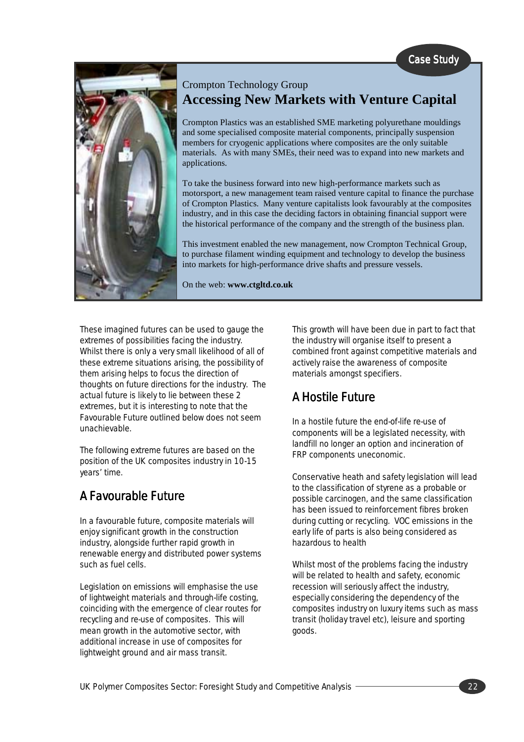Case Study

Crompton Technology Group

## Accessing New Markets with Venture Capital

Crompton Plastics was an established SME marketing polyurethane mouldings and some specialised composite material components, principally suspension members for cryogenic applications where composites are the only suitable materials. As with many SMEs, their need was to expand into new markets and applications.

To take the business forward into new high-performance markets such as motorsport, a new management team raised venture capital to finance the purchase of Crompton Plastics. Many venture capitalists look favourably at the composites industry, and in this case the deciding factors in obtaining financial support were the historical performance of the company and the strength of the business plan.

This investment enabled the new management, now Crompton Technical Group, to purchase filament winding equipment and technology to develop the business into markets for high-performance drive shafts and pressure vessels.

On the web: **www.ctgltd.co.uk**

These imagined futures can be used to gauge the extremes of possibilities facing the industry. Whilst there is only a very small likelihood of all of these extreme situations arising, the possibility of them arising helps to focus the direction of thoughts on future directions for the industry. The actual future is likely to lie between these 2 extremes, but it is interesting to note that the Favourable Future outlined below does not seem unachievable.

The following extreme futures are based on the position of the UK composites industry in 10-15 years' time.

## A Favourable Future

In a favourable future, composite materials will enjoy significant growth in the construction industry, alongside further rapid growth in renewable energy and distributed power systems such as fuel cells.

Legislation on emissions will emphasise the use of lightweight materials and through-life costing, coinciding with the emergence of clear routes for recycling and re-use of composites. This will mean growth in the automotive sector, with additional increase in use of composites for lightweight ground and air mass transit.

This growth will have been due in part to fact that the industry will organise itself to present a combined front against competitive materials and actively raise the awareness of composite materials amongst specifiers.

## A Hostile Future

In a hostile future the end-of-life re-use of components will be a legislated necessity, with landfill no longer an option and incineration of FRP components uneconomic.

Conservative heath and safety legislation will lead to the classification of styrene as a probable or possible carcinogen, and the same classification has been issued to reinforcement fibres broken during cutting or recycling. VOC emissions in the early life of parts is also being considered as hazardous to health

Whilst most of the problems facing the industry will be related to health and safety, economic recession will seriously affect the industry, especially considering the dependency of the composites industry on luxury items such as mass transit (holiday travel etc), leisure and sporting goods.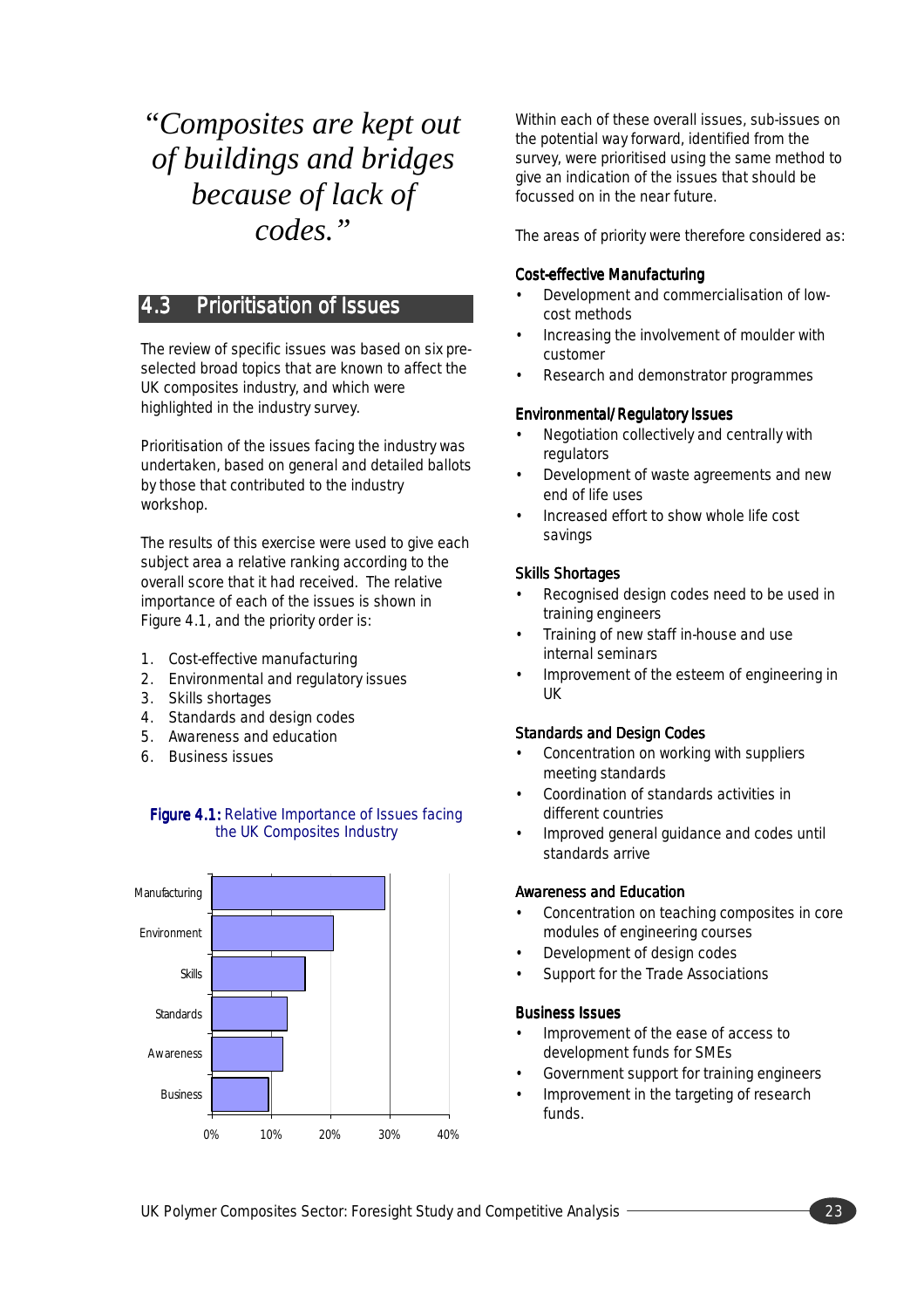*"Composites are kept out of buildings and bridges because of lack of codes."*

## 4.3 Prioritisation of Issues

The review of specific issues was based on six pre-selected broad topics that are known to affect the UK composites industry, and which were highlighted in the industry survey.

Prioritisation of the issues facing the industry was undertaken, based on general and detailed ballots by those that contributed to the industry workshop.

The results of this exercise were used to give each subject area a relative ranking according to the overall score that it had received. The relative importance of each of the issues is shown in Figure 4.1, and the priority order is:

1. Cost-effective manufacturing
2. Environmental and regulatory issues
3. Skills shortages
4. Standards and design codes
5. Awareness and education
6. Business issues

**Figure 4.1:** Relative Importance of Issues facing the UK Composites Industry

Manufacturing
Environment
Skills
Standards
Awareness
Business

0%
10%
20%
30%
40%

Within each of these overall issues, sub-issues on the potential way forward, identified from the survey, were prioritised using the same method to give an indication of the issues that should be focussed on in the near future.

The areas of priority were therefore considered as:

**Cost-effective Manufacturing**

- Development and commercialisation of low-cost methods
- Increasing the involvement of moulder with customer
- Research and demonstrator programmes

**Environmental/Regulatory Issues**

- Negotiation collectively and centrally with regulators
- Development of waste agreements and new end of life uses
- Increased effort to show whole life cost savings

**Skills Shortages**

- Recognised design codes need to be used in training engineers
- Training of new staff in-house and use internal seminars
- Improvement of the esteem of engineering in UK

**Standards and Design Codes**

- Concentration on working with suppliers meeting standards
- Coordination of standards activities in different countries
- Improved general guidance and codes until standards arrive

**Awareness and Education**

- Concentration on teaching composites in core modules of engineering courses
- Development of design codes
- Support for the Trade Associations

**Business Issues**

- Improvement of the ease of access to development funds for SMEs
- Government support for training engineers
- Improvement in the targeting of research funds.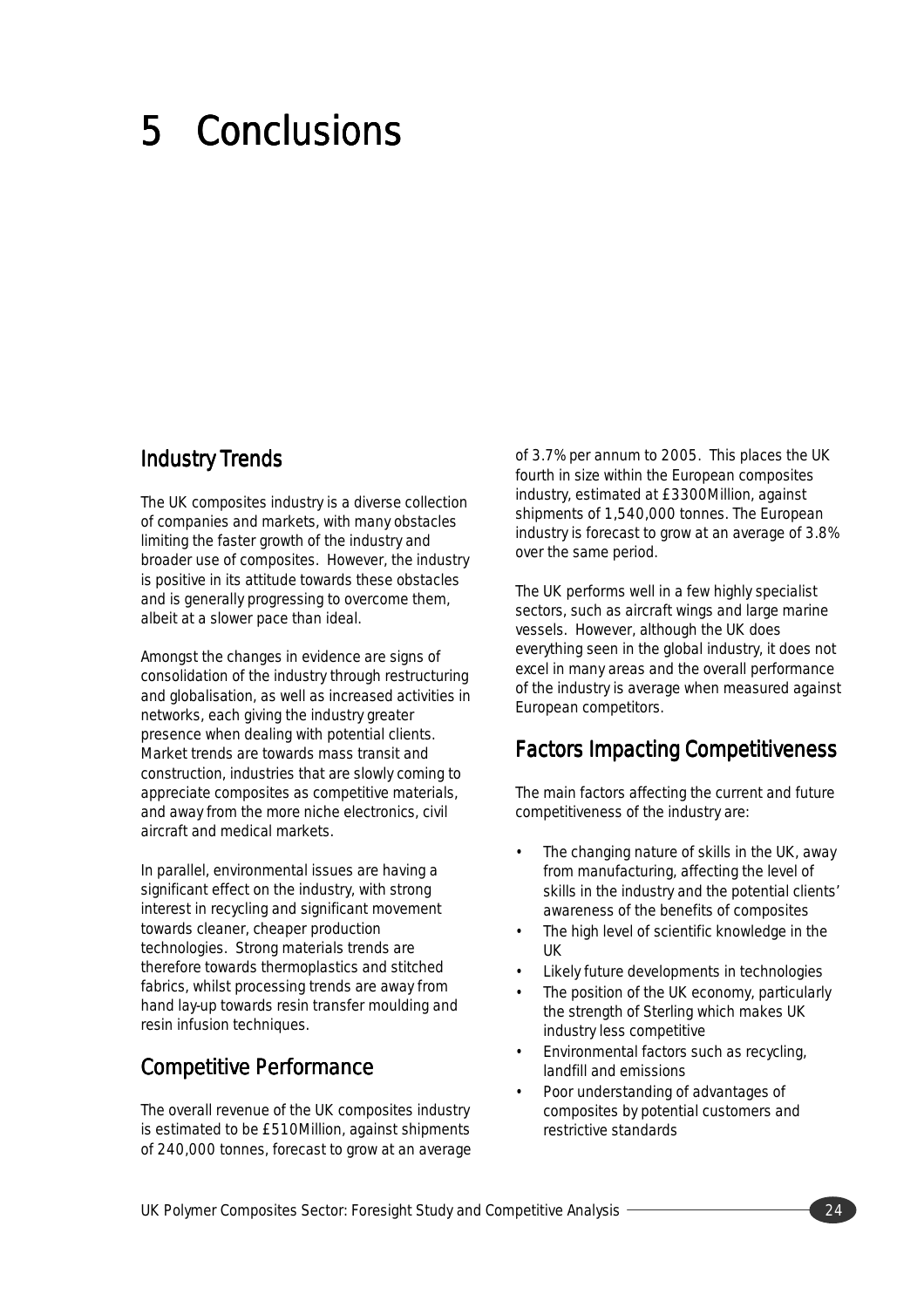# 5 Conclusions

## Industry Trends

The UK composites industry is a diverse collection of companies and markets, with many obstacles limiting the faster growth of the industry and broader use of composites. However, the industry is positive in its attitude towards these obstacles and is generally progressing to overcome them, albeit at a slower pace than ideal.

Amongst the changes in evidence are signs of consolidation of the industry through restructuring and globalisation, as well as increased activities in networks, each giving the industry greater presence when dealing with potential clients. Market trends are towards mass transit and construction, industries that are slowly coming to appreciate composites as competitive materials, and away from the more niche electronics, civil aircraft and medical markets.

In parallel, environmental issues are having a significant effect on the industry, with strong interest in recycling and significant movement towards cleaner, cheaper production technologies. Strong materials trends are therefore towards thermoplastics and stitched fabrics, whilst processing trends are away from hand lay-up towards resin transfer moulding and resin infusion techniques.

## Competitive Performance

The overall revenue of the UK composites industry is estimated to be £510Million, against shipments of 240,000 tonnes, forecast to grow at an average of 3.7% per annum to 2005. This places the UK fourth in size within the European composites industry, estimated at £3300Million, against shipments of 1,540,000 tonnes. The European industry is forecast to grow at an average of 3.8% over the same period.

The UK performs well in a few highly specialist sectors, such as aircraft wings and large marine vessels. However, although the UK does everything seen in the global industry, it does not excel in many areas and the overall performance of the industry is average when measured against European competitors.

## Factors Impacting Competitiveness

The main factors affecting the current and future competitiveness of the industry are:

- The changing nature of skills in the UK, away from manufacturing, affecting the level of skills in the industry and the potential clients' awareness of the benefits of composites
- The high level of scientific knowledge in the UK
- Likely future developments in technologies
- The position of the UK economy, particularly the strength of Sterling which makes UK industry less competitive
- Environmental factors such as recycling, landfill and emissions
- Poor understanding of advantages of composites by potential customers and restrictive standards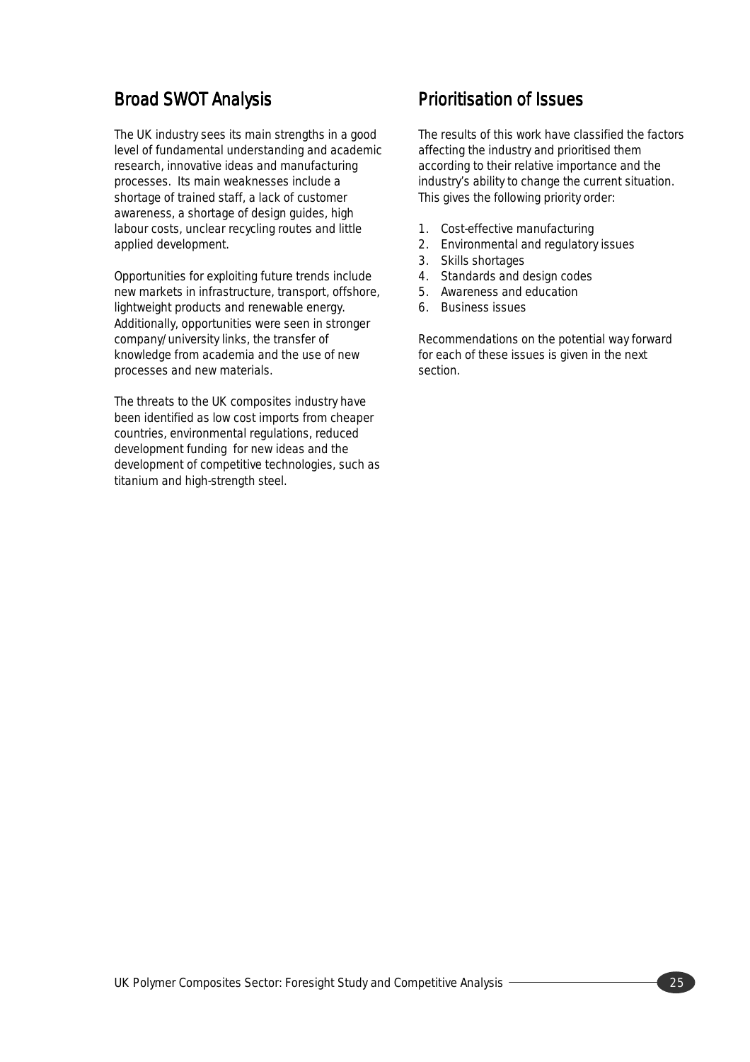## Broad SWOT Analysis

The UK industry sees its main strengths in a good level of fundamental understanding and academic research, innovative ideas and manufacturing processes. Its main weaknesses include a shortage of trained staff, a lack of customer awareness, a shortage of design guides, high labour costs, unclear recycling routes and little applied development.

Opportunities for exploiting future trends include new markets in infrastructure, transport, offshore, lightweight products and renewable energy. Additionally, opportunities were seen in stronger company/university links, the transfer of knowledge from academia and the use of new processes and new materials.

The threats to the UK composites industry have been identified as low cost imports from cheaper countries, environmental regulations, reduced development funding for new ideas and the development of competitive technologies, such as titanium and high-strength steel.

## Prioritisation of Issues

The results of this work have classified the factors affecting the industry and prioritised them according to their relative importance and the industry's ability to change the current situation. This gives the following priority order:

1. Cost-effective manufacturing
2. Environmental and regulatory issues
3. Skills shortages
4. Standards and design codes
5. Awareness and education
6. Business issues

Recommendations on the potential way forward for each of these issues is given in the next section.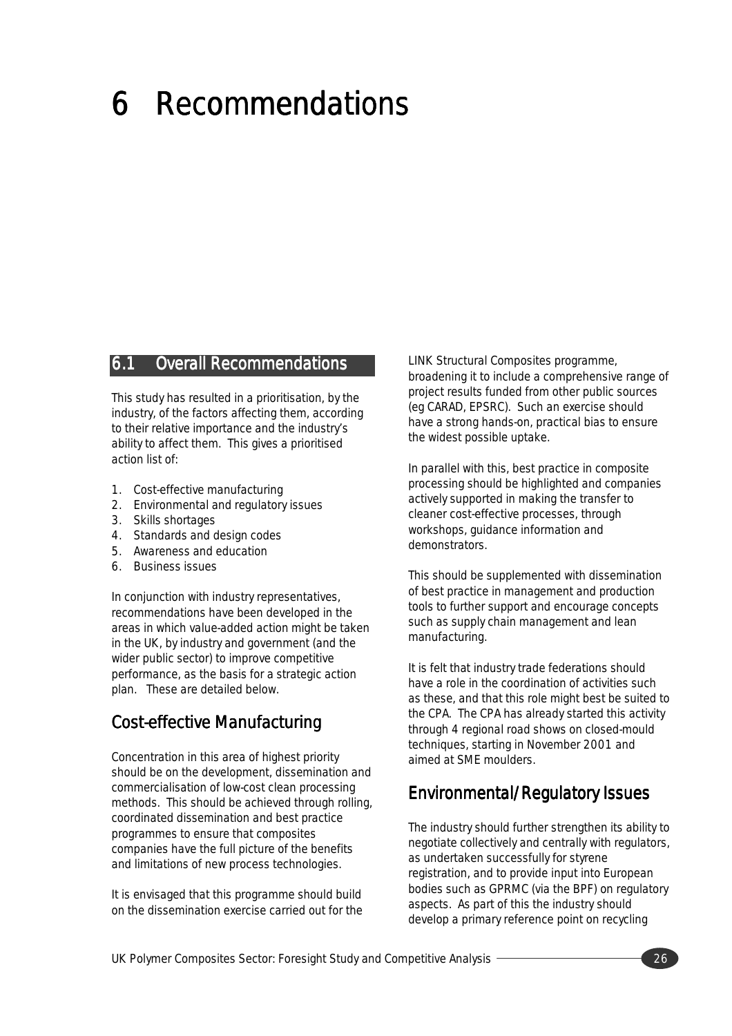# 6 Recommendations

## 6.1 Overall Recommendations

This study has resulted in a prioritisation, by the industry, of the factors affecting them, according to their relative importance and the industry's ability to affect them. This gives a prioritised action list of:

1. Cost-effective manufacturing
2. Environmental and regulatory issues
3. Skills shortages
4. Standards and design codes
5. Awareness and education
6. Business issues

In conjunction with industry representatives, recommendations have been developed in the areas in which value-added action might be taken in the UK, by industry and government (and the wider public sector) to improve competitive performance, as the basis for a strategic action plan. These are detailed below.

### Cost-effective Manufacturing

Concentration in this area of highest priority should be on the development, dissemination and commercialisation of low-cost clean processing methods. This should be achieved through rolling, coordinated dissemination and best practice programmes to ensure that composites companies have the full picture of the benefits and limitations of new process technologies.

It is envisaged that this programme should build on the dissemination exercise carried out for the LINK Structural Composites programme, broadening it to include a comprehensive range of project results funded from other public sources (eg CARAD, EPSRC). Such an exercise should have a strong hands-on, practical bias to ensure the widest possible uptake.

In parallel with this, best practice in composite processing should be highlighted and companies actively supported in making the transfer to cleaner cost-effective processes, through workshops, guidance information and demonstrators.

This should be supplemented with dissemination of best practice in management and production tools to further support and encourage concepts such as supply chain management and lean manufacturing.

It is felt that industry trade federations should have a role in the coordination of activities such as these, and that this role might best be suited to the CPA. The CPA has already started this activity through 4 regional road shows on closed-mould techniques, starting in November 2001 and aimed at SME moulders.

### Environmental/Regulatory Issues

The industry should further strengthen its ability to negotiate collectively and centrally with regulators, as undertaken successfully for styrene registration, and to provide input into European bodies such as GPRMC (via the BPF) on regulatory aspects. As part of this the industry should develop a primary reference point on recycling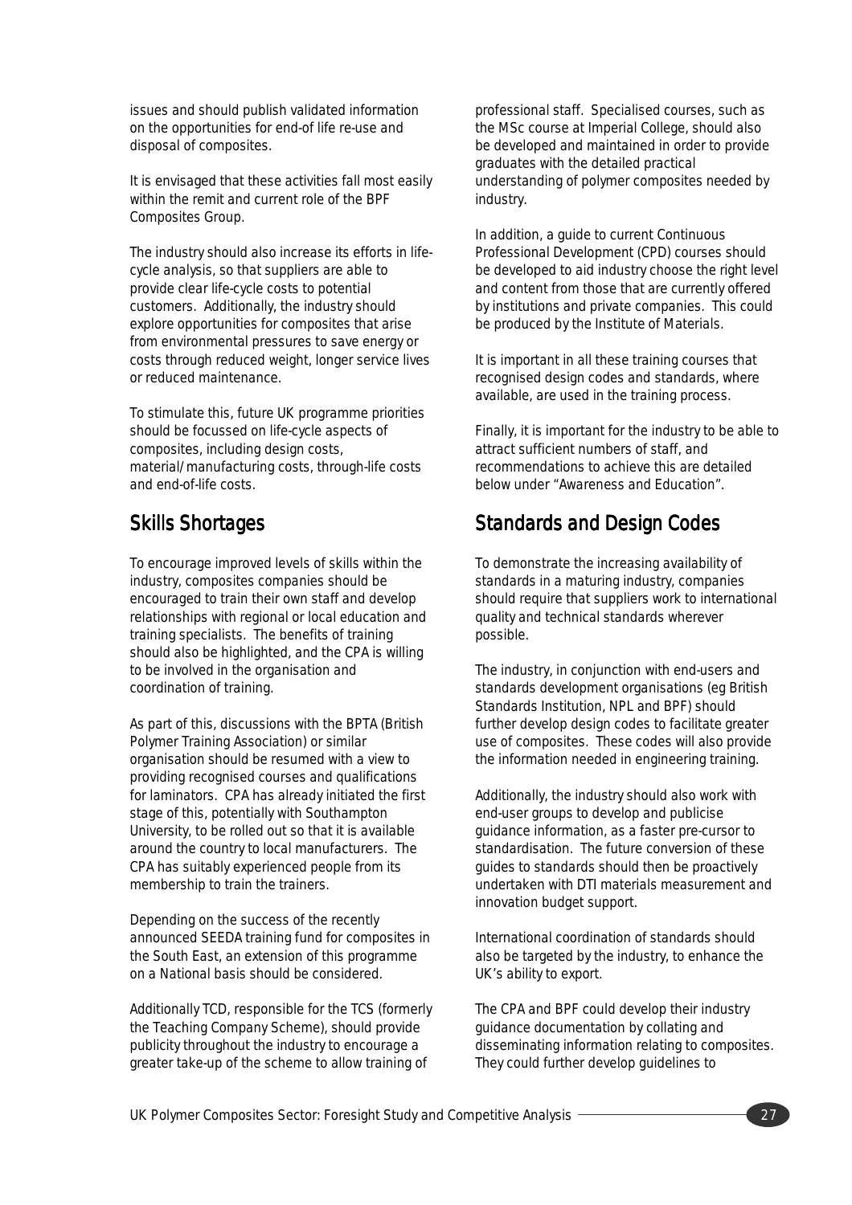issues and should publish validated information on the opportunities for end-of life re-use and disposal of composites.

It is envisaged that these activities fall most easily within the remit and current role of the BPF Composites Group.

The industry should also increase its efforts in life-cycle analysis, so that suppliers are able to provide clear life-cycle costs to potential customers. Additionally, the industry should explore opportunities for composites that arise from environmental pressures to save energy or costs through reduced weight, longer service lives or reduced maintenance.

To stimulate this, future UK programme priorities should be focussed on life-cycle aspects of composites, including design costs, material/manufacturing costs, through-life costs and end-of-life costs.

## Skills Shortages

To encourage improved levels of skills within the industry, composites companies should be encouraged to train their own staff and develop relationships with regional or local education and training specialists. The benefits of training should also be highlighted, and the CPA is willing to be involved in the organisation and coordination of training.

As part of this, discussions with the BPTA (British Polymer Training Association) or similar organisation should be resumed with a view to providing recognised courses and qualifications for laminators. CPA has already initiated the first stage of this, potentially with Southampton University, to be rolled out so that it is available around the country to local manufacturers. The CPA has suitably experienced people from its membership to train the trainers.

Depending on the success of the recently announced SEEDA training fund for composites in the South East, an extension of this programme on a National basis should be considered.

Additionally TCD, responsible for the TCS (formerly the Teaching Company Scheme), should provide publicity throughout the industry to encourage a greater take-up of the scheme to allow training of professional staff. Specialised courses, such as the MSc course at Imperial College, should also be developed and maintained in order to provide graduates with the detailed practical understanding of polymer composites needed by industry.

In addition, a guide to current Continuous Professional Development (CPD) courses should be developed to aid industry choose the right level and content from those that are currently offered by institutions and private companies. This could be produced by the Institute of Materials.

It is important in all these training courses that recognised design codes and standards, where available, are used in the training process.

Finally, it is important for the industry to be able to attract sufficient numbers of staff, and recommendations to achieve this are detailed below under "Awareness and Education".

## Standards and Design Codes

To demonstrate the increasing availability of standards in a maturing industry, companies should require that suppliers work to international quality and technical standards wherever possible.

The industry, in conjunction with end-users and standards development organisations (eg British Standards Institution, NPL and BPF) should further develop design codes to facilitate greater use of composites. These codes will also provide the information needed in engineering training.

Additionally, the industry should also work with end-user groups to develop and publicise guidance information, as a faster pre-cursor to standardisation. The future conversion of these guides to standards should then be proactively undertaken with DTI materials measurement and innovation budget support.

International coordination of standards should also be targeted by the industry, to enhance the UK's ability to export.

The CPA and BPF could develop their industry guidance documentation by collating and disseminating information relating to composites. They could further develop guidelines to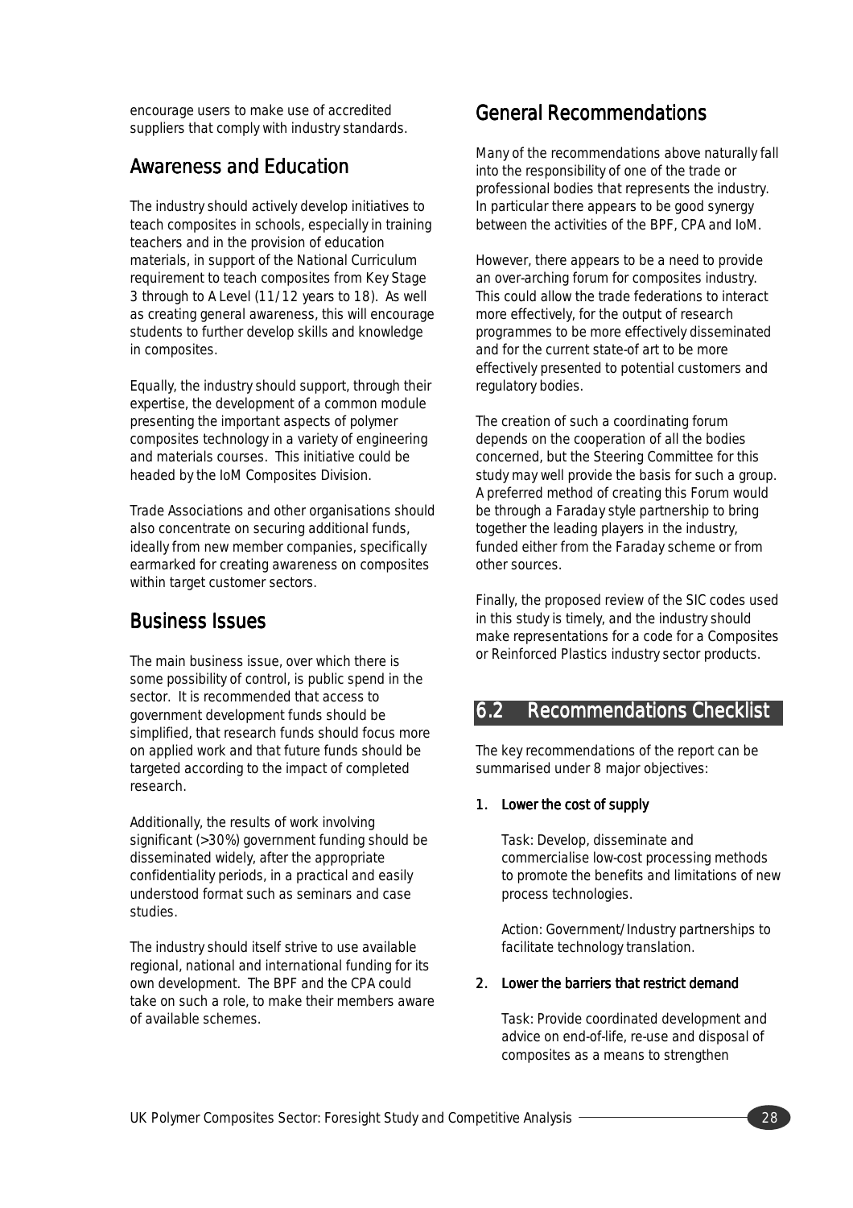encourage users to make use of accredited suppliers that comply with industry standards.

## Awareness and Education

The industry should actively develop initiatives to teach composites in schools, especially in training teachers and in the provision of education materials, in support of the National Curriculum requirement to teach composites from Key Stage 3 through to A Level (11/12 years to 18). As well as creating general awareness, this will encourage students to further develop skills and knowledge in composites.

Equally, the industry should support, through their expertise, the development of a common module presenting the important aspects of polymer composites technology in a variety of engineering and materials courses. This initiative could be headed by the IoM Composites Division.

Trade Associations and other organisations should also concentrate on securing additional funds, ideally from new member companies, specifically earmarked for creating awareness on composites within target customer sectors.

## Business Issues

The main business issue, over which there is some possibility of control, is public spend in the sector. It is recommended that access to government development funds should be simplified, that research funds should focus more on applied work and that future funds should be targeted according to the impact of completed research.

Additionally, the results of work involving significant (>30%) government funding should be disseminated widely, after the appropriate confidentiality periods, in a practical and easily understood format such as seminars and case studies.

The industry should itself strive to use available regional, national and international funding for its own development. The BPF and the CPA could take on such a role, to make their members aware of available schemes.

## General Recommendations

Many of the recommendations above naturally fall into the responsibility of one of the trade or professional bodies that represents the industry. In particular there appears to be good synergy between the activities of the BPF, CPA and IoM.

However, there appears to be a need to provide an over-arching forum for composites industry. This could allow the trade federations to interact more effectively, for the output of research programmes to be more effectively disseminated and for the current state-of art to be more effectively presented to potential customers and regulatory bodies.

The creation of such a coordinating forum depends on the cooperation of all the bodies concerned, but the Steering Committee for this study may well provide the basis for such a group. A preferred method of creating this Forum would be through a Faraday style partnership to bring together the leading players in the industry, funded either from the Faraday scheme or from other sources.

Finally, the proposed review of the SIC codes used in this study is timely, and the industry should make representations for a code for a Composites or Reinforced Plastics industry sector products.

## 6.2 Recommendations Checklist

The key recommendations of the report can be summarised under 8 major objectives:

1. **Lower the cost of supply**

   Task: Develop, disseminate and commercialise low-cost processing methods to promote the benefits and limitations of new process technologies.

   Action: Government/Industry partnerships to facilitate technology translation.

2. **Lower the barriers that restrict demand**

   Task: Provide coordinated development and advice on end-of-life, re-use and disposal of composites as a means to strengthen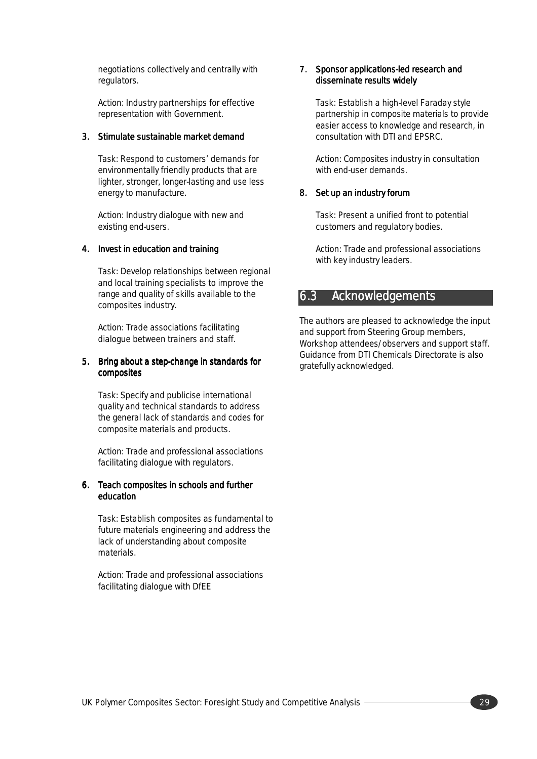negotiations collectively and centrally with regulators.

Action: Industry partnerships for effective representation with Government.

3. **Stimulate sustainable market demand**

   Task: Respond to customers' demands for environmentally friendly products that are lighter, stronger, longer-lasting and use less energy to manufacture.

   Action: Industry dialogue with new and existing end-users.

4. **Invest in education and training**

   Task: Develop relationships between regional and local training specialists to improve the range and quality of skills available to the composites industry.

   Action: Trade associations facilitating dialogue between trainers and staff.

5. **Bring about a step-change in standards for composites**

   Task: Specify and publicise international quality and technical standards to address the general lack of standards and codes for composite materials and products.

   Action: Trade and professional associations facilitating dialogue with regulators.

6. **Teach composites in schools and further education**

   Task: Establish composites as fundamental to future materials engineering and address the lack of understanding about composite materials.

   Action: Trade and professional associations facilitating dialogue with DfEE

7. **Sponsor applications-led research and disseminate results widely**

   Task: Establish a high-level Faraday style partnership in composite materials to provide easier access to knowledge and research, in consultation with DTI and EPSRC.

   Action: Composites industry in consultation with end-user demands.

8. **Set up an industry forum**

   Task: Present a unified front to potential customers and regulatory bodies.

   Action: Trade and professional associations with key industry leaders.

## 6.3 Acknowledgements

The authors are pleased to acknowledge the input and support from Steering Group members, Workshop attendees/observers and support staff. Guidance from DTI Chemicals Directorate is also gratefully acknowledged.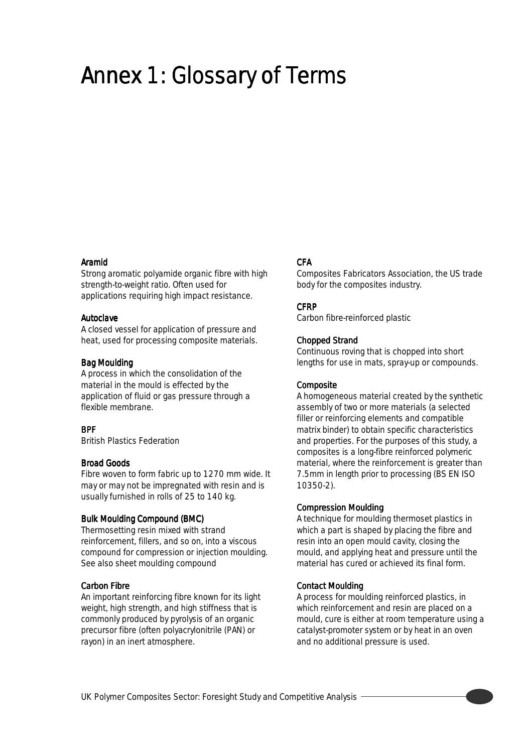# Annex 1: Glossary of Terms

### Aramid
Strong aromatic polyamide organic fibre with high strength-to-weight ratio. Often used for applications requiring high impact resistance.

### Autoclave
A closed vessel for application of pressure and heat, used for processing composite materials.

### Bag Moulding
A process in which the consolidation of the material in the mould is effected by the application of fluid or gas pressure through a flexible membrane.

### BPF
British Plastics Federation

### Broad Goods
Fibre woven to form fabric up to 1270 mm wide. It may or may not be impregnated with resin and is usually furnished in rolls of 25 to 140 kg.

### Bulk Moulding Compound (BMC)
Thermosetting resin mixed with strand reinforcement, fillers, and so on, into a viscous compound for compression or injection moulding. See also sheet moulding compound

### Carbon Fibre
An important reinforcing fibre known for its light weight, high strength, and high stiffness that is commonly produced by pyrolysis of an organic precursor fibre (often polyacrylonitrile (PAN) or rayon) in an inert atmosphere.

### CFA
Composites Fabricators Association, the US trade body for the composites industry.

### CFRP
Carbon fibre-reinforced plastic

### Chopped Strand
Continuous roving that is chopped into short lengths for use in mats, spray-up or compounds.

### Composite
A homogeneous material created by the synthetic assembly of two or more materials (a selected filler or reinforcing elements and compatible matrix binder) to obtain specific characteristics and properties. For the purposes of this study, a composites is a long-fibre reinforced polymeric material, where the reinforcement is greater than 7.5mm in length prior to processing (BS EN ISO 10350-2).

### Compression Moulding
A technique for moulding thermoset plastics in which a part is shaped by placing the fibre and resin into an open mould cavity, closing the mould, and applying heat and pressure until the material has cured or achieved its final form.

### Contact Moulding
A process for moulding reinforced plastics, in which reinforcement and resin are placed on a mould, cure is either at room temperature using a catalyst-promoter system or by heat in an oven and no additional pressure is used.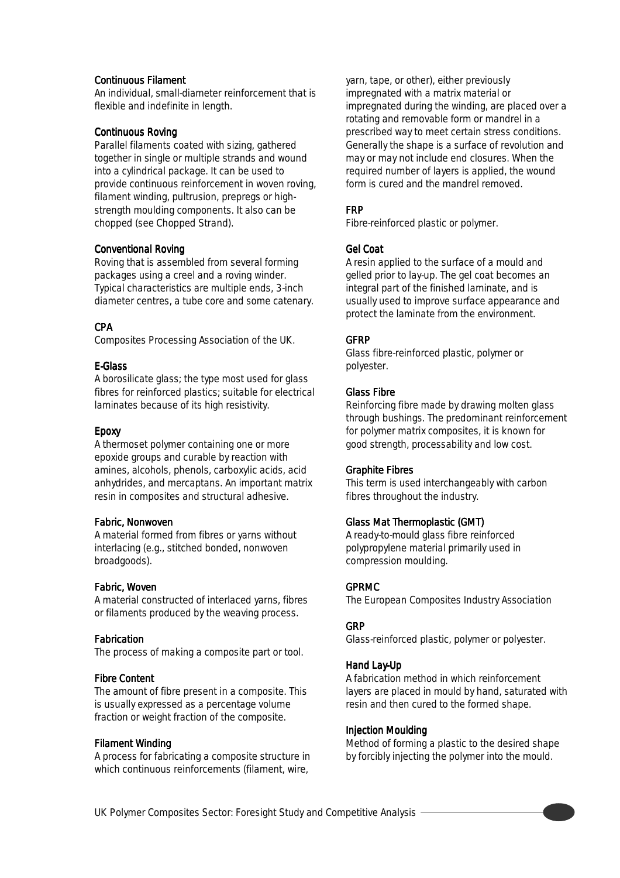**Continuous Filament**
An individual, small-diameter reinforcement that is flexible and indefinite in length.

**Continuous Roving**
Parallel filaments coated with sizing, gathered together in single or multiple strands and wound into a cylindrical package. It can be used to provide continuous reinforcement in woven roving, filament winding, pultrusion, prepregs or high-strength moulding components. It also can be chopped (see Chopped Strand).

**Conventional Roving**
Roving that is assembled from several forming packages using a creel and a roving winder. Typical characteristics are multiple ends, 3-inch diameter centres, a tube core and some catenary.

**CPA**
Composites Processing Association of the UK.

**E-Glass**
A borosilicate glass; the type most used for glass fibres for reinforced plastics; suitable for electrical laminates because of its high resistivity.

**Epoxy**
A thermoset polymer containing one or more epoxide groups and curable by reaction with amines, alcohols, phenols, carboxylic acids, acid anhydrides, and mercaptans. An important matrix resin in composites and structural adhesive.

**Fabric, Nonwoven**
A material formed from fibres or yarns without interlacing (e.g., stitched bonded, nonwoven broadgoods).

**Fabric, Woven**
A material constructed of interlaced yarns, fibres or filaments produced by the weaving process.

**Fabrication**
The process of making a composite part or tool.

**Fibre Content**
The amount of fibre present in a composite. This is usually expressed as a percentage volume fraction or weight fraction of the composite.

**Filament Winding**
A process for fabricating a composite structure in which continuous reinforcements (filament, wire, yarn, tape, or other), either previously impregnated with a matrix material or impregnated during the winding, are placed over a rotating and removable form or mandrel in a prescribed way to meet certain stress conditions. Generally the shape is a surface of revolution and may or may not include end closures. When the required number of layers is applied, the wound form is cured and the mandrel removed.

**FRP**
Fibre-reinforced plastic or polymer.

**Gel Coat**
A resin applied to the surface of a mould and gelled prior to lay-up. The gel coat becomes an integral part of the finished laminate, and is usually used to improve surface appearance and protect the laminate from the environment.

**GFRP**
Glass fibre-reinforced plastic, polymer or polyester.

**Glass Fibre**
Reinforcing fibre made by drawing molten glass through bushings. The predominant reinforcement for polymer matrix composites, it is known for good strength, processability and low cost.

**Graphite Fibres**
This term is used interchangeably with carbon fibres throughout the industry.

**Glass Mat Thermoplastic (GMT)**
A ready-to-mould glass fibre reinforced polypropylene material primarily used in compression moulding.

**GPRMC**
The European Composites Industry Association

**GRP**
Glass-reinforced plastic, polymer or polyester.

**Hand Lay-Up**
A fabrication method in which reinforcement layers are placed in mould by hand, saturated with resin and then cured to the formed shape.

**Injection Moulding**
Method of forming a plastic to the desired shape by forcibly injecting the polymer into the mould.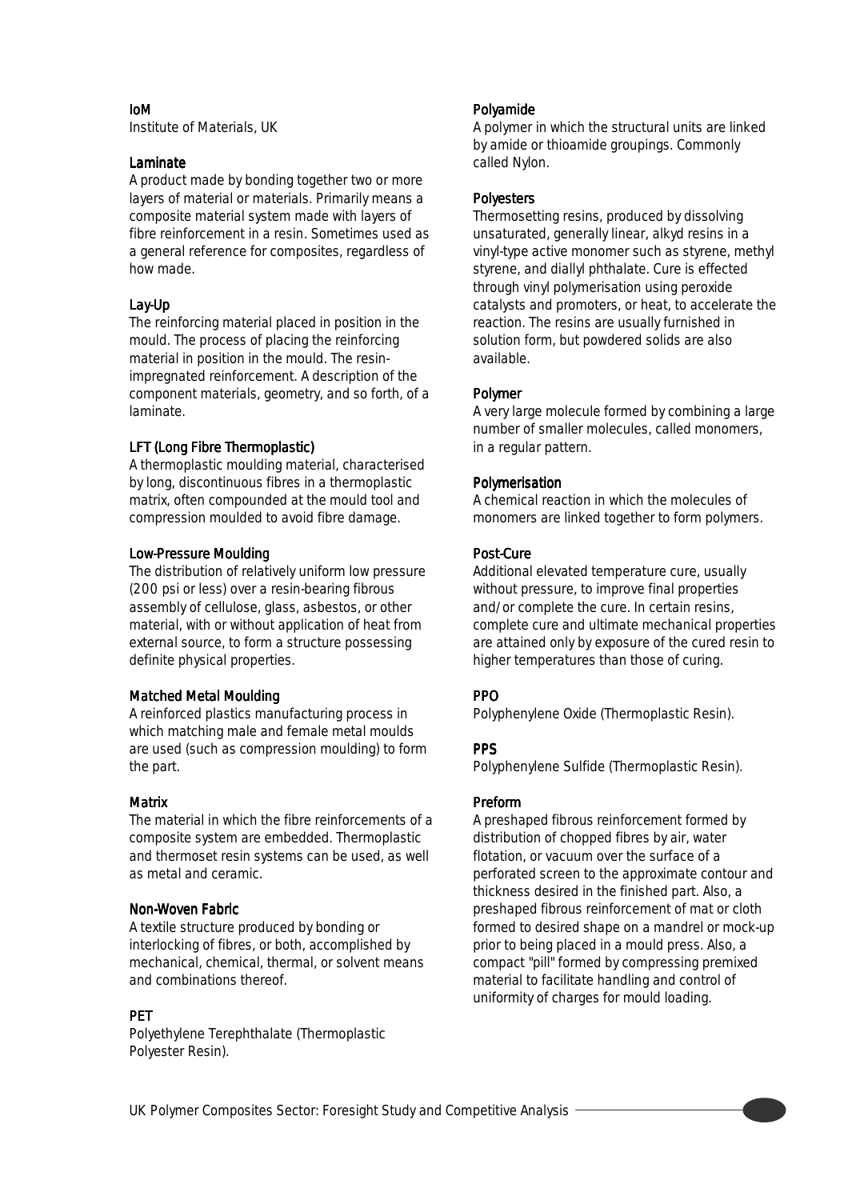**IoM**
Institute of Materials, UK

**Laminate**
A product made by bonding together two or more layers of material or materials. Primarily means a composite material system made with layers of fibre reinforcement in a resin. Sometimes used as a general reference for composites, regardless of how made.

**Lay-Up**
The reinforcing material placed in position in the mould. The process of placing the reinforcing material in position in the mould. The resin-impregnated reinforcement. A description of the component materials, geometry, and so forth, of a laminate.

**LFT (Long Fibre Thermoplastic)**
A thermoplastic moulding material, characterised by long, discontinuous fibres in a thermoplastic matrix, often compounded at the mould tool and compression moulded to avoid fibre damage.

**Low-Pressure Moulding**
The distribution of relatively uniform low pressure (200 psi or less) over a resin-bearing fibrous assembly of cellulose, glass, asbestos, or other material, with or without application of heat from external source, to form a structure possessing definite physical properties.

**Matched Metal Moulding**
A reinforced plastics manufacturing process in which matching male and female metal moulds are used (such as compression moulding) to form the part.

**Matrix**
The material in which the fibre reinforcements of a composite system are embedded. Thermoplastic and thermoset resin systems can be used, as well as metal and ceramic.

**Non-Woven Fabric**
A textile structure produced by bonding or interlocking of fibres, or both, accomplished by mechanical, chemical, thermal, or solvent means and combinations thereof.

**PET**
Polyethylene Terephthalate (Thermoplastic Polyester Resin).

**Polyamide**
A polymer in which the structural units are linked by amide or thioamide groupings. Commonly called Nylon.

**Polyesters**
Thermosetting resins, produced by dissolving unsaturated, generally linear, alkyd resins in a vinyl-type active monomer such as styrene, methyl styrene, and diallyl phthalate. Cure is effected through vinyl polymerisation using peroxide catalysts and promoters, or heat, to accelerate the reaction. The resins are usually furnished in solution form, but powdered solids are also available.

**Polymer**
A very large molecule formed by combining a large number of smaller molecules, called monomers, in a regular pattern.

**Polymerisation**
A chemical reaction in which the molecules of monomers are linked together to form polymers.

**Post-Cure**
Additional elevated temperature cure, usually without pressure, to improve final properties and/or complete the cure. In certain resins, complete cure and ultimate mechanical properties are attained only by exposure of the cured resin to higher temperatures than those of curing.

**PPO**
Polyphenylene Oxide (Thermoplastic Resin).

**PPS**
Polyphenylene Sulfide (Thermoplastic Resin).

**Preform**
A preshaped fibrous reinforcement formed by distribution of chopped fibres by air, water flotation, or vacuum over the surface of a perforated screen to the approximate contour and thickness desired in the finished part. Also, a preshaped fibrous reinforcement of mat or cloth formed to desired shape on a mandrel or mock-up prior to being placed in a mould press. Also, a compact "pill" formed by compressing premixed material to facilitate handling and control of uniformity of charges for mould loading.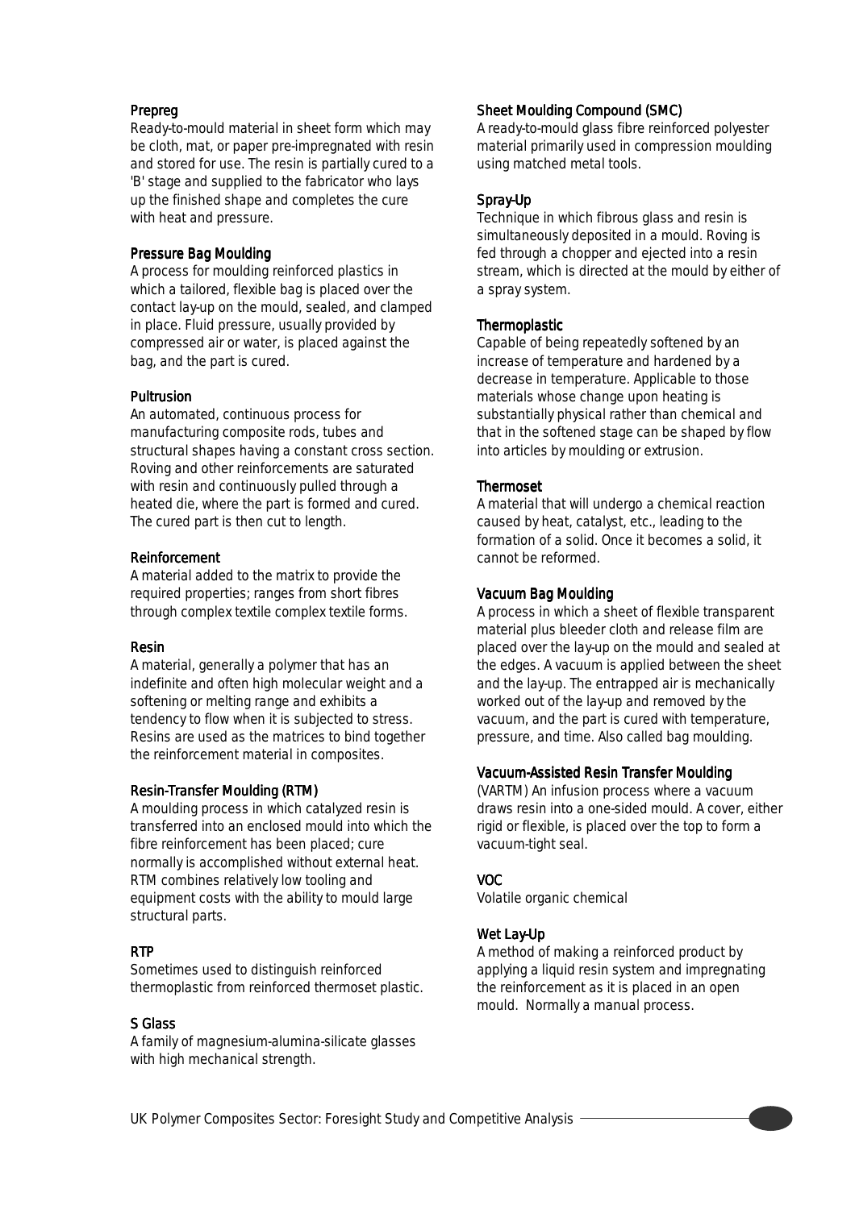### Prepreg

Ready-to-mould material in sheet form which may be cloth, mat, or paper pre-impregnated with resin and stored for use. The resin is partially cured to a 'B' stage and supplied to the fabricator who lays up the finished shape and completes the cure with heat and pressure.

### Pressure Bag Moulding

A process for moulding reinforced plastics in which a tailored, flexible bag is placed over the contact lay-up on the mould, sealed, and clamped in place. Fluid pressure, usually provided by compressed air or water, is placed against the bag, and the part is cured.

### Pultrusion

An automated, continuous process for manufacturing composite rods, tubes and structural shapes having a constant cross section. Roving and other reinforcements are saturated with resin and continuously pulled through a heated die, where the part is formed and cured. The cured part is then cut to length.

### Reinforcement

A material added to the matrix to provide the required properties; ranges from short fibres through complex textile complex textile forms.

### Resin

A material, generally a polymer that has an indefinite and often high molecular weight and a softening or melting range and exhibits a tendency to flow when it is subjected to stress. Resins are used as the matrices to bind together the reinforcement material in composites.

### Resin-Transfer Moulding (RTM)

A moulding process in which catalyzed resin is transferred into an enclosed mould into which the fibre reinforcement has been placed; cure normally is accomplished without external heat. RTM combines relatively low tooling and equipment costs with the ability to mould large structural parts.

### RTP

Sometimes used to distinguish reinforced thermoplastic from reinforced thermoset plastic.

### S Glass

A family of magnesium-alumina-silicate glasses with high mechanical strength.

### Sheet Moulding Compound (SMC)

A ready-to-mould glass fibre reinforced polyester material primarily used in compression moulding using matched metal tools.

### Spray-Up

Technique in which fibrous glass and resin is simultaneously deposited in a mould. Roving is fed through a chopper and ejected into a resin stream, which is directed at the mould by either of a spray system.

### Thermoplastic

Capable of being repeatedly softened by an increase of temperature and hardened by a decrease in temperature. Applicable to those materials whose change upon heating is substantially physical rather than chemical and that in the softened stage can be shaped by flow into articles by moulding or extrusion.

### Thermoset

A material that will undergo a chemical reaction caused by heat, catalyst, etc., leading to the formation of a solid. Once it becomes a solid, it cannot be reformed.

### Vacuum Bag Moulding

A process in which a sheet of flexible transparent material plus bleeder cloth and release film are placed over the lay-up on the mould and sealed at the edges. A vacuum is applied between the sheet and the lay-up. The entrapped air is mechanically worked out of the lay-up and removed by the vacuum, and the part is cured with temperature, pressure, and time. Also called bag moulding.

### Vacuum-Assisted Resin Transfer Moulding

(VARTM) An infusion process where a vacuum draws resin into a one-sided mould. A cover, either rigid or flexible, is placed over the top to form a vacuum-tight seal.

### VOC

Volatile organic chemical

### Wet Lay-Up

A method of making a reinforced product by applying a liquid resin system and impregnating the reinforcement as it is placed in an open mould. Normally a manual process.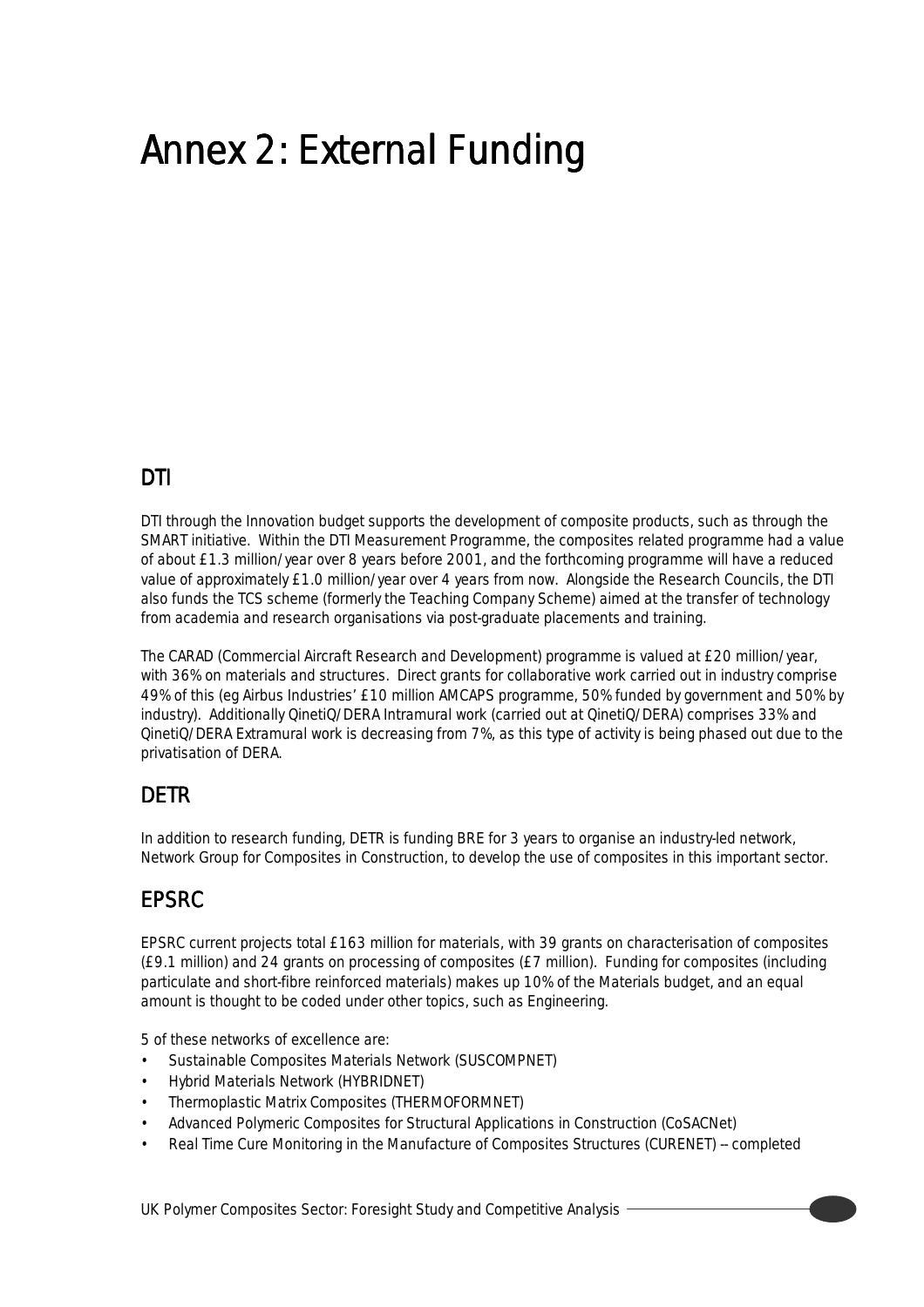# Annex 2: External Funding

## DTI

DTI through the Innovation budget supports the development of composite products, such as through the SMART initiative. Within the DTI Measurement Programme, the composites related programme had a value of about £1.3 million/year over 8 years before 2001, and the forthcoming programme will have a reduced value of approximately £1.0 million/year over 4 years from now. Alongside the Research Councils, the DTI also funds the TCS scheme (formerly the Teaching Company Scheme) aimed at the transfer of technology from academia and research organisations via post-graduate placements and training.

The CARAD (Commercial Aircraft Research and Development) programme is valued at £20 million/year, with 36% on materials and structures. Direct grants for collaborative work carried out in industry comprise 49% of this (eg Airbus Industries' £10 million AMCAPS programme, 50% funded by government and 50% by industry). Additionally QinetiQ/DERA Intramural work (carried out at QinetiQ/DERA) comprises 33% and QinetiQ/DERA Extramural work is decreasing from 7%, as this type of activity is being phased out due to the privatisation of DERA.

## DETR

In addition to research funding, DETR is funding BRE for 3 years to organise an industry-led network, Network Group for Composites in Construction, to develop the use of composites in this important sector.

## EPSRC

EPSRC current projects total £163 million for materials, with 39 grants on characterisation of composites (£9.1 million) and 24 grants on processing of composites (£7 million). Funding for composites (including particulate and short-fibre reinforced materials) makes up 10% of the Materials budget, and an equal amount is thought to be coded under other topics, such as Engineering.

5 of these networks of excellence are:

- Sustainable Composites Materials Network (SUSCOMPNET)
- Hybrid Materials Network (HYBRIDNET)
- Thermoplastic Matrix Composites (THERMOFORMNET)
- Advanced Polymeric Composites for Structural Applications in Construction (CoSACNet)
- Real Time Cure Monitoring in the Manufacture of Composites Structures (CURENET) -- completed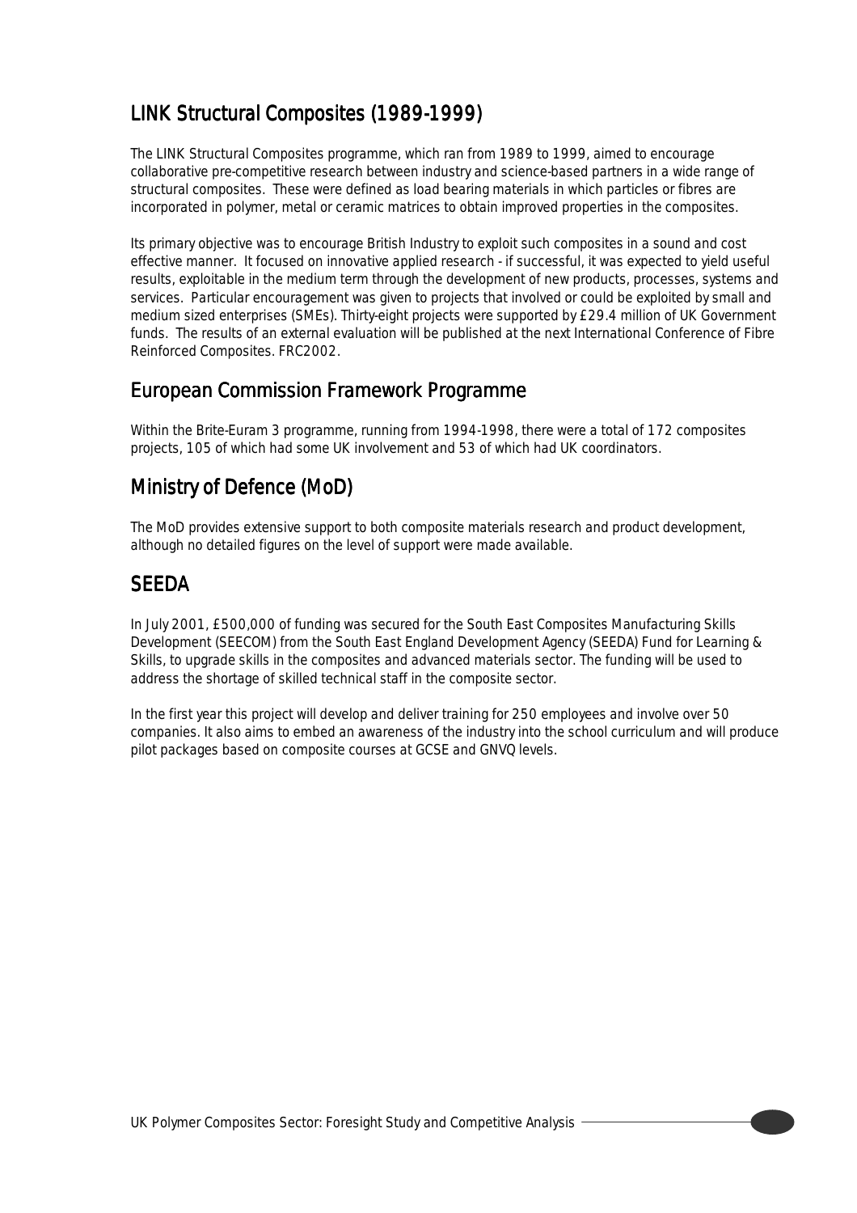## LINK Structural Composites (1989-1999)

The LINK Structural Composites programme, which ran from 1989 to 1999, aimed to encourage collaborative pre-competitive research between industry and science-based partners in a wide range of structural composites. These were defined as load bearing materials in which particles or fibres are incorporated in polymer, metal or ceramic matrices to obtain improved properties in the composites.

Its primary objective was to encourage British Industry to exploit such composites in a sound and cost effective manner. It focused on innovative applied research - if successful, it was expected to yield useful results, exploitable in the medium term through the development of new products, processes, systems and services. Particular encouragement was given to projects that involved or could be exploited by small and medium sized enterprises (SMEs). Thirty-eight projects were supported by £29.4 million of UK Government funds. The results of an external evaluation will be published at the next International Conference of Fibre Reinforced Composites. FRC2002.

## European Commission Framework Programme

Within the Brite-Euram 3 programme, running from 1994-1998, there were a total of 172 composites projects, 105 of which had some UK involvement and 53 of which had UK coordinators.

## Ministry of Defence (MoD)

The MoD provides extensive support to both composite materials research and product development, although no detailed figures on the level of support were made available.

## SEEDA

In July 2001, £500,000 of funding was secured for the South East Composites Manufacturing Skills Development (SEECOM) from the South East England Development Agency (SEEDA) Fund for Learning & Skills, to upgrade skills in the composites and advanced materials sector. The funding will be used to address the shortage of skilled technical staff in the composite sector.

In the first year this project will develop and deliver training for 250 employees and involve over 50 companies. It also aims to embed an awareness of the industry into the school curriculum and will produce pilot packages based on composite courses at GCSE and GNVQ levels.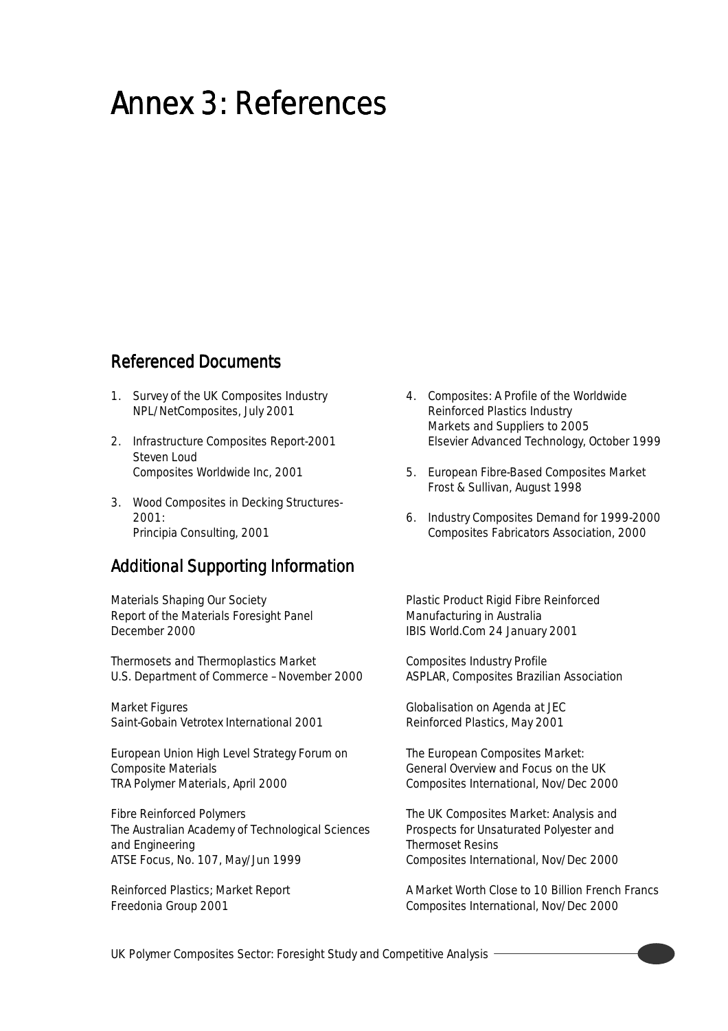# Annex 3: References

## Referenced Documents

1. Survey of the UK Composites Industry
   NPL/NetComposites, July 2001

2. Infrastructure Composites Report-2001
   Steven Loud
   Composites Worldwide Inc, 2001

3. Wood Composites in Decking Structures-2001:
   Principia Consulting, 2001

4. Composites: A Profile of the Worldwide Reinforced Plastics Industry Markets and Suppliers to 2005
   Elsevier Advanced Technology, October 1999

5. European Fibre-Based Composites Market
   Frost & Sullivan, August 1998

6. Industry Composites Demand for 1999-2000
   Composites Fabricators Association, 2000

## Additional Supporting Information

Materials Shaping Our Society
Report of the Materials Foresight Panel
December 2000

Thermosets and Thermoplastics Market
U.S. Department of Commerce – November 2000

Market Figures
Saint-Gobain Vetrotex International 2001

European Union High Level Strategy Forum on Composite Materials
TRA Polymer Materials, April 2000

Fibre Reinforced Polymers
The Australian Academy of Technological Sciences and Engineering
ATSE Focus, No. 107, May/Jun 1999

Reinforced Plastics; Market Report
Freedonia Group 2001

Plastic Product Rigid Fibre Reinforced Manufacturing in Australia
IBIS World.Com 24 January 2001

Composites Industry Profile
ASPLAR, Composites Brazilian Association

Globalisation on Agenda at JEC
Reinforced Plastics, May 2001

The European Composites Market: General Overview and Focus on the UK
Composites International, Nov/Dec 2000

The UK Composites Market: Analysis and Prospects for Unsaturated Polyester and Thermoset Resins
Composites International, Nov/Dec 2000

A Market Worth Close to 10 Billion French Francs
Composites International, Nov/Dec 2000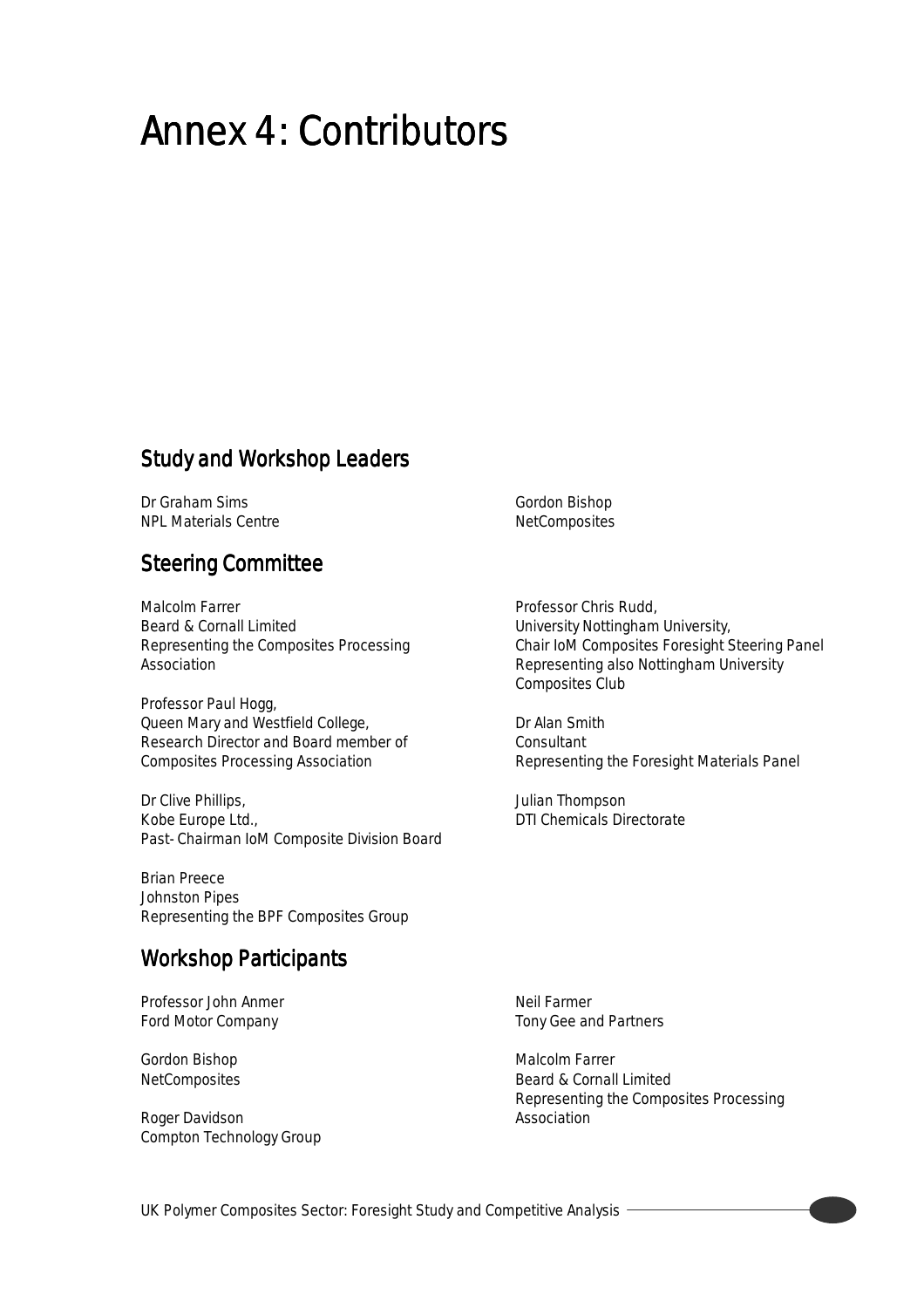# Annex 4: Contributors

## Study and Workshop Leaders

Dr Graham Sims
NPL Materials Centre

Gordon Bishop
NetComposites

## Steering Committee

Malcolm Farrer
Beard & Cornall Limited
Representing the Composites Processing Association

Professor Paul Hogg,
Queen Mary and Westfield College,
Research Director and Board member of Composites Processing Association

Dr Clive Phillips,
Kobe Europe Ltd.,
Past- Chairman IoM Composite Division Board

Brian Preece
Johnston Pipes
Representing the BPF Composites Group

Professor Chris Rudd,
University Nottingham University,
Chair IoM Composites Foresight Steering Panel
Representing also Nottingham University Composites Club

Dr Alan Smith
Consultant
Representing the Foresight Materials Panel

Julian Thompson
DTI Chemicals Directorate

## Workshop Participants

Professor John Anmer
Ford Motor Company

Gordon Bishop
NetComposites

Roger Davidson
Compton Technology Group

Neil Farmer
Tony Gee and Partners

Malcolm Farrer
Beard & Cornall Limited
Representing the Composites Processing Association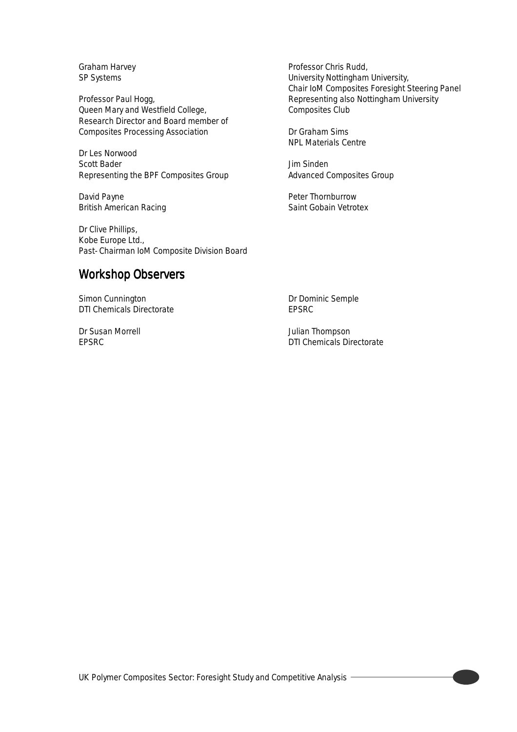Graham Harvey
SP Systems

Professor Paul Hogg,
Queen Mary and Westfield College,
Research Director and Board member of
Composites Processing Association

Dr Les Norwood
Scott Bader
Representing the BPF Composites Group

David Payne
British American Racing

Dr Clive Phillips,
Kobe Europe Ltd.,
Past- Chairman IoM Composite Division Board

Professor Chris Rudd,
University Nottingham University,
Chair IoM Composites Foresight Steering Panel
Representing also Nottingham University
Composites Club

Dr Graham Sims
NPL Materials Centre

Jim Sinden
Advanced Composites Group

Peter Thornburrow
Saint Gobain Vetrotex

## Workshop Observers

Simon Cunnington
DTI Chemicals Directorate

Dr Susan Morrell
EPSRC

Dr Dominic Semple
EPSRC

Julian Thompson
DTI Chemicals Directorate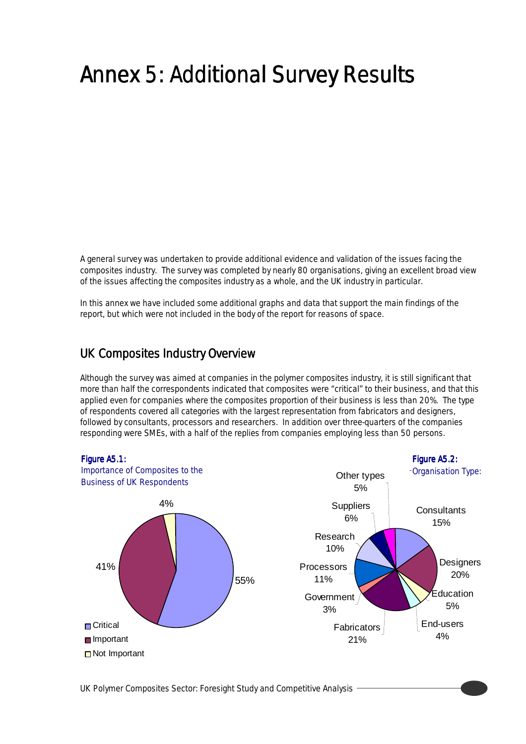# Annex 5: Additional Survey Results

A general survey was undertaken to provide additional evidence and validation of the issues facing the composites industry. The survey was completed by nearly 80 organisations, giving an excellent broad view of the issues affecting the composites industry as a whole, and the UK industry in particular.

In this annex we have included some additional graphs and data that support the main findings of the report, but which were not included in the body of the report for reasons of space.

## UK Composites Industry Overview

Although the survey was aimed at companies in the polymer composites industry, it is still significant that more than half the correspondents indicated that composites were "critical" to their business, and that this applied even for companies where the composites proportion of their business is less than 20%. The type of respondents covered all categories with the largest representation from fabricators and designers, followed by consultants, processors and researchers. In addition over three-quarters of the companies responding were SMEs, with a half of the replies from companies employing less than 50 persons.

**Figure A5.1:**
Importance of Composites to the Business of UK Respondents

4%
41%
55%

Critical
Important
Not Important

**Figure A5.2:**
Organisation Type:

Other types 5%
Consultants 15%
Suppliers 6%
Research 10%
Designers 20%
Processors 11%
Education 5%
Government 3%
End-users 4%
Fabricators 21%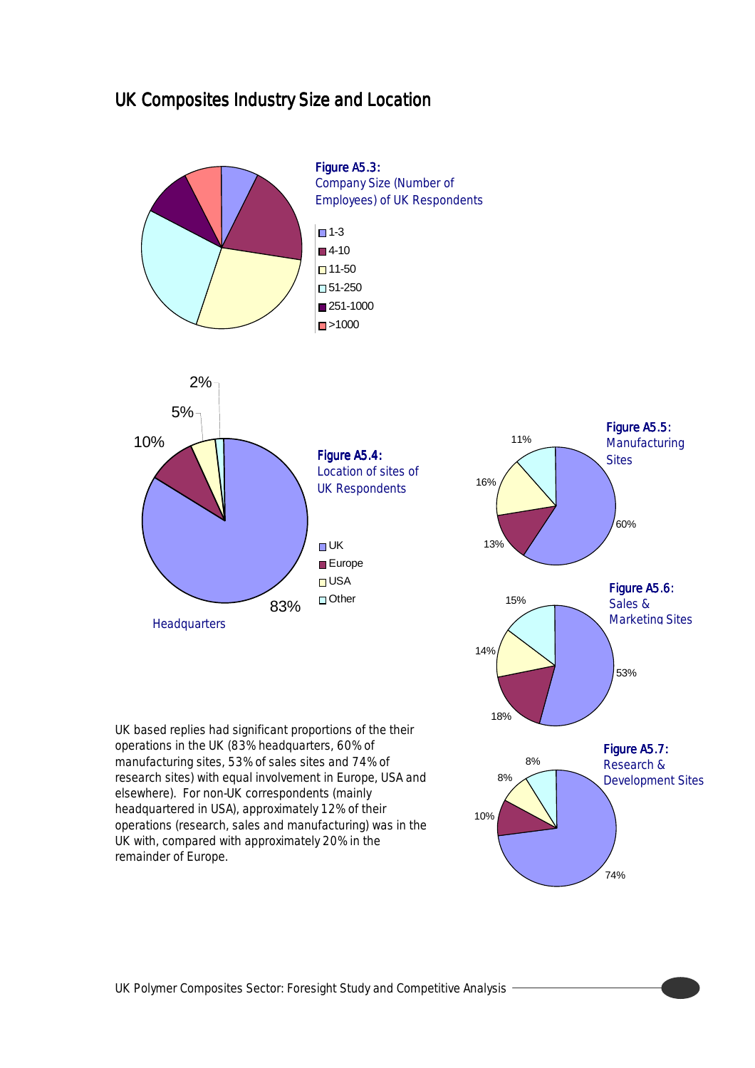## UK Composites Industry Size and Location

**Figure A5.3:** Company Size (Number of Employees) of UK Respondents

1-3
4-10
11-50
51-250
251-1000
>1000

2%
5%
10%
83%

Headquarters

**Figure A5.4:** Location of sites of UK Respondents

UK
Europe
USA
Other

11%
16%
13%
60%

**Figure A5.5:** Manufacturing Sites

15%
14%
18%
53%

**Figure A5.6:** Sales & Marketing Sites

8%
8%
10%
74%

**Figure A5.7:** Research & Development Sites

UK based replies had significant proportions of the their operations in the UK (83% headquarters, 60% of manufacturing sites, 53% of sales sites and 74% of research sites) with equal involvement in Europe, USA and elsewhere). For non-UK correspondents (mainly headquartered in USA), approximately 12% of their operations (research, sales and manufacturing) was in the UK with, compared with approximately 20% in the remainder of Europe.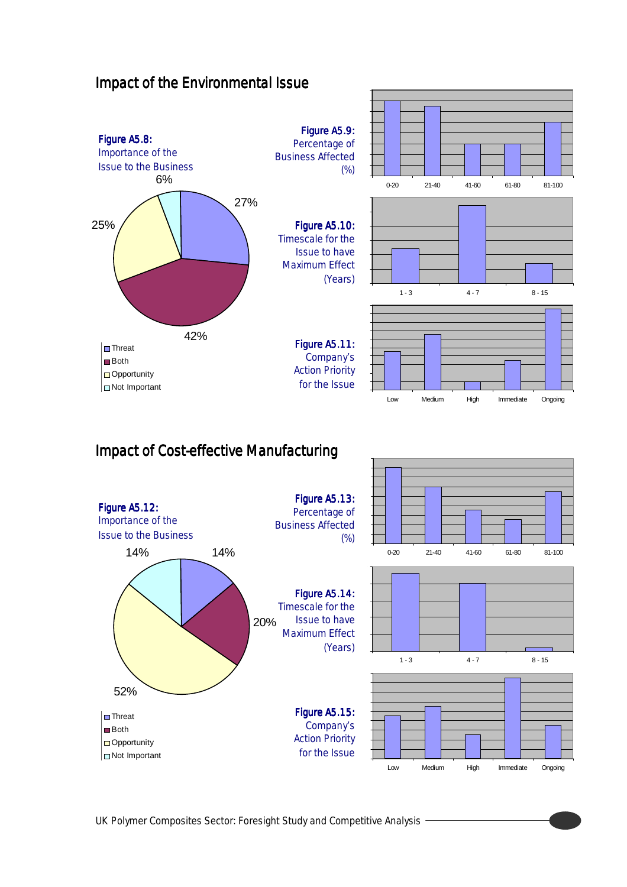## Impact of the Environmental Issue

**Figure A5.8:** Importance of the Issue to the Business

6%
27%
25%
42%

Threat
Both
Opportunity
Not Important

**Figure A5.9:** Percentage of Business Affected (%)

0-20
21-40
41-60
61-80
81-100

**Figure A5.10:** Timescale for the Issue to have Maximum Effect (Years)

1 - 3
4 - 7
8 - 15

**Figure A5.11:** Company's Action Priority for the Issue

Low
Medium
High
Immediate
Ongoing

## Impact of Cost-effective Manufacturing

**Figure A5.12:** Importance of the Issue to the Business

14%
14%
20%
52%

Threat
Both
Opportunity
Not Important

**Figure A5.13:** Percentage of Business Affected (%)

0-20
21-40
41-60
61-80
81-100

**Figure A5.14:** Timescale for the Issue to have Maximum Effect (Years)

1 - 3
4 - 7
8 - 15

**Figure A5.15:** Company's Action Priority for the Issue

Low
Medium
High
Immediate
Ongoing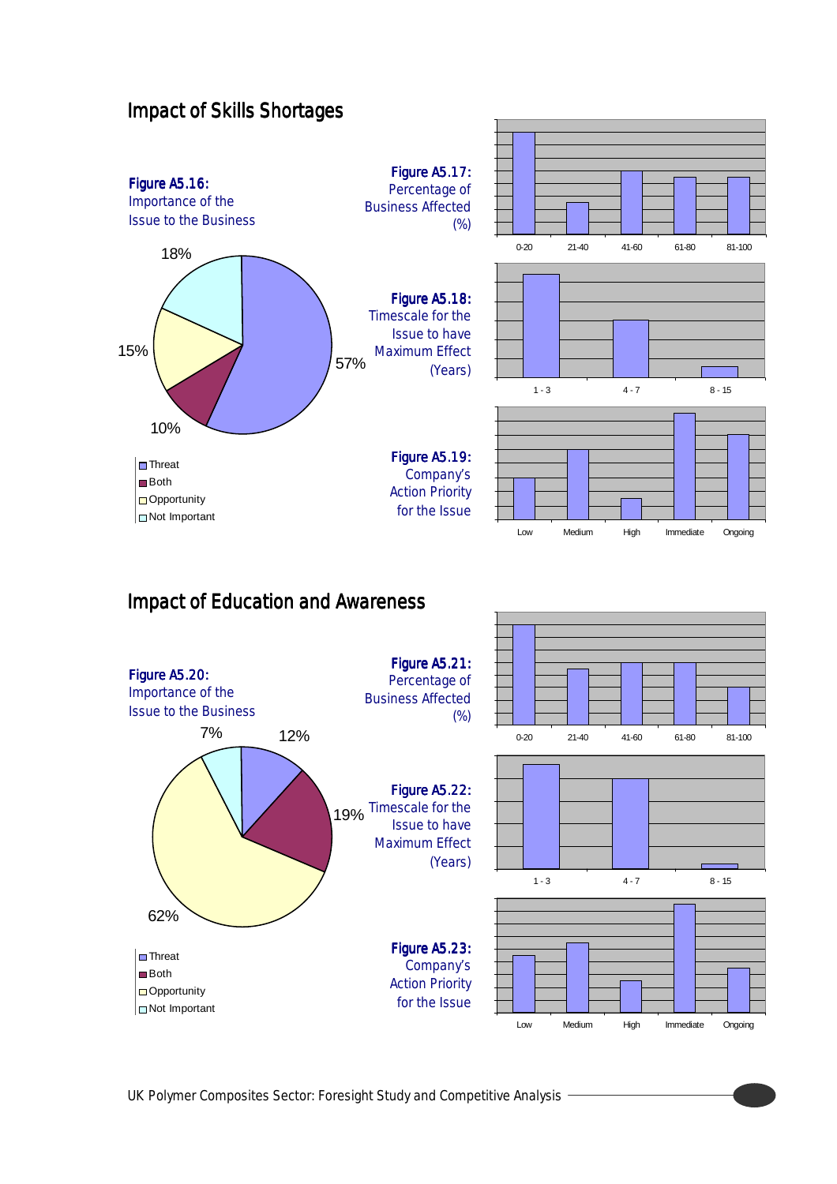## Impact of Skills Shortages

**Figure A5.16:** Importance of the Issue to the Business

18%
15%
10%
57%

Threat
Both
Opportunity
Not Important

**Figure A5.17:** Percentage of Business Affected (%)

0-20
21-40
41-60
61-80
81-100

**Figure A5.18:** Timescale for the Issue to have Maximum Effect (Years)

1 - 3
4 - 7
8 - 15

**Figure A5.19:** Company's Action Priority for the Issue

Low
Medium
High
Immediate
Ongoing

## Impact of Education and Awareness

**Figure A5.20:** Importance of the Issue to the Business

7%
12%
19%
62%

Threat
Both
Opportunity
Not Important

**Figure A5.21:** Percentage of Business Affected (%)

0-20
21-40
41-60
61-80
81-100

**Figure A5.22:** Timescale for the Issue to have Maximum Effect (Years)

1 - 3
4 - 7
8 - 15

**Figure A5.23:** Company's Action Priority for the Issue

Low
Medium
High
Immediate
Ongoing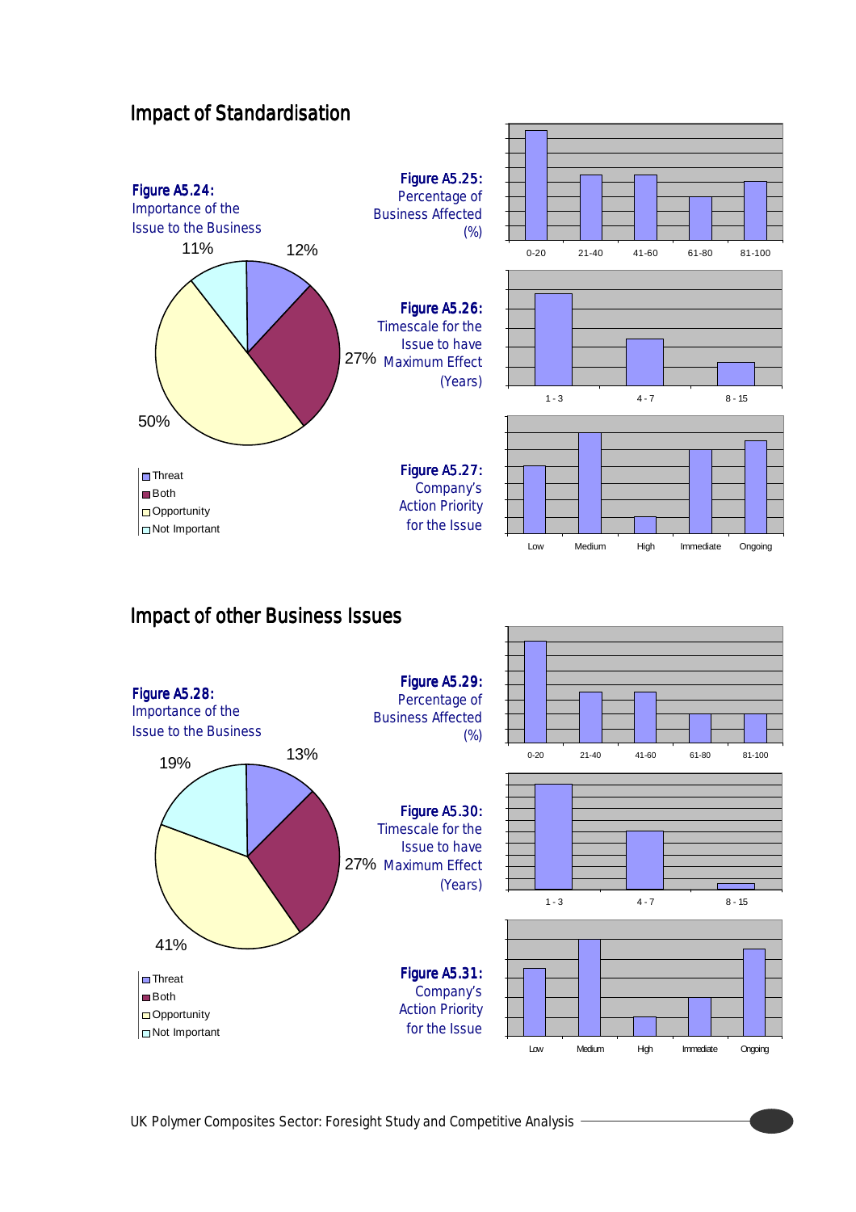## Impact of Standardisation

**Figure A5.24:** Importance of the Issue to the Business

11%, 12%, 27%, 50%

- Threat
- Both
- Opportunity
- Not Important

**Figure A5.25:** Percentage of Business Affected (%)

0-20, 21-40, 41-60, 61-80, 81-100

**Figure A5.26:** Timescale for the Issue to have Maximum Effect (Years)

1 - 3, 4 - 7, 8 - 15

**Figure A5.27:** Company's Action Priority for the Issue

Low, Medium, High, Immediate, Ongoing

## Impact of other Business Issues

**Figure A5.28:** Importance of the Issue to the Business

19%, 13%, 27%, 41%

- Threat
- Both
- Opportunity
- Not Important

**Figure A5.29:** Percentage of Business Affected (%)

0-20, 21-40, 41-60, 61-80, 81-100

**Figure A5.30:** Timescale for the Issue to have Maximum Effect (Years)

1 - 3, 4 - 7, 8 - 15

**Figure A5.31:** Company's Action Priority for the Issue

Low, Medium, High, Immediate, Ongoing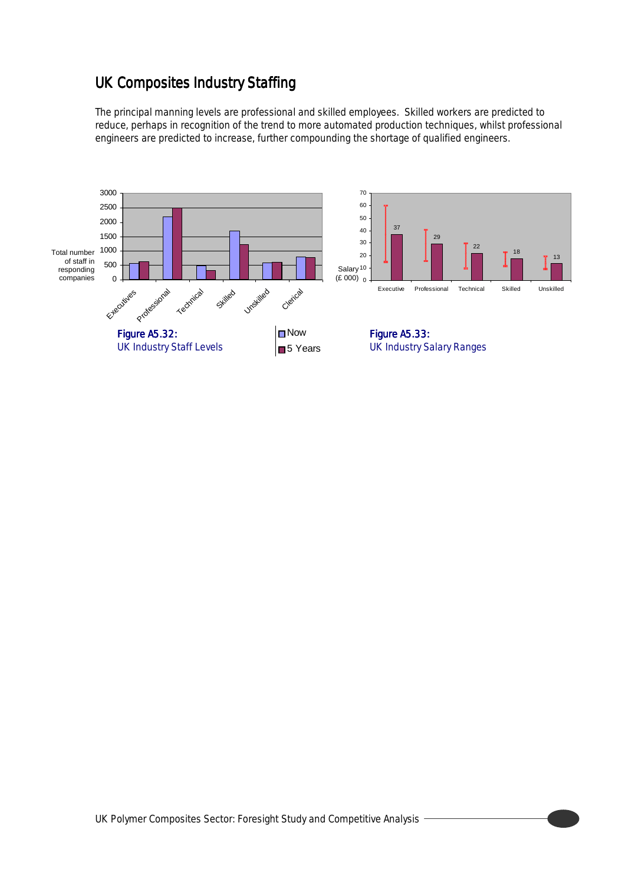# UK Composites Industry Staffing

The principal manning levels are professional and skilled employees. Skilled workers are predicted to reduce, perhaps in recognition of the trend to more automated production techniques, whilst professional engineers are predicted to increase, further compounding the shortage of qualified engineers.

Total number of staff in responding companies

3000
2500
2000
1500
1000
500
0

Executives
Professional
Technical
Skilled
Unskilled
Clerical

Now
5 Years

**Figure A5.32:**
UK Industry Staff Levels

Salary (£ 000)

70
60
50
40
30
20
10
0

37
29
22
18
13

Executive
Professional
Technical
Skilled
Unskilled

**Figure A5.33:**
UK Industry Salary Ranges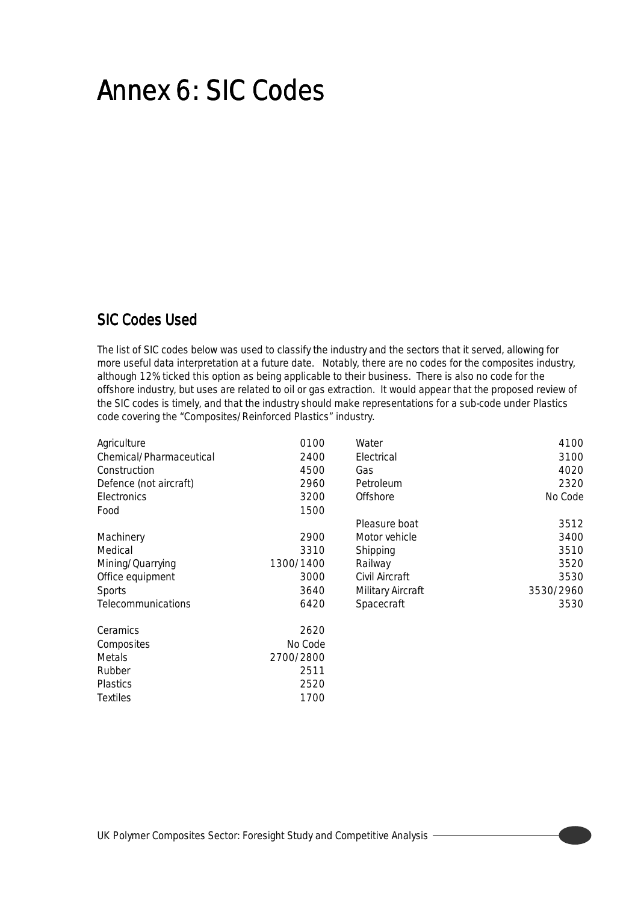# Annex 6: SIC Codes

## SIC Codes Used

The list of SIC codes below was used to classify the industry and the sectors that it served, allowing for more useful data interpretation at a future date. Notably, there are no codes for the composites industry, although 12% ticked this option as being applicable to their business. There is also no code for the offshore industry, but uses are related to oil or gas extraction. It would appear that the proposed review of the SIC codes is timely, and that the industry should make representations for a sub-code under Plastics code covering the "Composites/Reinforced Plastics" industry.

| | | | |
|---|---|---|---|
| Agriculture | 0100 | Water | 4100 |
| Chemical/Pharmaceutical | 2400 | Electrical | 3100 |
| Construction | 4500 | Gas | 4020 |
| Defence (not aircraft) | 2960 | Petroleum | 2320 |
| Electronics | 3200 | Offshore | No Code |
| Food | 1500 | | |
| | | Pleasure boat | 3512 |
| Machinery | 2900 | Motor vehicle | 3400 |
| Medical | 3310 | Shipping | 3510 |
| Mining/Quarrying | 1300/1400 | Railway | 3520 |
| Office equipment | 3000 | Civil Aircraft | 3530 |
| Sports | 3640 | Military Aircraft | 3530/2960 |
| Telecommunications | 6420 | Spacecraft | 3530 |
| | | | |
| Ceramics | 2620 | | |
| Composites | No Code | | |
| Metals | 2700/2800 | | |
| Rubber | 2511 | | |
| Plastics | 2520 | | |
| Textiles | 1700 | | |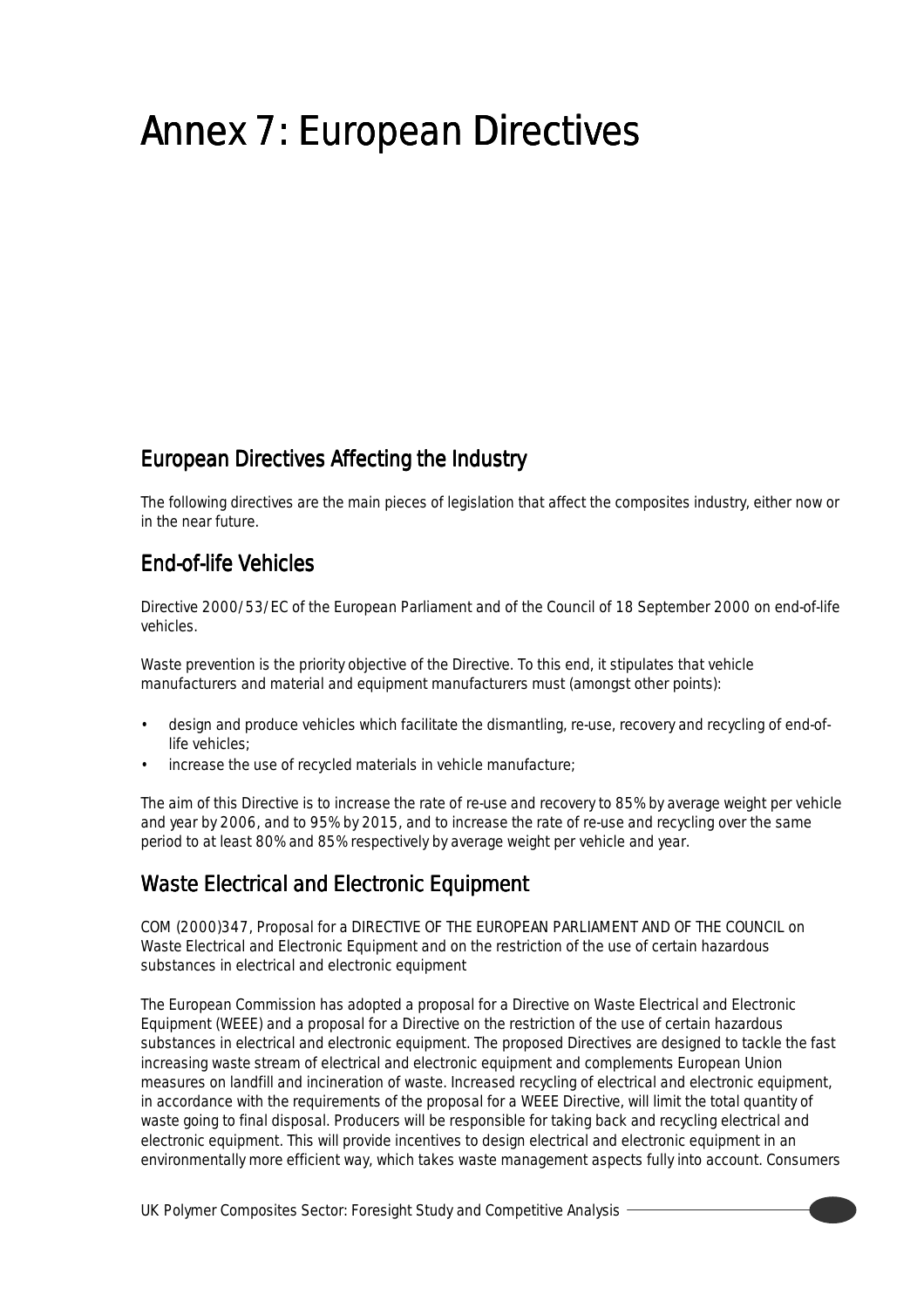# Annex 7: European Directives

## European Directives Affecting the Industry

The following directives are the main pieces of legislation that affect the composites industry, either now or in the near future.

## End-of-life Vehicles

Directive 2000/53/EC of the European Parliament and of the Council of 18 September 2000 on end-of-life vehicles.

Waste prevention is the priority objective of the Directive. To this end, it stipulates that vehicle manufacturers and material and equipment manufacturers must (amongst other points):

- design and produce vehicles which facilitate the dismantling, re-use, recovery and recycling of end-of-life vehicles;
- increase the use of recycled materials in vehicle manufacture;

The aim of this Directive is to increase the rate of re-use and recovery to 85% by average weight per vehicle and year by 2006, and to 95% by 2015, and to increase the rate of re-use and recycling over the same period to at least 80% and 85% respectively by average weight per vehicle and year.

## Waste Electrical and Electronic Equipment

COM (2000)347, Proposal for a DIRECTIVE OF THE EUROPEAN PARLIAMENT AND OF THE COUNCIL on Waste Electrical and Electronic Equipment and on the restriction of the use of certain hazardous substances in electrical and electronic equipment

The European Commission has adopted a proposal for a Directive on Waste Electrical and Electronic Equipment (WEEE) and a proposal for a Directive on the restriction of the use of certain hazardous substances in electrical and electronic equipment. The proposed Directives are designed to tackle the fast increasing waste stream of electrical and electronic equipment and complements European Union measures on landfill and incineration of waste. Increased recycling of electrical and electronic equipment, in accordance with the requirements of the proposal for a WEEE Directive, will limit the total quantity of waste going to final disposal. Producers will be responsible for taking back and recycling electrical and electronic equipment. This will provide incentives to design electrical and electronic equipment in an environmentally more efficient way, which takes waste management aspects fully into account. Consumers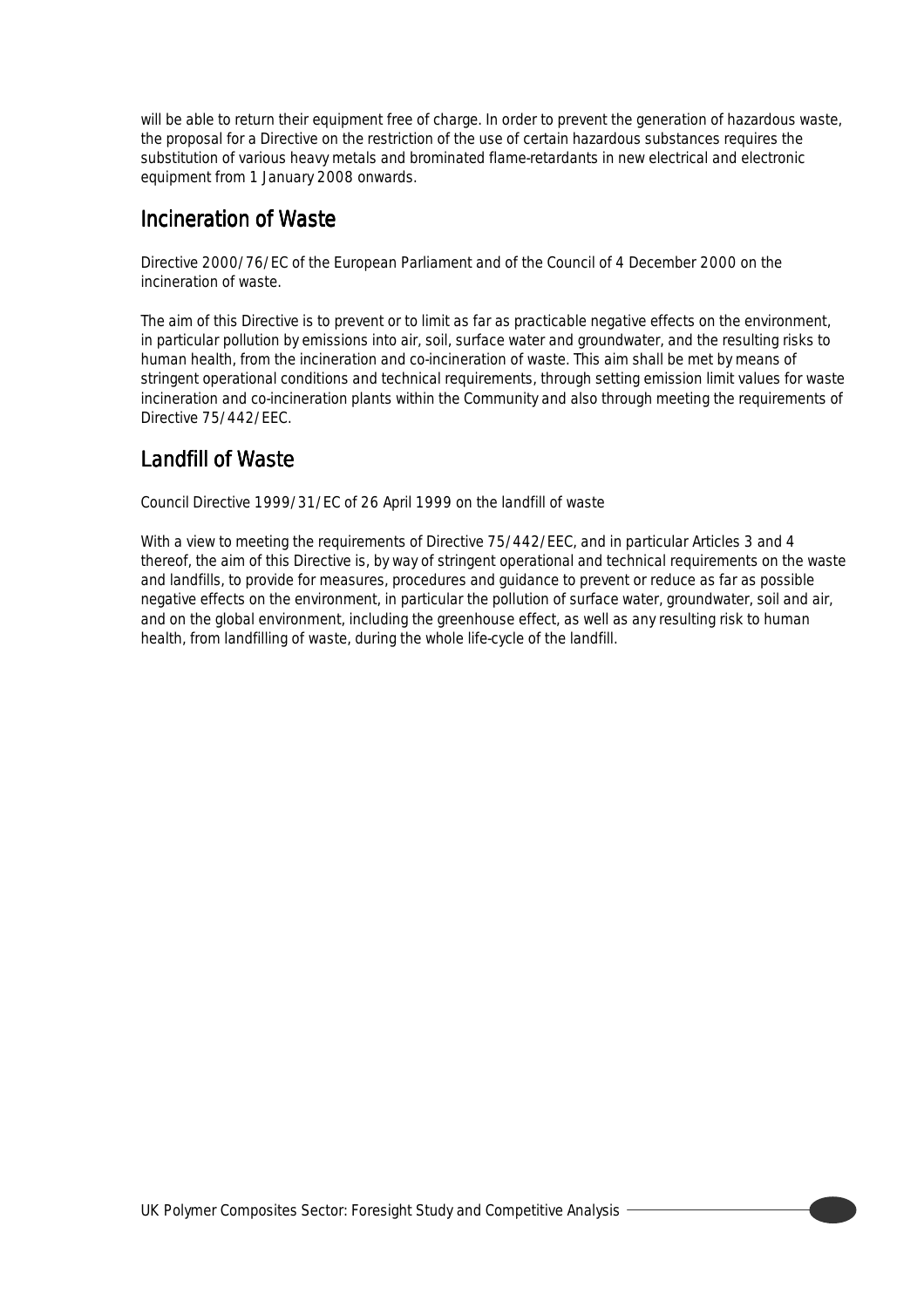will be able to return their equipment free of charge. In order to prevent the generation of hazardous waste, the proposal for a Directive on the restriction of the use of certain hazardous substances requires the substitution of various heavy metals and brominated flame-retardants in new electrical and electronic equipment from 1 January 2008 onwards.

## Incineration of Waste

Directive 2000/76/EC of the European Parliament and of the Council of 4 December 2000 on the incineration of waste.

The aim of this Directive is to prevent or to limit as far as practicable negative effects on the environment, in particular pollution by emissions into air, soil, surface water and groundwater, and the resulting risks to human health, from the incineration and co-incineration of waste. This aim shall be met by means of stringent operational conditions and technical requirements, through setting emission limit values for waste incineration and co-incineration plants within the Community and also through meeting the requirements of Directive 75/442/EEC.

## Landfill of Waste

Council Directive 1999/31/EC of 26 April 1999 on the landfill of waste

With a view to meeting the requirements of Directive 75/442/EEC, and in particular Articles 3 and 4 thereof, the aim of this Directive is, by way of stringent operational and technical requirements on the waste and landfills, to provide for measures, procedures and guidance to prevent or reduce as far as possible negative effects on the environment, in particular the pollution of surface water, groundwater, soil and air, and on the global environment, including the greenhouse effect, as well as any resulting risk to human health, from landfilling of waste, during the whole life-cycle of the landfill.